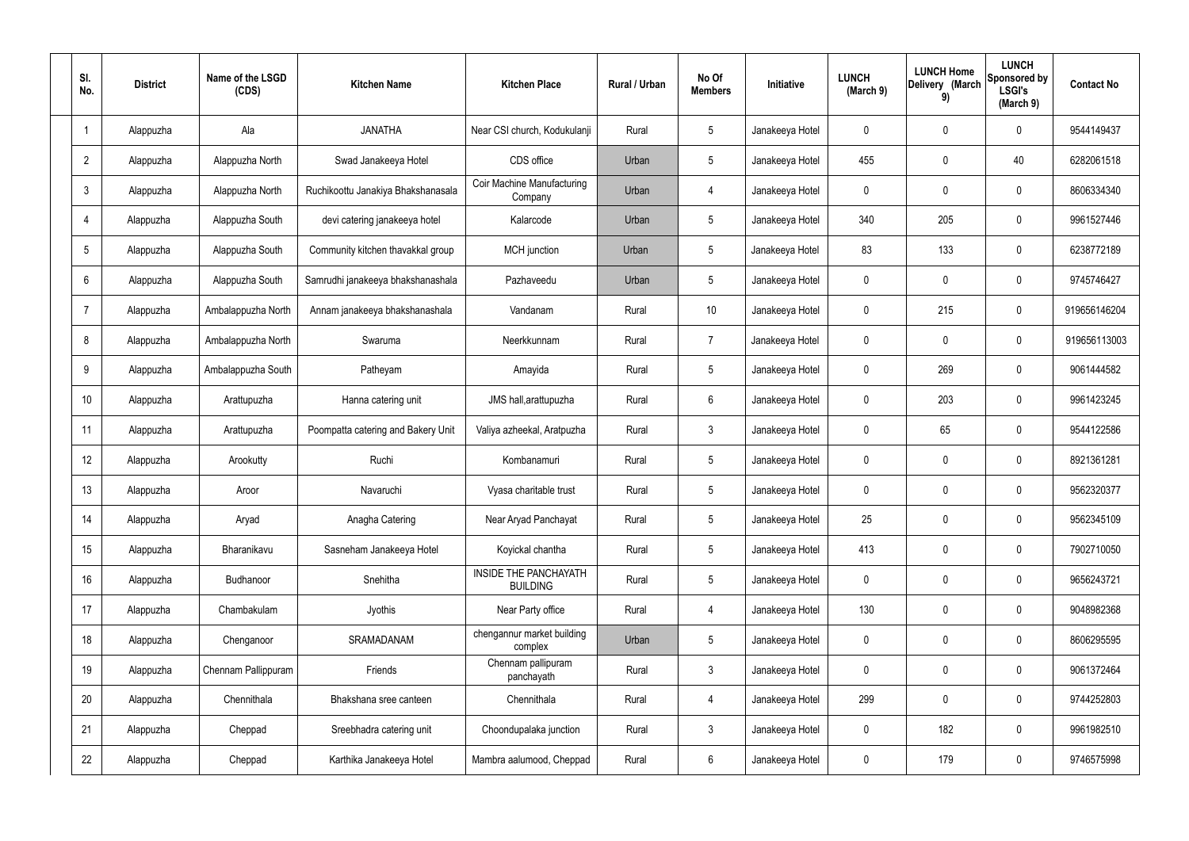| Sl. No. | District | Name of the LSGD (CDS) | Kitchen Name | Kitchen Place | Rural / Urban | No Of Members | Initiative | LUNCH (March 9) | LUNCH Home Delivery (March 9) | LUNCH Sponsored by LSGI's (March 9) | Contact No |
|---|---|---|---|---|---|---|---|---|---|---|---|
| 1 | Alappuzha | Ala | JANATHA | Near CSI church, Kodukulanji | Rural | 5 | Janakeeya Hotel | 0 | 0 | 0 | 9544149437 |
| 2 | Alappuzha | Alappuzha North | Swad Janakeeya Hotel | CDS office | Urban | 5 | Janakeeya Hotel | 455 | 0 | 40 | 6282061518 |
| 3 | Alappuzha | Alappuzha North | Ruchikoottu Janakiya Bhakshanasala | Coir Machine Manufacturing Company | Urban | 4 | Janakeeya Hotel | 0 | 0 | 0 | 8606334340 |
| 4 | Alappuzha | Alappuzha South | devi catering janakeeya hotel | Kalarcode | Urban | 5 | Janakeeya Hotel | 340 | 205 | 0 | 9961527446 |
| 5 | Alappuzha | Alappuzha South | Community kitchen thavakkal group | MCH junction | Urban | 5 | Janakeeya Hotel | 83 | 133 | 0 | 6238772189 |
| 6 | Alappuzha | Alappuzha South | Samrudhi janakeeya bhakshanashala | Pazhaveedu | Urban | 5 | Janakeeya Hotel | 0 | 0 | 0 | 9745746427 |
| 7 | Alappuzha | Ambalappuzha North | Annam janakeeya bhakshanashala | Vandanam | Rural | 10 | Janakeeya Hotel | 0 | 215 | 0 | 919656146204 |
| 8 | Alappuzha | Ambalappuzha North | Swaruma | Neerkkunnam | Rural | 7 | Janakeeya Hotel | 0 | 0 | 0 | 919656113003 |
| 9 | Alappuzha | Ambalappuzha South | Patheyam | Amayida | Rural | 5 | Janakeeya Hotel | 0 | 269 | 0 | 9061444582 |
| 10 | Alappuzha | Arattupuzha | Hanna catering unit | JMS hall,arattupuzha | Rural | 6 | Janakeeya Hotel | 0 | 203 | 0 | 9961423245 |
| 11 | Alappuzha | Arattupuzha | Poompatta catering and Bakery Unit | Valiya azheekal, Aratpuzha | Rural | 3 | Janakeeya Hotel | 0 | 65 | 0 | 9544122586 |
| 12 | Alappuzha | Arookutty | Ruchi | Kombanamuri | Rural | 5 | Janakeeya Hotel | 0 | 0 | 0 | 8921361281 |
| 13 | Alappuzha | Aroor | Navaruchi | Vyasa charitable trust | Rural | 5 | Janakeeya Hotel | 0 | 0 | 0 | 9562320377 |
| 14 | Alappuzha | Aryad | Anagha Catering | Near Aryad Panchayat | Rural | 5 | Janakeeya Hotel | 25 | 0 | 0 | 9562345109 |
| 15 | Alappuzha | Bharanikavu | Sasneham Janakeeya Hotel | Koyickal chantha | Rural | 5 | Janakeeya Hotel | 413 | 0 | 0 | 7902710050 |
| 16 | Alappuzha | Budhanoor | Snehitha | INSIDE THE PANCHAYATH BUILDING | Rural | 5 | Janakeeya Hotel | 0 | 0 | 0 | 9656243721 |
| 17 | Alappuzha | Chambakulam | Jyothis | Near Party office | Rural | 4 | Janakeeya Hotel | 130 | 0 | 0 | 9048982368 |
| 18 | Alappuzha | Chenganoor | SRAMADANAM | chengannur market building complex | Urban | 5 | Janakeeya Hotel | 0 | 0 | 0 | 8606295595 |
| 19 | Alappuzha | Chennam Pallippuram | Friends | Chennam pallipuram panchayath | Rural | 3 | Janakeeya Hotel | 0 | 0 | 0 | 9061372464 |
| 20 | Alappuzha | Chennithala | Bhakshana sree canteen | Chennithala | Rural | 4 | Janakeeya Hotel | 299 | 0 | 0 | 9744252803 |
| 21 | Alappuzha | Cheppad | Sreebhadra catering unit | Choondupalaka junction | Rural | 3 | Janakeeya Hotel | 0 | 182 | 0 | 9961982510 |
| 22 | Alappuzha | Cheppad | Karthika Janakeeya Hotel | Mambra aalumood, Cheppad | Rural | 6 | Janakeeya Hotel | 0 | 179 | 0 | 9746575998 |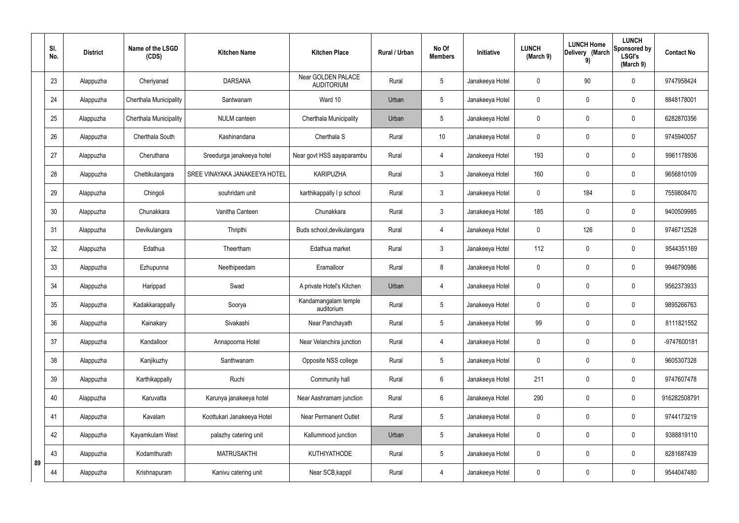| | Sl. No. | District | Name of the LSGD (CDS) | Kitchen Name | Kitchen Place | Rural / Urban | No Of Members | Initiative | LUNCH (March 9) | LUNCH Home Delivery (March 9) | LUNCH Sponsored by LSGI's (March 9) | Contact No |
|---|---|---|---|---|---|---|---|---|---|---|---|---|
| | 23 | Alappuzha | Cheriyanad | DARSANA | Near GOLDEN PALACE AUDITORIUM | Rural | 5 | Janakeeya Hotel | 0 | 90 | 0 | 9747958424 |
| | 24 | Alappuzha | Cherthala Municipality | Santwanam | Ward 10 | Urban | 5 | Janakeeya Hotel | 0 | 0 | 0 | 8848178001 |
| | 25 | Alappuzha | Cherthala Municipality | NULM canteen | Cherthala Municipality | Urban | 5 | Janakeeya Hotel | 0 | 0 | 0 | 6282870356 |
| | 26 | Alappuzha | Cherthala South | Kashinandana | Cherthala S | Rural | 10 | Janakeeya Hotel | 0 | 0 | 0 | 9745940057 |
| | 27 | Alappuzha | Cheruthana | Sreedurga janakeeya hotel | Near govt HSS aayaparambu | Rural | 4 | Janakeeya Hotel | 193 | 0 | 0 | 9961178936 |
| | 28 | Alappuzha | Chettikulangara | SREE VINAYAKA JANAKEEYA HOTEL | KARIPUZHA | Rural | 3 | Janakeeya Hotel | 160 | 0 | 0 | 9656810109 |
| | 29 | Alappuzha | Chingoli | souhridam unit | karthikappally l p school | Rural | 3 | Janakeeya Hotel | 0 | 184 | 0 | 7559808470 |
| | 30 | Alappuzha | Chunakkara | Vanitha Canteen | Chunakkara | Rural | 3 | Janakeeya Hotel | 185 | 0 | 0 | 9400509985 |
| | 31 | Alappuzha | Devikulangara | Thripthi | Buds school,devikulangara | Rural | 4 | Janakeeya Hotel | 0 | 126 | 0 | 9746712528 |
| | 32 | Alappuzha | Edathua | Theertham | Edathua market | Rural | 3 | Janakeeya Hotel | 112 | 0 | 0 | 9544351169 |
| | 33 | Alappuzha | Ezhupunna | Neethipeedam | Eramalloor | Rural | 8 | Janakeeya Hotel | 0 | 0 | 0 | 9946790986 |
| | 34 | Alappuzha | Harippad | Swad | A private Hotel's Kitchen | Urban | 4 | Janakeeya Hotel | 0 | 0 | 0 | 9562373933 |
| | 35 | Alappuzha | Kadakkarappally | Soorya | Kandamangalam temple auditorium | Rural | 5 | Janakeeya Hotel | 0 | 0 | 0 | 9895266763 |
| | 36 | Alappuzha | Kainakary | Sivakashi | Near Panchayath | Rural | 5 | Janakeeya Hotel | 99 | 0 | 0 | 8111821552 |
| | 37 | Alappuzha | Kandalloor | Annapoorna Hotel | Near Velanchira junction | Rural | 4 | Janakeeya Hotel | 0 | 0 | 0 | -9747600181 |
| | 38 | Alappuzha | Kanjikuzhy | Santhwanam | Opposite NSS college | Rural | 5 | Janakeeya Hotel | 0 | 0 | 0 | 9605307328 |
| | 39 | Alappuzha | Karthikappally | Ruchi | Community hall | Rural | 6 | Janakeeya Hotel | 211 | 0 | 0 | 9747607478 |
| | 40 | Alappuzha | Karuvatta | Karunya janakeeya hotel | Near Aashramam junction | Rural | 6 | Janakeeya Hotel | 290 | 0 | 0 | 916282508791 |
| | 41 | Alappuzha | Kavalam | Koottukari Janakeeya Hotel | Near Permanent Outlet | Rural | 5 | Janakeeya Hotel | 0 | 0 | 0 | 9744173219 |
| | 42 | Alappuzha | Kayamkulam West | palazhy catering unit | Kallummood junction | Urban | 5 | Janakeeya Hotel | 0 | 0 | 0 | 9388819110 |
| | 43 | Alappuzha | Kodamthurath | MATRUSAKTHI | KUTHIYATHODE | Rural | 5 | Janakeeya Hotel | 0 | 0 | 0 | 8281687439 |
| 89 | 44 | Alappuzha | Krishnapuram | Kanivu catering unit | Near SCB,kappil | Rural | 4 | Janakeeya Hotel | 0 | 0 | 0 | 9544047480 |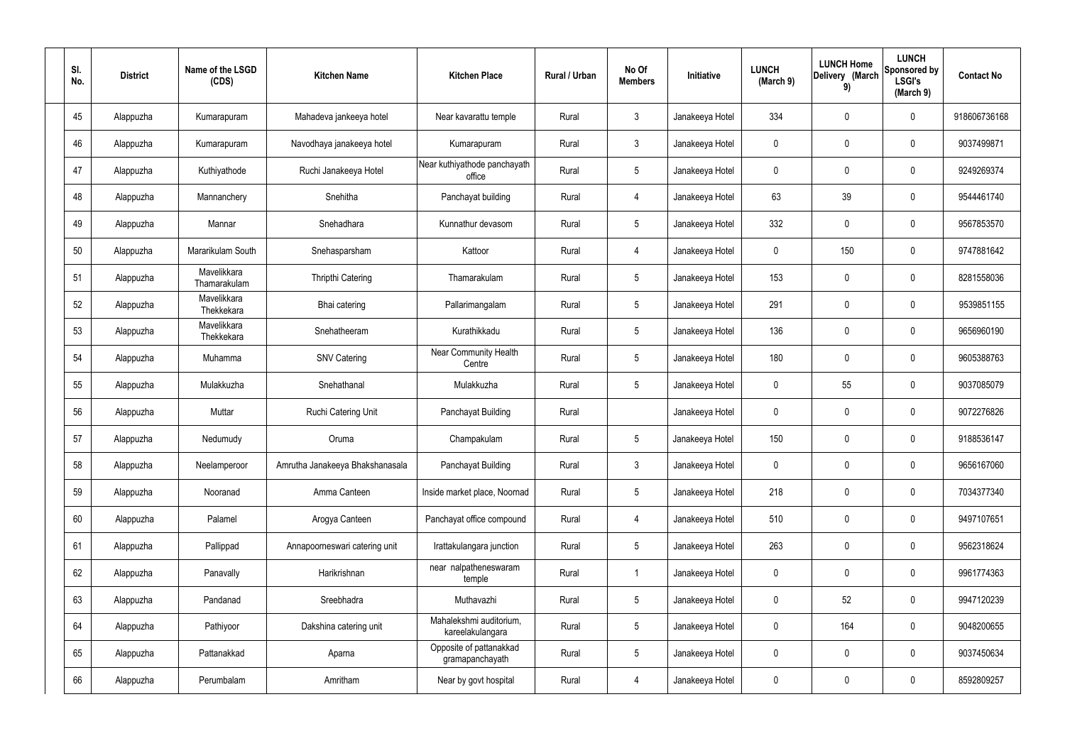| Sl. No. | District | Name of the LSGD (CDS) | Kitchen Name | Kitchen Place | Rural / Urban | No Of Members | Initiative | LUNCH (March 9) | LUNCH Home Delivery (March 9) | LUNCH Sponsored by LSGI's (March 9) | Contact No |
|---|---|---|---|---|---|---|---|---|---|---|---|
| 45 | Alappuzha | Kumarapuram | Mahadeva jankeeya hotel | Near kavarattu temple | Rural | 3 | Janakeeya Hotel | 334 | 0 | 0 | 918606736168 |
| 46 | Alappuzha | Kumarapuram | Navodhaya janakeeya hotel | Kumarapuram | Rural | 3 | Janakeeya Hotel | 0 | 0 | 0 | 9037499871 |
| 47 | Alappuzha | Kuthiyathode | Ruchi Janakeeya Hotel | Near kuthiyathode panchayath office | Rural | 5 | Janakeeya Hotel | 0 | 0 | 0 | 9249269374 |
| 48 | Alappuzha | Mannanchery | Snehitha | Panchayat building | Rural | 4 | Janakeeya Hotel | 63 | 39 | 0 | 9544461740 |
| 49 | Alappuzha | Mannar | Snehadhara | Kunnathur devasom | Rural | 5 | Janakeeya Hotel | 332 | 0 | 0 | 9567853570 |
| 50 | Alappuzha | Mararikulam South | Snehasparsham | Kattoor | Rural | 4 | Janakeeya Hotel | 0 | 150 | 0 | 9747881642 |
| 51 | Alappuzha | Mavelikkara Thamarakulam | Thripthi Catering | Thamarakulam | Rural | 5 | Janakeeya Hotel | 153 | 0 | 0 | 8281558036 |
| 52 | Alappuzha | Mavelikkara Thekkekara | Bhai catering | Pallarimangalam | Rural | 5 | Janakeeya Hotel | 291 | 0 | 0 | 9539851155 |
| 53 | Alappuzha | Mavelikkara Thekkekara | Snehatheeram | Kurathikkadu | Rural | 5 | Janakeeya Hotel | 136 | 0 | 0 | 9656960190 |
| 54 | Alappuzha | Muhamma | SNV Catering | Near Community Health Centre | Rural | 5 | Janakeeya Hotel | 180 | 0 | 0 | 9605388763 |
| 55 | Alappuzha | Mulakkuzha | Snehathanal | Mulakkuzha | Rural | 5 | Janakeeya Hotel | 0 | 55 | 0 | 9037085079 |
| 56 | Alappuzha | Muttar | Ruchi Catering Unit | Panchayat Building | Rural | | Janakeeya Hotel | 0 | 0 | 0 | 9072276826 |
| 57 | Alappuzha | Nedumudy | Oruma | Champakulam | Rural | 5 | Janakeeya Hotel | 150 | 0 | 0 | 9188536147 |
| 58 | Alappuzha | Neelamperoor | Amrutha Janakeeya Bhakshanasala | Panchayat Building | Rural | 3 | Janakeeya Hotel | 0 | 0 | 0 | 9656167060 |
| 59 | Alappuzha | Nooranad | Amma Canteen | Inside market place, Noornad | Rural | 5 | Janakeeya Hotel | 218 | 0 | 0 | 7034377340 |
| 60 | Alappuzha | Palamel | Arogya Canteen | Panchayat office compound | Rural | 4 | Janakeeya Hotel | 510 | 0 | 0 | 9497107651 |
| 61 | Alappuzha | Pallippad | Annapoorneswari catering unit | Irattakulangara junction | Rural | 5 | Janakeeya Hotel | 263 | 0 | 0 | 9562318624 |
| 62 | Alappuzha | Panavally | Harikrishnan | near nalpatheneswaram temple | Rural | 1 | Janakeeya Hotel | 0 | 0 | 0 | 9961774363 |
| 63 | Alappuzha | Pandanad | Sreebhadra | Muthavazhi | Rural | 5 | Janakeeya Hotel | 0 | 52 | 0 | 9947120239 |
| 64 | Alappuzha | Pathiyoor | Dakshina catering unit | Mahalekshmi auditorium, kareelakulangara | Rural | 5 | Janakeeya Hotel | 0 | 164 | 0 | 9048200655 |
| 65 | Alappuzha | Pattanakkad | Aparna | Opposite of pattanakkad gramapanchayath | Rural | 5 | Janakeeya Hotel | 0 | 0 | 0 | 9037450634 |
| 66 | Alappuzha | Perumbalam | Amritham | Near by govt hospital | Rural | 4 | Janakeeya Hotel | 0 | 0 | 0 | 8592809257 |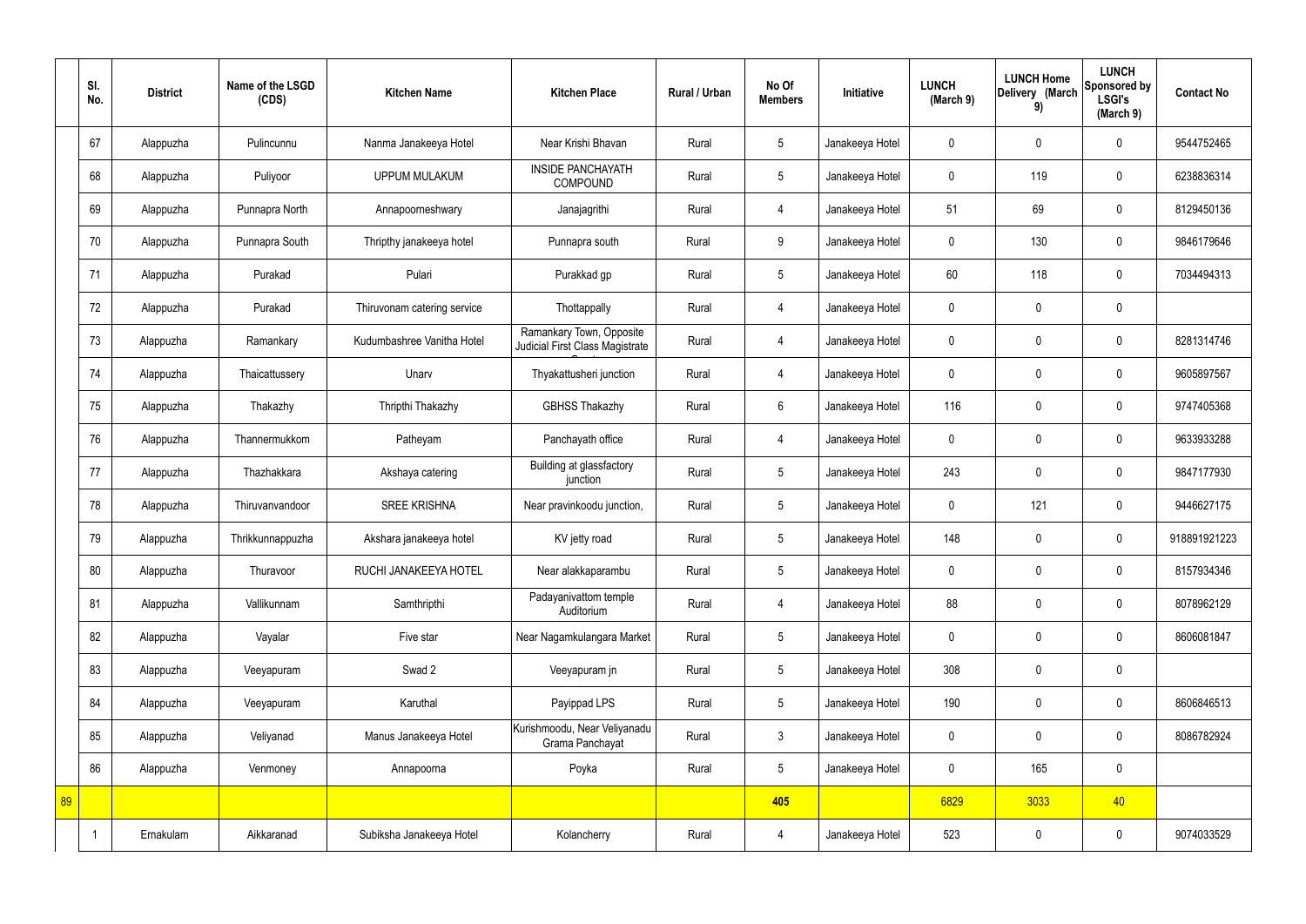| | Sl. No. | District | Name of the LSGD (CDS) | Kitchen Name | Kitchen Place | Rural / Urban | No Of Members | Initiative | LUNCH (March 9) | LUNCH Home Delivery (March 9) | LUNCH Sponsored by LSGI's (March 9) | Contact No |
|---|---|---|---|---|---|---|---|---|---|---|---|---|
| | 67 | Alappuzha | Pulincunnu | Nanma Janakeeya Hotel | Near Krishi Bhavan | Rural | 5 | Janakeeya Hotel | 0 | 0 | 0 | 9544752465 |
| | 68 | Alappuzha | Puliyoor | UPPUM MULAKUM | INSIDE PANCHAYATH COMPOUND | Rural | 5 | Janakeeya Hotel | 0 | 119 | 0 | 6238836314 |
| | 69 | Alappuzha | Punnapra North | Annapoorneshwary | Janajagrithi | Rural | 4 | Janakeeya Hotel | 51 | 69 | 0 | 8129450136 |
| | 70 | Alappuzha | Punnapra South | Thripthy janakeeya hotel | Punnapra south | Rural | 9 | Janakeeya Hotel | 0 | 130 | 0 | 9846179646 |
| | 71 | Alappuzha | Purakad | Pulari | Purakkad gp | Rural | 5 | Janakeeya Hotel | 60 | 118 | 0 | 7034494313 |
| | 72 | Alappuzha | Purakad | Thiruvonam catering service | Thottappally | Rural | 4 | Janakeeya Hotel | 0 | 0 | 0 | |
| | 73 | Alappuzha | Ramankary | Kudumbashree Vanitha Hotel | Ramankary Town, Opposite Judicial First Class Magistrate Court | Rural | 4 | Janakeeya Hotel | 0 | 0 | 0 | 8281314746 |
| | 74 | Alappuzha | Thaicattussery | Unarv | Thyakattusheri junction | Rural | 4 | Janakeeya Hotel | 0 | 0 | 0 | 9605897567 |
| | 75 | Alappuzha | Thakazhy | Thripthi Thakazhy | GBHSS Thakazhy | Rural | 6 | Janakeeya Hotel | 116 | 0 | 0 | 9747405368 |
| | 76 | Alappuzha | Thannermukkom | Patheyam | Panchayath office | Rural | 4 | Janakeeya Hotel | 0 | 0 | 0 | 9633933288 |
| | 77 | Alappuzha | Thazhakkara | Akshaya catering | Building at glassfactory junction | Rural | 5 | Janakeeya Hotel | 243 | 0 | 0 | 9847177930 |
| | 78 | Alappuzha | Thiruvanvandoor | SREE KRISHNA | Near pravinkoodu junction, | Rural | 5 | Janakeeya Hotel | 0 | 121 | 0 | 9446627175 |
| | 79 | Alappuzha | Thrikkunnappuzha | Akshara janakeeya hotel | KV jetty road | Rural | 5 | Janakeeya Hotel | 148 | 0 | 0 | 918891921223 |
| | 80 | Alappuzha | Thuravoor | RUCHI JANAKEEYA HOTEL | Near alakkaparambu | Rural | 5 | Janakeeya Hotel | 0 | 0 | 0 | 8157934346 |
| | 81 | Alappuzha | Vallikunnam | Samthripthi | Padayanivattom temple Auditorium | Rural | 4 | Janakeeya Hotel | 88 | 0 | 0 | 8078962129 |
| | 82 | Alappuzha | Vayalar | Five star | Near Nagamkulangara Market | Rural | 5 | Janakeeya Hotel | 0 | 0 | 0 | 8606081847 |
| | 83 | Alappuzha | Veeyapuram | Swad 2 | Veeyapuram jn | Rural | 5 | Janakeeya Hotel | 308 | 0 | 0 | |
| | 84 | Alappuzha | Veeyapuram | Karuthal | Payippad LPS | Rural | 5 | Janakeeya Hotel | 190 | 0 | 0 | 8606846513 |
| | 85 | Alappuzha | Veliyanad | Manus Janakeeya Hotel | Kurishmoodu, Near Veliyanadu Grama Panchayat | Rural | 3 | Janakeeya Hotel | 0 | 0 | 0 | 8086782924 |
| | 86 | Alappuzha | Venmoney | Annapoorna | Poyka | Rural | 5 | Janakeeya Hotel | 0 | 165 | 0 | |
| 89 | | | | | | | 405 | | 6829 | 3033 | 40 | |
| | 1 | Ernakulam | Aikkaranad | Subiksha Janakeeya Hotel | Kolancherry | Rural | 4 | Janakeeya Hotel | 523 | 0 | 0 | 9074033529 |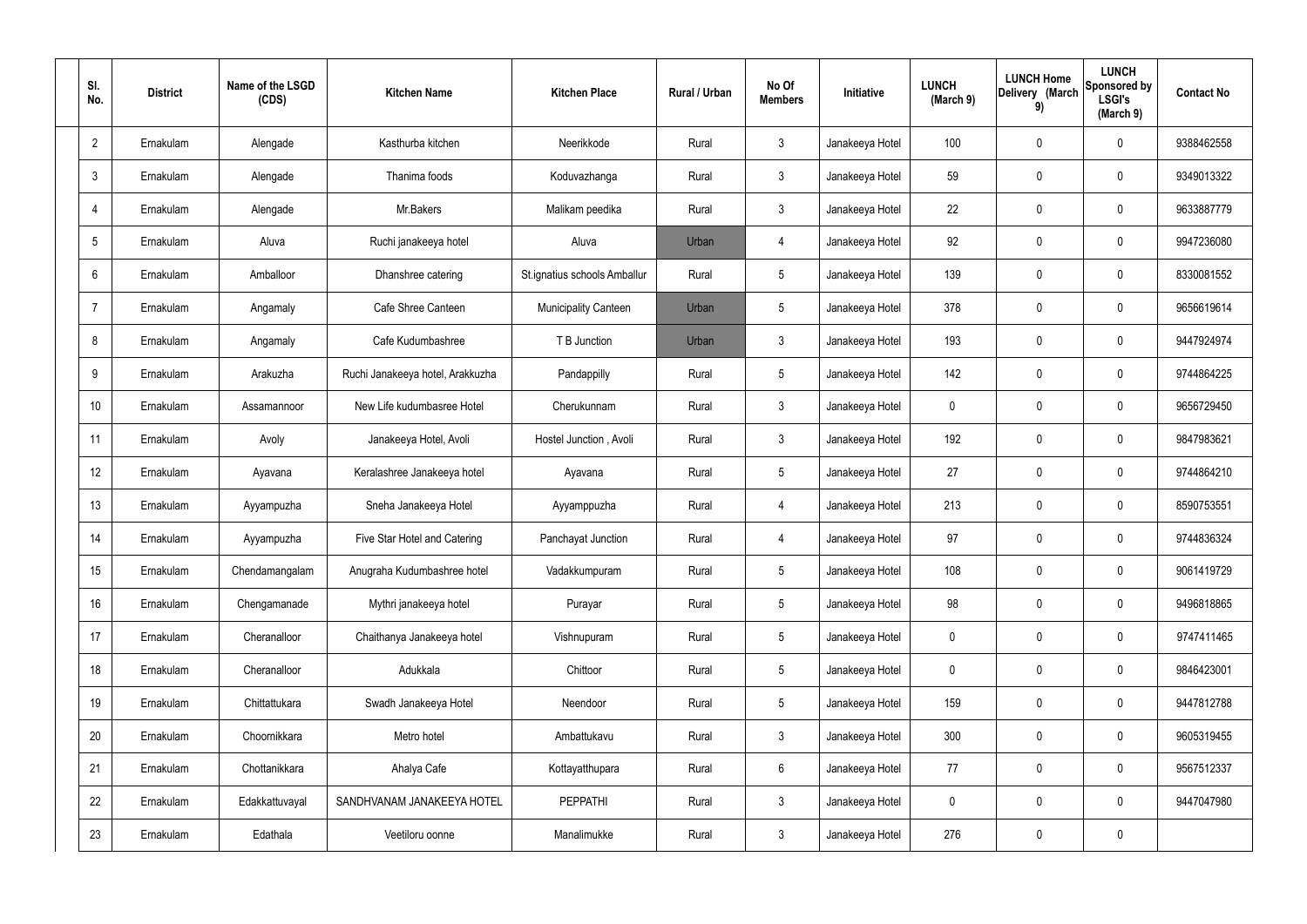| Sl. No. | District | Name of the LSGD (CDS) | Kitchen Name | Kitchen Place | Rural / Urban | No Of Members | Initiative | LUNCH (March 9) | LUNCH Home Delivery (March 9) | LUNCH Sponsored by LSGI's (March 9) | Contact No |
|---|---|---|---|---|---|---|---|---|---|---|---|
| 2 | Ernakulam | Alengade | Kasthurba kitchen | Neerikkode | Rural | 3 | Janakeeya Hotel | 100 | 0 | 0 | 9388462558 |
| 3 | Ernakulam | Alengade | Thanima foods | Koduvazhanga | Rural | 3 | Janakeeya Hotel | 59 | 0 | 0 | 9349013322 |
| 4 | Ernakulam | Alengade | Mr.Bakers | Malikam peedika | Rural | 3 | Janakeeya Hotel | 22 | 0 | 0 | 9633887779 |
| 5 | Ernakulam | Aluva | Ruchi janakeeya hotel | Aluva | Urban | 4 | Janakeeya Hotel | 92 | 0 | 0 | 9947236080 |
| 6 | Ernakulam | Amballoor | Dhanshree catering | St.ignatius schools Amballur | Rural | 5 | Janakeeya Hotel | 139 | 0 | 0 | 8330081552 |
| 7 | Ernakulam | Angamaly | Cafe Shree Canteen | Municipality Canteen | Urban | 5 | Janakeeya Hotel | 378 | 0 | 0 | 9656619614 |
| 8 | Ernakulam | Angamaly | Cafe Kudumbashree | T B Junction | Urban | 3 | Janakeeya Hotel | 193 | 0 | 0 | 9447924974 |
| 9 | Ernakulam | Arakuzha | Ruchi Janakeeya hotel, Arakkuzha | Pandappilly | Rural | 5 | Janakeeya Hotel | 142 | 0 | 0 | 9744864225 |
| 10 | Ernakulam | Assamannoor | New Life kudumbasree Hotel | Cherukunnam | Rural | 3 | Janakeeya Hotel | 0 | 0 | 0 | 9656729450 |
| 11 | Ernakulam | Avoly | Janakeeya Hotel, Avoli | Hostel Junction , Avoli | Rural | 3 | Janakeeya Hotel | 192 | 0 | 0 | 9847983621 |
| 12 | Ernakulam | Ayavana | Keralashree Janakeeya hotel | Ayavana | Rural | 5 | Janakeeya Hotel | 27 | 0 | 0 | 9744864210 |
| 13 | Ernakulam | Ayyampuzha | Sneha Janakeeya Hotel | Ayyamppuzha | Rural | 4 | Janakeeya Hotel | 213 | 0 | 0 | 8590753551 |
| 14 | Ernakulam | Ayyampuzha | Five Star Hotel and Catering | Panchayat Junction | Rural | 4 | Janakeeya Hotel | 97 | 0 | 0 | 9744836324 |
| 15 | Ernakulam | Chendamangalam | Anugraha Kudumbashree hotel | Vadakkumpuram | Rural | 5 | Janakeeya Hotel | 108 | 0 | 0 | 9061419729 |
| 16 | Ernakulam | Chengamanade | Mythri janakeeya hotel | Purayar | Rural | 5 | Janakeeya Hotel | 98 | 0 | 0 | 9496818865 |
| 17 | Ernakulam | Cheranalloor | Chaithanya Janakeeya hotel | Vishnupuram | Rural | 5 | Janakeeya Hotel | 0 | 0 | 0 | 9747411465 |
| 18 | Ernakulam | Cheranalloor | Adukkala | Chittoor | Rural | 5 | Janakeeya Hotel | 0 | 0 | 0 | 9846423001 |
| 19 | Ernakulam | Chittattukara | Swadh Janakeeya Hotel | Neendoor | Rural | 5 | Janakeeya Hotel | 159 | 0 | 0 | 9447812788 |
| 20 | Ernakulam | Choornikkara | Metro hotel | Ambattukavu | Rural | 3 | Janakeeya Hotel | 300 | 0 | 0 | 9605319455 |
| 21 | Ernakulam | Chottanikkara | Ahalya Cafe | Kottayatthupara | Rural | 6 | Janakeeya Hotel | 77 | 0 | 0 | 9567512337 |
| 22 | Ernakulam | Edakkattuvayal | SANDHVANAM JANAKEEYA HOTEL | PEPPATHI | Rural | 3 | Janakeeya Hotel | 0 | 0 | 0 | 9447047980 |
| 23 | Ernakulam | Edathala | Veetiloru oonne | Manalimukke | Rural | 3 | Janakeeya Hotel | 276 | 0 | 0 | |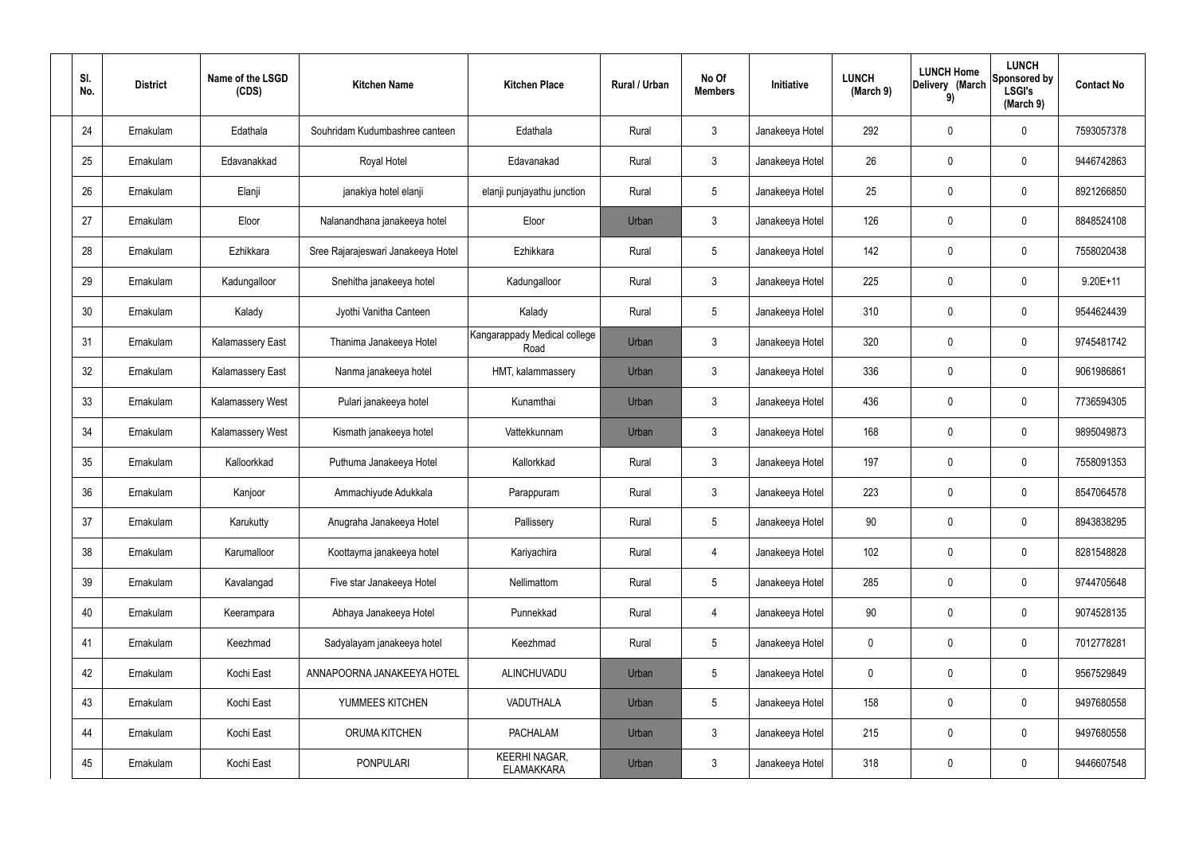| Sl. No. | District | Name of the LSGD (CDS) | Kitchen Name | Kitchen Place | Rural / Urban | No Of Members | Initiative | LUNCH (March 9) | LUNCH Home Delivery (March 9) | LUNCH Sponsored by LSGI's (March 9) | Contact No |
|---|---|---|---|---|---|---|---|---|---|---|---|
| 24 | Ernakulam | Edathala | Souhridam Kudumbashree canteen | Edathala | Rural | 3 | Janakeeya Hotel | 292 | 0 | 0 | 7593057378 |
| 25 | Ernakulam | Edavanakkad | Royal Hotel | Edavanakad | Rural | 3 | Janakeeya Hotel | 26 | 0 | 0 | 9446742863 |
| 26 | Ernakulam | Elanji | janakiya hotel elanji | elanji punjayathu junction | Rural | 5 | Janakeeya Hotel | 25 | 0 | 0 | 8921266850 |
| 27 | Ernakulam | Eloor | Nalanandhana janakeeya hotel | Eloor | Urban | 3 | Janakeeya Hotel | 126 | 0 | 0 | 8848524108 |
| 28 | Ernakulam | Ezhikkara | Sree Rajarajeswari Janakeeya Hotel | Ezhikkara | Rural | 5 | Janakeeya Hotel | 142 | 0 | 0 | 7558020438 |
| 29 | Ernakulam | Kadungalloor | Snehitha janakeeya hotel | Kadungalloor | Rural | 3 | Janakeeya Hotel | 225 | 0 | 0 | 9.20E+11 |
| 30 | Ernakulam | Kalady | Jyothi Vanitha Canteen | Kalady | Rural | 5 | Janakeeya Hotel | 310 | 0 | 0 | 9544624439 |
| 31 | Ernakulam | Kalamassery East | Thanima Janakeeya Hotel | Kangarappady Medical college Road | Urban | 3 | Janakeeya Hotel | 320 | 0 | 0 | 9745481742 |
| 32 | Ernakulam | Kalamassery East | Nanma janakeeya hotel | HMT, kalammassery | Urban | 3 | Janakeeya Hotel | 336 | 0 | 0 | 9061986861 |
| 33 | Ernakulam | Kalamassery West | Pulari janakeeya hotel | Kunamthai | Urban | 3 | Janakeeya Hotel | 436 | 0 | 0 | 7736594305 |
| 34 | Ernakulam | Kalamassery West | Kismath janakeeya hotel | Vattekkunnam | Urban | 3 | Janakeeya Hotel | 168 | 0 | 0 | 9895049873 |
| 35 | Ernakulam | Kalloorkkad | Puthuma Janakeeya Hotel | Kallorkkad | Rural | 3 | Janakeeya Hotel | 197 | 0 | 0 | 7558091353 |
| 36 | Ernakulam | Kanjoor | Ammachiyude Adukkala | Parappuram | Rural | 3 | Janakeeya Hotel | 223 | 0 | 0 | 8547064578 |
| 37 | Ernakulam | Karukutty | Anugraha Janakeeya Hotel | Pallissery | Rural | 5 | Janakeeya Hotel | 90 | 0 | 0 | 8943838295 |
| 38 | Ernakulam | Karumalloor | Koottayma janakeeya hotel | Kariyachira | Rural | 4 | Janakeeya Hotel | 102 | 0 | 0 | 8281548828 |
| 39 | Ernakulam | Kavalangad | Five star Janakeeya Hotel | Nellimattom | Rural | 5 | Janakeeya Hotel | 285 | 0 | 0 | 9744705648 |
| 40 | Ernakulam | Keerampara | Abhaya Janakeeya Hotel | Punnekkad | Rural | 4 | Janakeeya Hotel | 90 | 0 | 0 | 9074528135 |
| 41 | Ernakulam | Keezhmad | Sadyalayam janakeeya hotel | Keezhmad | Rural | 5 | Janakeeya Hotel | 0 | 0 | 0 | 7012778281 |
| 42 | Ernakulam | Kochi East | ANNAPOORNA JANAKEEYA HOTEL | ALINCHUVADU | Urban | 5 | Janakeeya Hotel | 0 | 0 | 0 | 9567529849 |
| 43 | Ernakulam | Kochi East | YUMMEES KITCHEN | VADUTHALA | Urban | 5 | Janakeeya Hotel | 158 | 0 | 0 | 9497680558 |
| 44 | Ernakulam | Kochi East | ORUMA KITCHEN | PACHALAM | Urban | 3 | Janakeeya Hotel | 215 | 0 | 0 | 9497680558 |
| 45 | Ernakulam | Kochi East | PONPULARI | KEERHI NAGAR, ELAMAKKARA | Urban | 3 | Janakeeya Hotel | 318 | 0 | 0 | 9446607548 |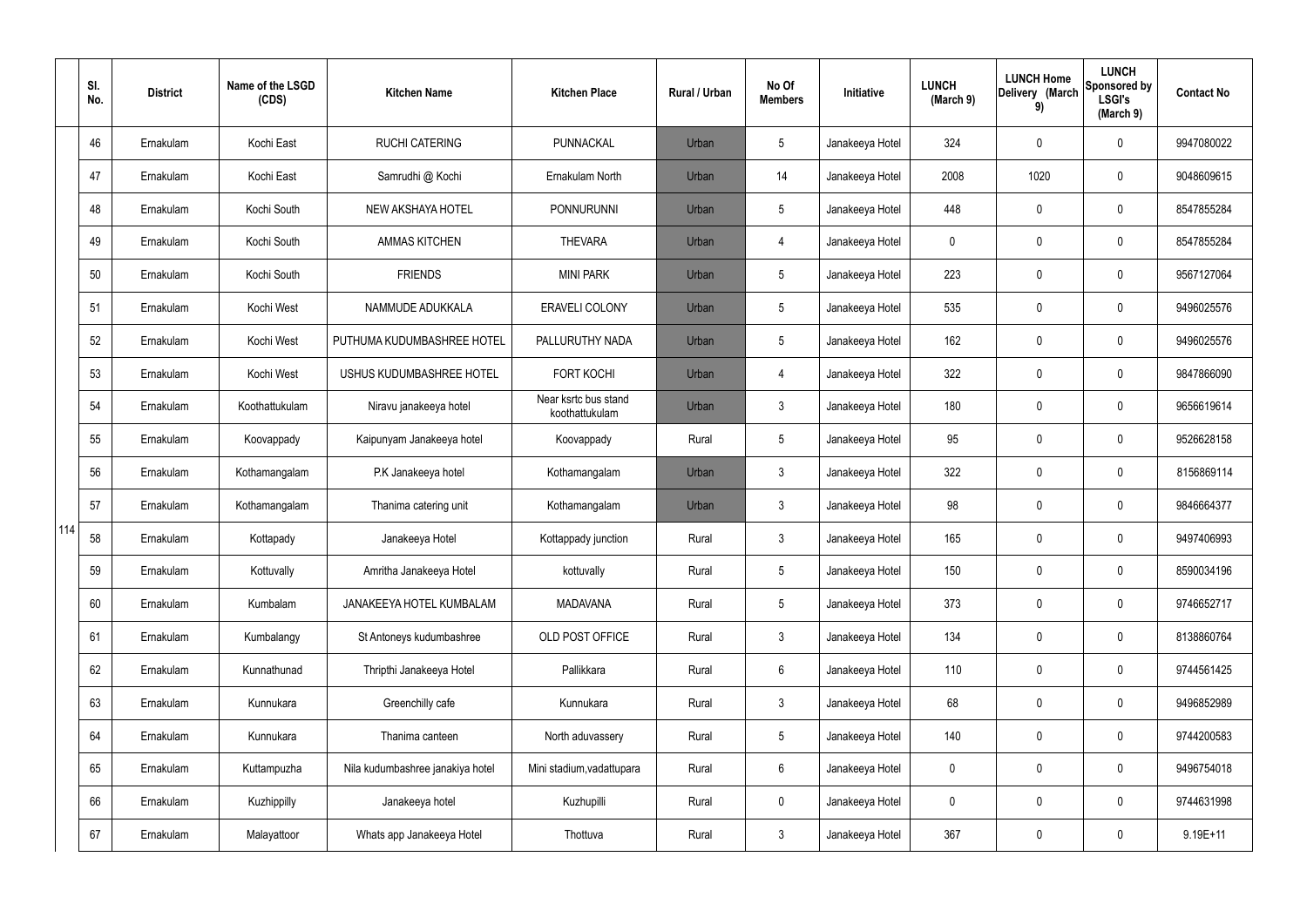|  | Sl. No. | District | Name of the LSGD (CDS) | Kitchen Name | Kitchen Place | Rural / Urban | No Of Members | Initiative | LUNCH (March 9) | LUNCH Home Delivery (March 9) | LUNCH Sponsored by LSGI's (March 9) | Contact No |
|---|---|---|---|---|---|---|---|---|---|---|---|---|
| 114 | 46 | Ernakulam | Kochi East | RUCHI CATERING | PUNNACKAL | Urban | 5 | Janakeeya Hotel | 324 | 0 | 0 | 9947080022 |
|  | 47 | Ernakulam | Kochi East | Samrudhi @ Kochi | Ernakulam North | Urban | 14 | Janakeeya Hotel | 2008 | 1020 | 0 | 9048609615 |
|  | 48 | Ernakulam | Kochi South | NEW AKSHAYA HOTEL | PONNURUNNI | Urban | 5 | Janakeeya Hotel | 448 | 0 | 0 | 8547855284 |
|  | 49 | Ernakulam | Kochi South | AMMAS KITCHEN | THEVARA | Urban | 4 | Janakeeya Hotel | 0 | 0 | 0 | 8547855284 |
|  | 50 | Ernakulam | Kochi South | FRIENDS | MINI PARK | Urban | 5 | Janakeeya Hotel | 223 | 0 | 0 | 9567127064 |
|  | 51 | Ernakulam | Kochi West | NAMMUDE ADUKKALA | ERAVELI COLONY | Urban | 5 | Janakeeya Hotel | 535 | 0 | 0 | 9496025576 |
|  | 52 | Ernakulam | Kochi West | PUTHUMA KUDUMBASHREE HOTEL | PALLURUTHY NADA | Urban | 5 | Janakeeya Hotel | 162 | 0 | 0 | 9496025576 |
|  | 53 | Ernakulam | Kochi West | USHUS KUDUMBASHREE HOTEL | FORT KOCHI | Urban | 4 | Janakeeya Hotel | 322 | 0 | 0 | 9847866090 |
|  | 54 | Ernakulam | Koothattukulam | Niravu janakeeya hotel | Near ksrtc bus stand koothattukulam | Urban | 3 | Janakeeya Hotel | 180 | 0 | 0 | 9656619614 |
|  | 55 | Ernakulam | Koovappady | Kaipunyam Janakeeya hotel | Koovappady | Rural | 5 | Janakeeya Hotel | 95 | 0 | 0 | 9526628158 |
|  | 56 | Ernakulam | Kothamangalam | P.K Janakeeya hotel | Kothamangalam | Urban | 3 | Janakeeya Hotel | 322 | 0 | 0 | 8156869114 |
|  | 57 | Ernakulam | Kothamangalam | Thanima catering unit | Kothamangalam | Urban | 3 | Janakeeya Hotel | 98 | 0 | 0 | 9846664377 |
|  | 58 | Ernakulam | Kottapady | Janakeeya Hotel | Kottappady junction | Rural | 3 | Janakeeya Hotel | 165 | 0 | 0 | 9497406993 |
|  | 59 | Ernakulam | Kottuvally | Amritha Janakeeya Hotel | kottuvally | Rural | 5 | Janakeeya Hotel | 150 | 0 | 0 | 8590034196 |
|  | 60 | Ernakulam | Kumbalam | JANAKEEYA HOTEL KUMBALAM | MADAVANA | Rural | 5 | Janakeeya Hotel | 373 | 0 | 0 | 9746652717 |
|  | 61 | Ernakulam | Kumbalangy | St Antoneys kudumbashree | OLD POST OFFICE | Rural | 3 | Janakeeya Hotel | 134 | 0 | 0 | 8138860764 |
|  | 62 | Ernakulam | Kunnathunad | Thripthi Janakeeya Hotel | Pallikkara | Rural | 6 | Janakeeya Hotel | 110 | 0 | 0 | 9744561425 |
|  | 63 | Ernakulam | Kunnukara | Greenchilly cafe | Kunnukara | Rural | 3 | Janakeeya Hotel | 68 | 0 | 0 | 9496852989 |
|  | 64 | Ernakulam | Kunnukara | Thanima canteen | North aduvassery | Rural | 5 | Janakeeya Hotel | 140 | 0 | 0 | 9744200583 |
|  | 65 | Ernakulam | Kuttampuzha | Nila kudumbashree janakiya hotel | Mini stadium,vadattupara | Rural | 6 | Janakeeya Hotel | 0 | 0 | 0 | 9496754018 |
|  | 66 | Ernakulam | Kuzhippilly | Janakeeya hotel | Kuzhupilli | Rural | 0 | Janakeeya Hotel | 0 | 0 | 0 | 9744631998 |
|  | 67 | Ernakulam | Malayattoor | Whats app Janakeeya Hotel | Thottuva | Rural | 3 | Janakeeya Hotel | 367 | 0 | 0 | 9.19E+11 |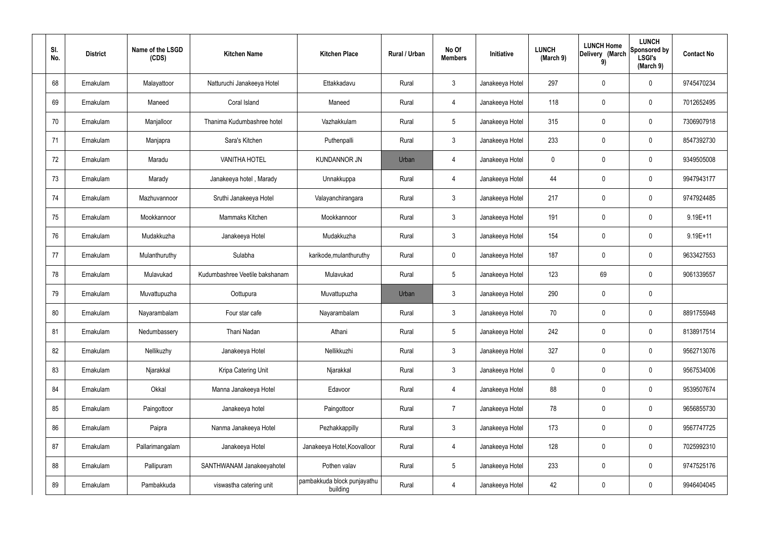| Sl. No. | District | Name of the LSGD (CDS) | Kitchen Name | Kitchen Place | Rural / Urban | No Of Members | Initiative | LUNCH (March 9) | LUNCH Home Delivery (March 9) | LUNCH Sponsored by LSGI's (March 9) | Contact No |
|---|---|---|---|---|---|---|---|---|---|---|---|
| 68 | Ernakulam | Malayattoor | Natturuchi Janakeeya Hotel | Ettakkadavu | Rural | 3 | Janakeeya Hotel | 297 | 0 | 0 | 9745470234 |
| 69 | Ernakulam | Maneed | Coral Island | Maneed | Rural | 4 | Janakeeya Hotel | 118 | 0 | 0 | 7012652495 |
| 70 | Ernakulam | Manjalloor | Thanima Kudumbashree hotel | Vazhakkulam | Rural | 5 | Janakeeya Hotel | 315 | 0 | 0 | 7306907918 |
| 71 | Ernakulam | Manjapra | Sara's Kitchen | Puthenpalli | Rural | 3 | Janakeeya Hotel | 233 | 0 | 0 | 8547392730 |
| 72 | Ernakulam | Maradu | VANITHA HOTEL | KUNDANNOR JN | Urban | 4 | Janakeeya Hotel | 0 | 0 | 0 | 9349505008 |
| 73 | Ernakulam | Marady | Janakeeya hotel , Marady | Unnakkuppa | Rural | 4 | Janakeeya Hotel | 44 | 0 | 0 | 9947943177 |
| 74 | Ernakulam | Mazhuvannoor | Sruthi Janakeeya Hotel | Valayanchirangara | Rural | 3 | Janakeeya Hotel | 217 | 0 | 0 | 9747924485 |
| 75 | Ernakulam | Mookkannoor | Mammaks Kitchen | Mookkannoor | Rural | 3 | Janakeeya Hotel | 191 | 0 | 0 | 9.19E+11 |
| 76 | Ernakulam | Mudakkuzha | Janakeeya Hotel | Mudakkuzha | Rural | 3 | Janakeeya Hotel | 154 | 0 | 0 | 9.19E+11 |
| 77 | Ernakulam | Mulanthuruthy | Sulabha | karikode,mulanthuruthy | Rural | 0 | Janakeeya Hotel | 187 | 0 | 0 | 9633427553 |
| 78 | Ernakulam | Mulavukad | Kudumbashree Veetile bakshanam | Mulavukad | Rural | 5 | Janakeeya Hotel | 123 | 69 | 0 | 9061339557 |
| 79 | Ernakulam | Muvattupuzha | Oottupura | Muvattupuzha | Urban | 3 | Janakeeya Hotel | 290 | 0 | 0 | |
| 80 | Ernakulam | Nayarambalam | Four star cafe | Nayarambalam | Rural | 3 | Janakeeya Hotel | 70 | 0 | 0 | 8891755948 |
| 81 | Ernakulam | Nedumbassery | Thani Nadan | Athani | Rural | 5 | Janakeeya Hotel | 242 | 0 | 0 | 8138917514 |
| 82 | Ernakulam | Nellikuzhy | Janakeeya Hotel | Nellikkuzhi | Rural | 3 | Janakeeya Hotel | 327 | 0 | 0 | 9562713076 |
| 83 | Ernakulam | Njarakkal | Kripa Catering Unit | Njarakkal | Rural | 3 | Janakeeya Hotel | 0 | 0 | 0 | 9567534006 |
| 84 | Ernakulam | Okkal | Manna Janakeeya Hotel | Edavoor | Rural | 4 | Janakeeya Hotel | 88 | 0 | 0 | 9539507674 |
| 85 | Ernakulam | Paingottoor | Janakeeya hotel | Paingottoor | Rural | 7 | Janakeeya Hotel | 78 | 0 | 0 | 9656855730 |
| 86 | Ernakulam | Paipra | Nanma Janakeeya Hotel | Pezhakkappilly | Rural | 3 | Janakeeya Hotel | 173 | 0 | 0 | 9567747725 |
| 87 | Ernakulam | Pallarimangalam | Janakeeya Hotel | Janakeeya Hotel,Koovalloor | Rural | 4 | Janakeeya Hotel | 128 | 0 | 0 | 7025992310 |
| 88 | Ernakulam | Pallipuram | SANTHWANAM Janakeeyahotel | Pothen valav | Rural | 5 | Janakeeya Hotel | 233 | 0 | 0 | 9747525176 |
| 89 | Ernakulam | Pambakkuda | viswastha catering unit | pambakkuda block punjayathu building | Rural | 4 | Janakeeya Hotel | 42 | 0 | 0 | 9946404045 |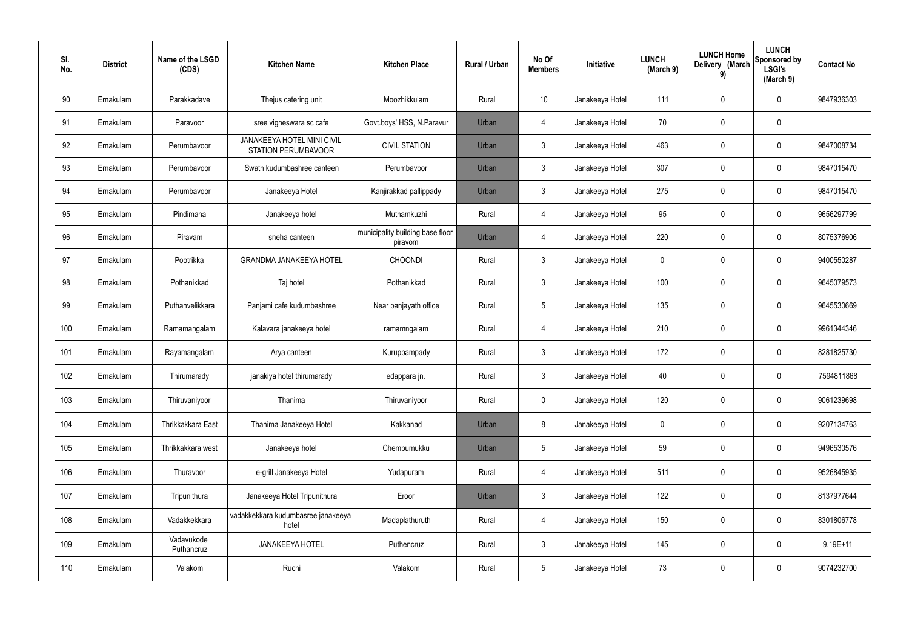| Sl. No. | District | Name of the LSGD (CDS) | Kitchen Name | Kitchen Place | Rural / Urban | No Of Members | Initiative | LUNCH (March 9) | LUNCH Home Delivery (March 9) | LUNCH Sponsored by LSGI's (March 9) | Contact No |
|---|---|---|---|---|---|---|---|---|---|---|---|
| 90 | Ernakulam | Parakkadave | Thejus catering unit | Moozhikkulam | Rural | 10 | Janakeeya Hotel | 111 | 0 | 0 | 9847936303 |
| 91 | Ernakulam | Paravoor | sree vigneswara sc cafe | Govt.boys' HSS, N.Paravur | Urban | 4 | Janakeeya Hotel | 70 | 0 | 0 | |
| 92 | Ernakulam | Perumbavoor | JANAKEEYA HOTEL MINI CIVIL STATION PERUMBAVOOR | CIVIL STATION | Urban | 3 | Janakeeya Hotel | 463 | 0 | 0 | 9847008734 |
| 93 | Ernakulam | Perumbavoor | Swath kudumbashree canteen | Perumbavoor | Urban | 3 | Janakeeya Hotel | 307 | 0 | 0 | 9847015470 |
| 94 | Ernakulam | Perumbavoor | Janakeeya Hotel | Kanjirakkad pallippady | Urban | 3 | Janakeeya Hotel | 275 | 0 | 0 | 9847015470 |
| 95 | Ernakulam | Pindimana | Janakeeya hotel | Muthamkuzhi | Rural | 4 | Janakeeya Hotel | 95 | 0 | 0 | 9656297799 |
| 96 | Ernakulam | Piravam | sneha canteen | municipality building base floor piravom | Urban | 4 | Janakeeya Hotel | 220 | 0 | 0 | 8075376906 |
| 97 | Ernakulam | Pootrikka | GRANDMA JANAKEEYA HOTEL | CHOONDI | Rural | 3 | Janakeeya Hotel | 0 | 0 | 0 | 9400550287 |
| 98 | Ernakulam | Pothanikkad | Taj hotel | Pothanikkad | Rural | 3 | Janakeeya Hotel | 100 | 0 | 0 | 9645079573 |
| 99 | Ernakulam | Puthanvelikkara | Panjami cafe kudumbashree | Near panjayath office | Rural | 5 | Janakeeya Hotel | 135 | 0 | 0 | 9645530669 |
| 100 | Ernakulam | Ramamangalam | Kalavara janakeeya hotel | ramamngalam | Rural | 4 | Janakeeya Hotel | 210 | 0 | 0 | 9961344346 |
| 101 | Ernakulam | Rayamangalam | Arya canteen | Kuruppampady | Rural | 3 | Janakeeya Hotel | 172 | 0 | 0 | 8281825730 |
| 102 | Ernakulam | Thirumarady | janakiya hotel thirumarady | edappara jn. | Rural | 3 | Janakeeya Hotel | 40 | 0 | 0 | 7594811868 |
| 103 | Ernakulam | Thiruvaniyoor | Thanima | Thiruvaniyoor | Rural | 0 | Janakeeya Hotel | 120 | 0 | 0 | 9061239698 |
| 104 | Ernakulam | Thrikkakkara East | Thanima Janakeeya Hotel | Kakkanad | Urban | 8 | Janakeeya Hotel | 0 | 0 | 0 | 9207134763 |
| 105 | Ernakulam | Thrikkakkara west | Janakeeya hotel | Chembumukku | Urban | 5 | Janakeeya Hotel | 59 | 0 | 0 | 9496530576 |
| 106 | Ernakulam | Thuravoor | e-grill Janakeeya Hotel | Yudapuram | Rural | 4 | Janakeeya Hotel | 511 | 0 | 0 | 9526845935 |
| 107 | Ernakulam | Tripunithura | Janakeeya Hotel Tripunithura | Eroor | Urban | 3 | Janakeeya Hotel | 122 | 0 | 0 | 8137977644 |
| 108 | Ernakulam | Vadakkekkara | vadakkekkara kudumbasree janakeeya hotel | Madaplathuruth | Rural | 4 | Janakeeya Hotel | 150 | 0 | 0 | 8301806778 |
| 109 | Ernakulam | Vadavukode Puthancruz | JANAKEEYA HOTEL | Puthencruz | Rural | 3 | Janakeeya Hotel | 145 | 0 | 0 | 9.19E+11 |
| 110 | Ernakulam | Valakom | Ruchi | Valakom | Rural | 5 | Janakeeya Hotel | 73 | 0 | 0 | 9074232700 |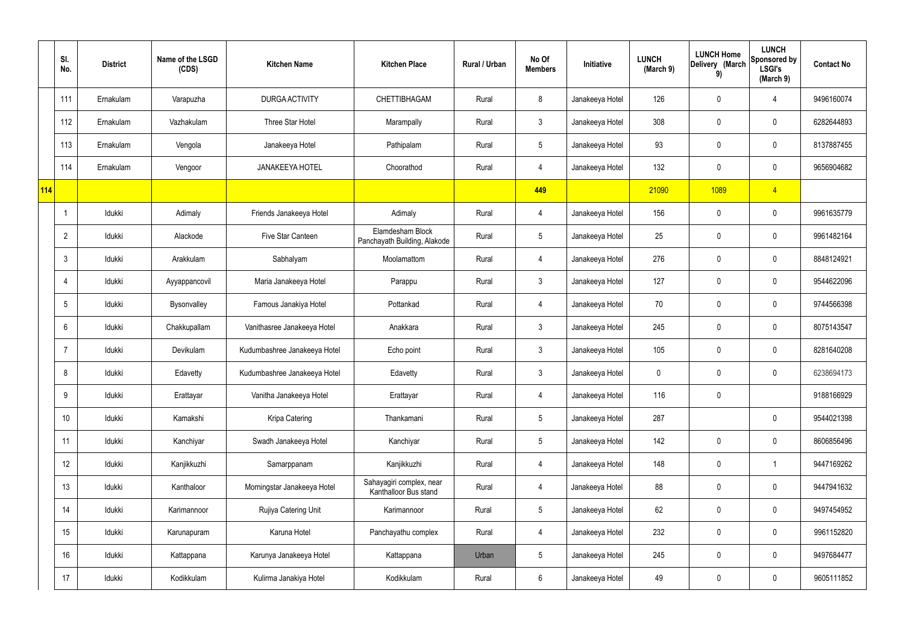|  | Sl. No. | District | Name of the LSGD (CDS) | Kitchen Name | Kitchen Place | Rural / Urban | No Of Members | Initiative | LUNCH (March 9) | LUNCH Home Delivery (March 9) | LUNCH Sponsored by LSGI's (March 9) | Contact No |
|---|---|---|---|---|---|---|---|---|---|---|---|---|
|  | 111 | Ernakulam | Varapuzha | DURGA ACTIVITY | CHETTIBHAGAM | Rural | 8 | Janakeeya Hotel | 126 | 0 | 4 | 9496160074 |
|  | 112 | Ernakulam | Vazhakulam | Three Star Hotel | Marampally | Rural | 3 | Janakeeya Hotel | 308 | 0 | 0 | 6282644893 |
|  | 113 | Ernakulam | Vengola | Janakeeya Hotel | Pathipalam | Rural | 5 | Janakeeya Hotel | 93 | 0 | 0 | 8137887455 |
|  | 114 | Ernakulam | Vengoor | JANAKEEYA HOTEL | Choorathod | Rural | 4 | Janakeeya Hotel | 132 | 0 | 0 | 9656904682 |
| 114 |  |  |  |  |  |  | 449 |  | 21090 | 1089 | 4 |  |
|  | 1 | Idukki | Adimaly | Friends Janakeeya Hotel | Adimaly | Rural | 4 | Janakeeya Hotel | 156 | 0 | 0 | 9961635779 |
|  | 2 | Idukki | Alackode | Five Star Canteen | Elamdesham Block Panchayath Building, Alakode | Rural | 5 | Janakeeya Hotel | 25 | 0 | 0 | 9961482164 |
|  | 3 | Idukki | Arakkulam | Sabhalyam | Moolamattom | Rural | 4 | Janakeeya Hotel | 276 | 0 | 0 | 8848124921 |
|  | 4 | Idukki | Ayyappancovil | Maria Janakeeya Hotel | Parappu | Rural | 3 | Janakeeya Hotel | 127 | 0 | 0 | 9544622096 |
|  | 5 | Idukki | Bysonvalley | Famous Janakiya Hotel | Pottankad | Rural | 4 | Janakeeya Hotel | 70 | 0 | 0 | 9744566398 |
|  | 6 | Idukki | Chakkupallam | Vanithasree Janakeeya Hotel | Anakkara | Rural | 3 | Janakeeya Hotel | 245 | 0 | 0 | 8075143547 |
|  | 7 | Idukki | Devikulam | Kudumbashree Janakeeya Hotel | Echo point | Rural | 3 | Janakeeya Hotel | 105 | 0 | 0 | 8281640208 |
|  | 8 | Idukki | Edavetty | Kudumbashree Janakeeya Hotel | Edavetty | Rural | 3 | Janakeeya Hotel | 0 | 0 | 0 | 6238694173 |
|  | 9 | Idukki | Erattayar | Vanitha Janakeeya Hotel | Erattayar | Rural | 4 | Janakeeya Hotel | 116 | 0 |  | 9188166929 |
|  | 10 | Idukki | Kamakshi | Kripa Catering | Thankamani | Rural | 5 | Janakeeya Hotel | 287 |  | 0 | 9544021398 |
|  | 11 | Idukki | Kanchiyar | Swadh Janakeeya Hotel | Kanchiyar | Rural | 5 | Janakeeya Hotel | 142 | 0 | 0 | 8606856496 |
|  | 12 | Idukki | Kanjikkuzhi | Samarppanam | Kanjikkuzhi | Rural | 4 | Janakeeya Hotel | 148 | 0 | 1 | 9447169262 |
|  | 13 | Idukki | Kanthaloor | Morningstar Janakeeya Hotel | Sahayagiri complex, near Kanthalloor Bus stand | Rural | 4 | Janakeeya Hotel | 88 | 0 | 0 | 9447941632 |
|  | 14 | Idukki | Karimannoor | Rujiya Catering Unit | Karimannoor | Rural | 5 | Janakeeya Hotel | 62 | 0 | 0 | 9497454952 |
|  | 15 | Idukki | Karunapuram | Karuna Hotel | Panchayathu complex | Rural | 4 | Janakeeya Hotel | 232 | 0 | 0 | 9961152820 |
|  | 16 | Idukki | Kattappana | Karunya Janakeeya Hotel | Kattappana | Urban | 5 | Janakeeya Hotel | 245 | 0 | 0 | 9497684477 |
|  | 17 | Idukki | Kodikkulam | Kulirma Janakiya Hotel | Kodikkulam | Rural | 6 | Janakeeya Hotel | 49 | 0 | 0 | 9605111852 |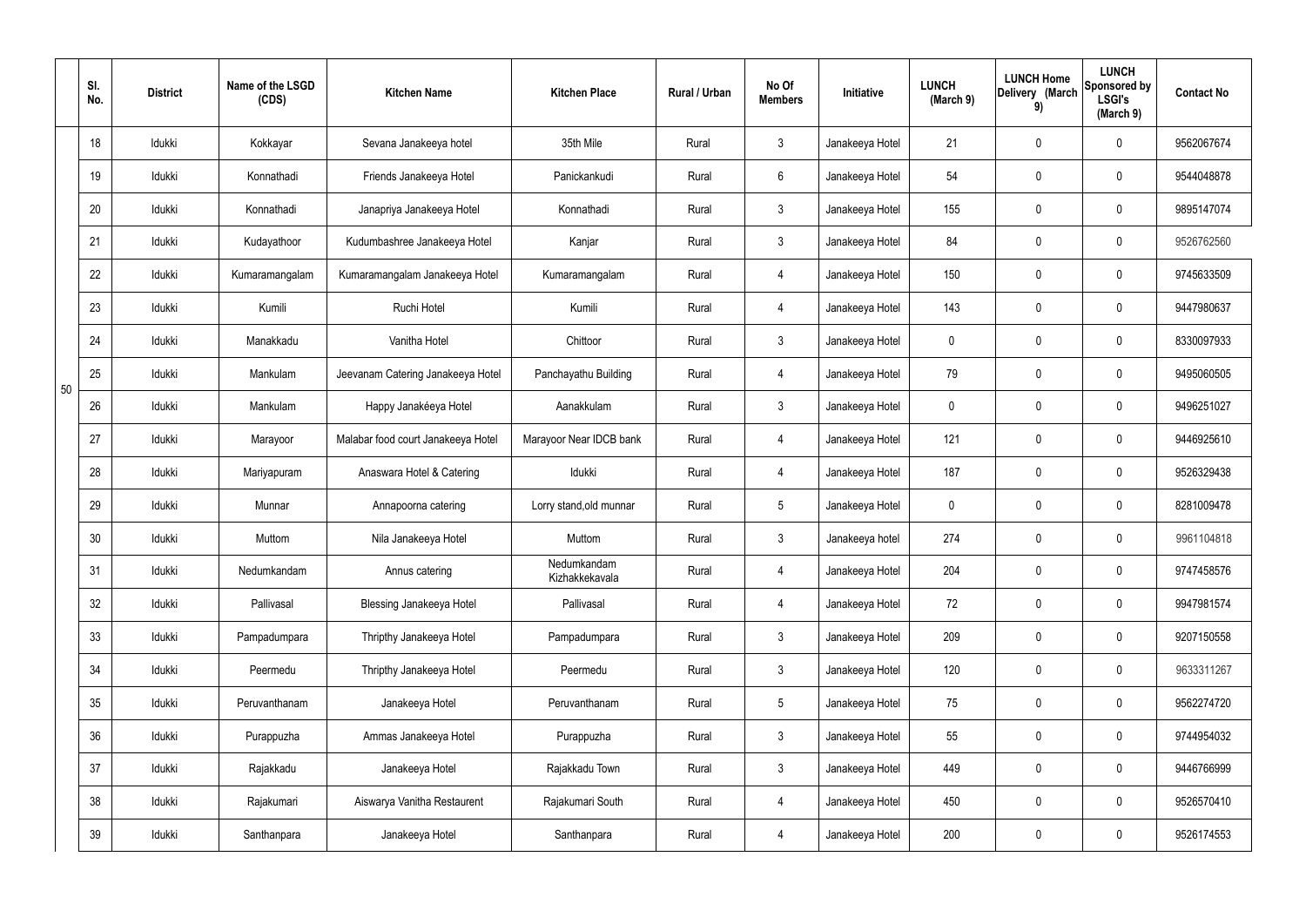|  | Sl. No. | District | Name of the LSGD (CDS) | Kitchen Name | Kitchen Place | Rural / Urban | No Of Members | Initiative | LUNCH (March 9) | LUNCH Home Delivery (March 9) | LUNCH Sponsored by LSGI's (March 9) | Contact No |
|---|---|---|---|---|---|---|---|---|---|---|---|---|
| 50 | 18 | Idukki | Kokkayar | Sevana Janakeeya hotel | 35th Mile | Rural | 3 | Janakeeya Hotel | 21 | 0 | 0 | 9562067674 |
|  | 19 | Idukki | Konnathadi | Friends Janakeeya Hotel | Panickankudi | Rural | 6 | Janakeeya Hotel | 54 | 0 | 0 | 9544048878 |
|  | 20 | Idukki | Konnathadi | Janapriya Janakeeya Hotel | Konnathadi | Rural | 3 | Janakeeya Hotel | 155 | 0 | 0 | 9895147074 |
|  | 21 | Idukki | Kudayathoor | Kudumbashree Janakeeya Hotel | Kanjar | Rural | 3 | Janakeeya Hotel | 84 | 0 | 0 | 9526762560 |
|  | 22 | Idukki | Kumaramangalam | Kumaramangalam Janakeeya Hotel | Kumaramangalam | Rural | 4 | Janakeeya Hotel | 150 | 0 | 0 | 9745633509 |
|  | 23 | Idukki | Kumili | Ruchi Hotel | Kumili | Rural | 4 | Janakeeya Hotel | 143 | 0 | 0 | 9447980637 |
|  | 24 | Idukki | Manakkadu | Vanitha Hotel | Chittoor | Rural | 3 | Janakeeya Hotel | 0 | 0 | 0 | 8330097933 |
|  | 25 | Idukki | Mankulam | Jeevanam Catering Janakeeya Hotel | Panchayathu Building | Rural | 4 | Janakeeya Hotel | 79 | 0 | 0 | 9495060505 |
|  | 26 | Idukki | Mankulam | Happy Janakéeya Hotel | Aanakkulam | Rural | 3 | Janakeeya Hotel | 0 | 0 | 0 | 9496251027 |
|  | 27 | Idukki | Marayoor | Malabar food court Janakeeya Hotel | Marayoor Near IDCB bank | Rural | 4 | Janakeeya Hotel | 121 | 0 | 0 | 9446925610 |
|  | 28 | Idukki | Mariyapuram | Anaswara Hotel & Catering | Idukki | Rural | 4 | Janakeeya Hotel | 187 | 0 | 0 | 9526329438 |
|  | 29 | Idukki | Munnar | Annapoorna catering | Lorry stand,old munnar | Rural | 5 | Janakeeya Hotel | 0 | 0 | 0 | 8281009478 |
|  | 30 | Idukki | Muttom | Nila Janakeeya Hotel | Muttom | Rural | 3 | Janakeeya hotel | 274 | 0 | 0 | 9961104818 |
|  | 31 | Idukki | Nedumkandam | Annus catering | Nedumkandam Kizhakkekavala | Rural | 4 | Janakeeya Hotel | 204 | 0 | 0 | 9747458576 |
|  | 32 | Idukki | Pallivasal | Blessing Janakeeya Hotel | Pallivasal | Rural | 4 | Janakeeya Hotel | 72 | 0 | 0 | 9947981574 |
|  | 33 | Idukki | Pampadumpara | Thripthy Janakeeya Hotel | Pampadumpara | Rural | 3 | Janakeeya Hotel | 209 | 0 | 0 | 9207150558 |
|  | 34 | Idukki | Peermedu | Thripthy Janakeeya Hotel | Peermedu | Rural | 3 | Janakeeya Hotel | 120 | 0 | 0 | 9633311267 |
|  | 35 | Idukki | Peruvanthanam | Janakeeya Hotel | Peruvanthanam | Rural | 5 | Janakeeya Hotel | 75 | 0 | 0 | 9562274720 |
|  | 36 | Idukki | Purappuzha | Ammas Janakeeya Hotel | Purappuzha | Rural | 3 | Janakeeya Hotel | 55 | 0 | 0 | 9744954032 |
|  | 37 | Idukki | Rajakkadu | Janakeeya Hotel | Rajakkadu Town | Rural | 3 | Janakeeya Hotel | 449 | 0 | 0 | 9446766999 |
|  | 38 | Idukki | Rajakumari | Aiswarya Vanitha Restaurent | Rajakumari South | Rural | 4 | Janakeeya Hotel | 450 | 0 | 0 | 9526570410 |
|  | 39 | Idukki | Santhanpara | Janakeeya Hotel | Santhanpara | Rural | 4 | Janakeeya Hotel | 200 | 0 | 0 | 9526174553 |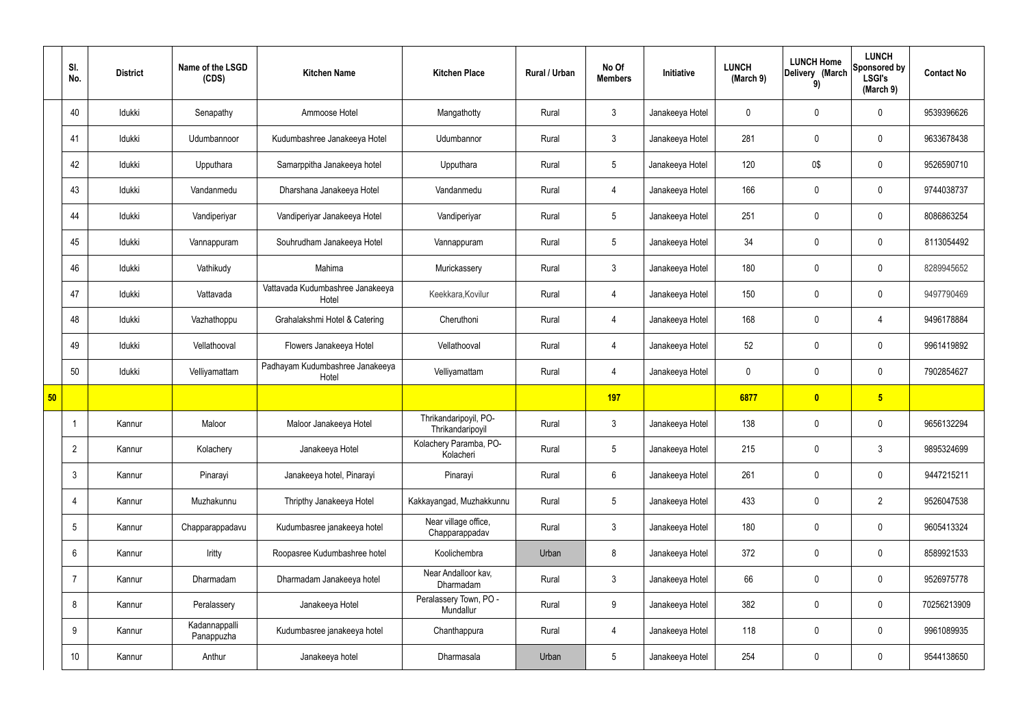|  | Sl. No. | District | Name of the LSGD (CDS) | Kitchen Name | Kitchen Place | Rural / Urban | No Of Members | Initiative | LUNCH (March 9) | LUNCH Home Delivery (March 9) | LUNCH Sponsored by LSGI's (March 9) | Contact No |
|---|---|---|---|---|---|---|---|---|---|---|---|---|
|  | 40 | Idukki | Senapathy | Ammoose Hotel | Mangathotty | Rural | 3 | Janakeeya Hotel | 0 | 0 | 0 | 9539396626 |
|  | 41 | Idukki | Udumbannoor | Kudumbashree Janakeeya Hotel | Udumbannor | Rural | 3 | Janakeeya Hotel | 281 | 0 | 0 | 9633678438 |
|  | 42 | Idukki | Upputhara | Samarppitha Janakeeya hotel | Upputhara | Rural | 5 | Janakeeya Hotel | 120 | 0$ | 0 | 9526590710 |
|  | 43 | Idukki | Vandanmedu | Dharshana Janakeeya Hotel | Vandanmedu | Rural | 4 | Janakeeya Hotel | 166 | 0 | 0 | 9744038737 |
|  | 44 | Idukki | Vandiperiyar | Vandiperiyar Janakeeya Hotel | Vandiperiyar | Rural | 5 | Janakeeya Hotel | 251 | 0 | 0 | 8086863254 |
|  | 45 | Idukki | Vannappuram | Souhrudham Janakeeya Hotel | Vannappuram | Rural | 5 | Janakeeya Hotel | 34 | 0 | 0 | 8113054492 |
|  | 46 | Idukki | Vathikudy | Mahima | Murickassery | Rural | 3 | Janakeeya Hotel | 180 | 0 | 0 | 8289945652 |
|  | 47 | Idukki | Vattavada | Vattavada Kudumbashree Janakeeya Hotel | Keekkara,Kovilur | Rural | 4 | Janakeeya Hotel | 150 | 0 | 0 | 9497790469 |
|  | 48 | Idukki | Vazhathoppu | Grahalakshmi Hotel & Catering | Cheruthoni | Rural | 4 | Janakeeya Hotel | 168 | 0 | 4 | 9496178884 |
|  | 49 | Idukki | Vellathooval | Flowers Janakeeya Hotel | Vellathooval | Rural | 4 | Janakeeya Hotel | 52 | 0 | 0 | 9961419892 |
|  | 50 | Idukki | Velliyamattam | Padhayam Kudumbashree Janakeeya Hotel | Velliyamattam | Rural | 4 | Janakeeya Hotel | 0 | 0 | 0 | 7902854627 |
| **50** |  |  |  |  |  |  | **197** |  | **6877** | **0** | **5** |  |
|  | 1 | Kannur | Maloor | Maloor Janakeeya Hotel | Thrikandaripoyil, PO-Thrikandaripoyil | Rural | 3 | Janakeeya Hotel | 138 | 0 | 0 | 9656132294 |
|  | 2 | Kannur | Kolachery | Janakeeya Hotel | Kolachery Paramba, PO-Kolacheri | Rural | 5 | Janakeeya Hotel | 215 | 0 | 3 | 9895324699 |
|  | 3 | Kannur | Pinarayi | Janakeeya hotel, Pinarayi | Pinarayi | Rural | 6 | Janakeeya Hotel | 261 | 0 | 0 | 9447215211 |
|  | 4 | Kannur | Muzhakunnu | Thripthy Janakeeya Hotel | Kakkayangad, Muzhakkunnu | Rural | 5 | Janakeeya Hotel | 433 | 0 | 2 | 9526047538 |
|  | 5 | Kannur | Chapparappadavu | Kudumbasree janakeeya hotel | Near village office, Chapparappadav | Rural | 3 | Janakeeya Hotel | 180 | 0 | 0 | 9605413324 |
|  | 6 | Kannur | Iritty | Roopasree Kudumbashree hotel | Koolichembra | Urban | 8 | Janakeeya Hotel | 372 | 0 | 0 | 8589921533 |
|  | 7 | Kannur | Dharmadam | Dharmadam Janakeeya hotel | Near Andalloor kav, Dharmadam | Rural | 3 | Janakeeya Hotel | 66 | 0 | 0 | 9526975778 |
|  | 8 | Kannur | Peralassery | Janakeeya Hotel | Peralassery Town, PO - Mundallur | Rural | 9 | Janakeeya Hotel | 382 | 0 | 0 | 70256213909 |
|  | 9 | Kannur | Kadannappalli Panappuzha | Kudumbasree janakeeya hotel | Chanthappura | Rural | 4 | Janakeeya Hotel | 118 | 0 | 0 | 9961089935 |
|  | 10 | Kannur | Anthur | Janakeeya hotel | Dharmasala | Urban | 5 | Janakeeya Hotel | 254 | 0 | 0 | 9544138650 |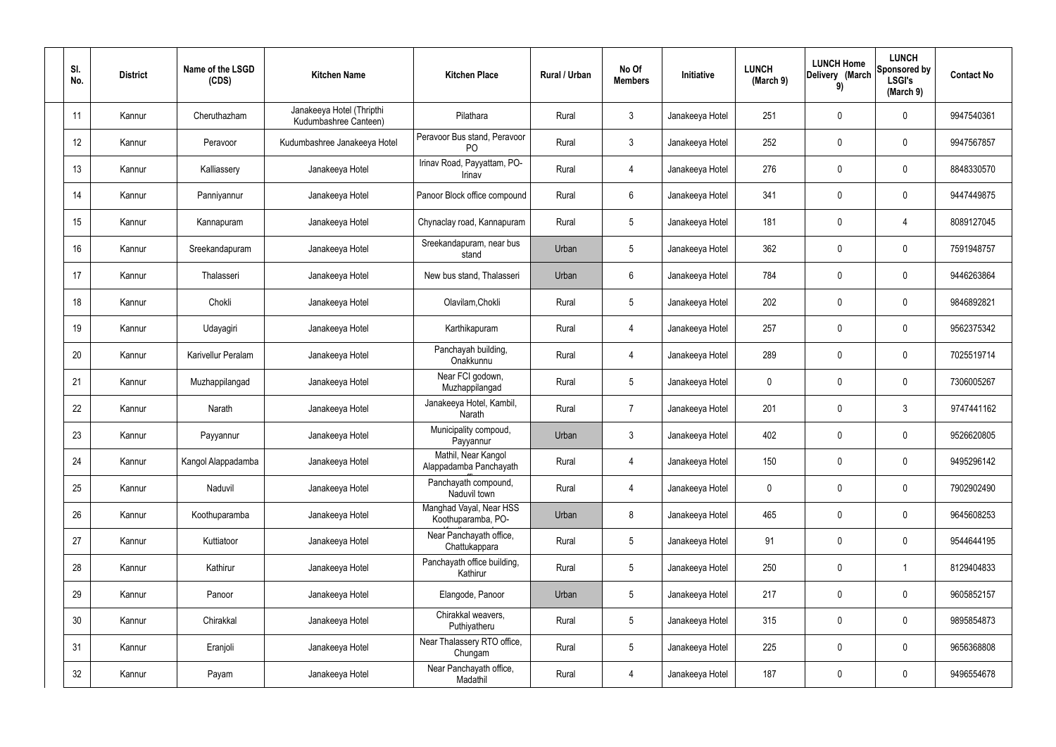| Sl. No. | District | Name of the LSGD (CDS) | Kitchen Name | Kitchen Place | Rural / Urban | No Of Members | Initiative | LUNCH (March 9) | LUNCH Home Delivery (March 9) | LUNCH Sponsored by LSGI's (March 9) | Contact No |
|---|---|---|---|---|---|---|---|---|---|---|---|
| 11 | Kannur | Cheruthazham | Janakeeya Hotel (Thripthi Kudumbashree Canteen) | Pilathara | Rural | 3 | Janakeeya Hotel | 251 | 0 | 0 | 9947540361 |
| 12 | Kannur | Peravoor | Kudumbashree Janakeeya Hotel | Peravoor Bus stand, Peravoor PO | Rural | 3 | Janakeeya Hotel | 252 | 0 | 0 | 9947567857 |
| 13 | Kannur | Kalliassery | Janakeeya Hotel | Irinav Road, Payyattam, PO-Irinav | Rural | 4 | Janakeeya Hotel | 276 | 0 | 0 | 8848330570 |
| 14 | Kannur | Panniyannur | Janakeeya Hotel | Panoor Block office compound | Rural | 6 | Janakeeya Hotel | 341 | 0 | 0 | 9447449875 |
| 15 | Kannur | Kannapuram | Janakeeya Hotel | Chynaclay road, Kannapuram | Rural | 5 | Janakeeya Hotel | 181 | 0 | 4 | 8089127045 |
| 16 | Kannur | Sreekandapuram | Janakeeya Hotel | Sreekandapuram, near bus stand | Urban | 5 | Janakeeya Hotel | 362 | 0 | 0 | 7591948757 |
| 17 | Kannur | Thalasseri | Janakeeya Hotel | New bus stand, Thalasseri | Urban | 6 | Janakeeya Hotel | 784 | 0 | 0 | 9446263864 |
| 18 | Kannur | Chokli | Janakeeya Hotel | Olavilam,Chokli | Rural | 5 | Janakeeya Hotel | 202 | 0 | 0 | 9846892821 |
| 19 | Kannur | Udayagiri | Janakeeya Hotel | Karthikapuram | Rural | 4 | Janakeeya Hotel | 257 | 0 | 0 | 9562375342 |
| 20 | Kannur | Karivellur Peralam | Janakeeya Hotel | Panchayah building, Onakkunnu | Rural | 4 | Janakeeya Hotel | 289 | 0 | 0 | 7025519714 |
| 21 | Kannur | Muzhappilangad | Janakeeya Hotel | Near FCI godown, Muzhappilangad | Rural | 5 | Janakeeya Hotel | 0 | 0 | 0 | 7306005267 |
| 22 | Kannur | Narath | Janakeeya Hotel | Janakeeya Hotel, Kambil, Narath | Rural | 7 | Janakeeya Hotel | 201 | 0 | 3 | 9747441162 |
| 23 | Kannur | Payyannur | Janakeeya Hotel | Municipality compoud, Payyannur | Urban | 3 | Janakeeya Hotel | 402 | 0 | 0 | 9526620805 |
| 24 | Kannur | Kangol Alappadamba | Janakeeya Hotel | Mathil, Near Kangol Alappadamba Panchayath office | Rural | 4 | Janakeeya Hotel | 150 | 0 | 0 | 9495296142 |
| 25 | Kannur | Naduvil | Janakeeya Hotel | Panchayath compound, Naduvil town | Rural | 4 | Janakeeya Hotel | 0 | 0 | 0 | 7902902490 |
| 26 | Kannur | Koothuparamba | Janakeeya Hotel | Manghad Vayal, Near HSS Koothuparamba, PO-Koothuparamba | Urban | 8 | Janakeeya Hotel | 465 | 0 | 0 | 9645608253 |
| 27 | Kannur | Kuttiatoor | Janakeeya Hotel | Near Panchayath office, Chattukappara | Rural | 5 | Janakeeya Hotel | 91 | 0 | 0 | 9544644195 |
| 28 | Kannur | Kathirur | Janakeeya Hotel | Panchayath office building, Kathirur | Rural | 5 | Janakeeya Hotel | 250 | 0 | 1 | 8129404833 |
| 29 | Kannur | Panoor | Janakeeya Hotel | Elangode, Panoor | Urban | 5 | Janakeeya Hotel | 217 | 0 | 0 | 9605852157 |
| 30 | Kannur | Chirakkal | Janakeeya Hotel | Chirakkal weavers, Puthiyatheru | Rural | 5 | Janakeeya Hotel | 315 | 0 | 0 | 9895854873 |
| 31 | Kannur | Eranjoli | Janakeeya Hotel | Near Thalassery RTO office, Chungam | Rural | 5 | Janakeeya Hotel | 225 | 0 | 0 | 9656368808 |
| 32 | Kannur | Payam | Janakeeya Hotel | Near Panchayath office, Madathil | Rural | 4 | Janakeeya Hotel | 187 | 0 | 0 | 9496554678 |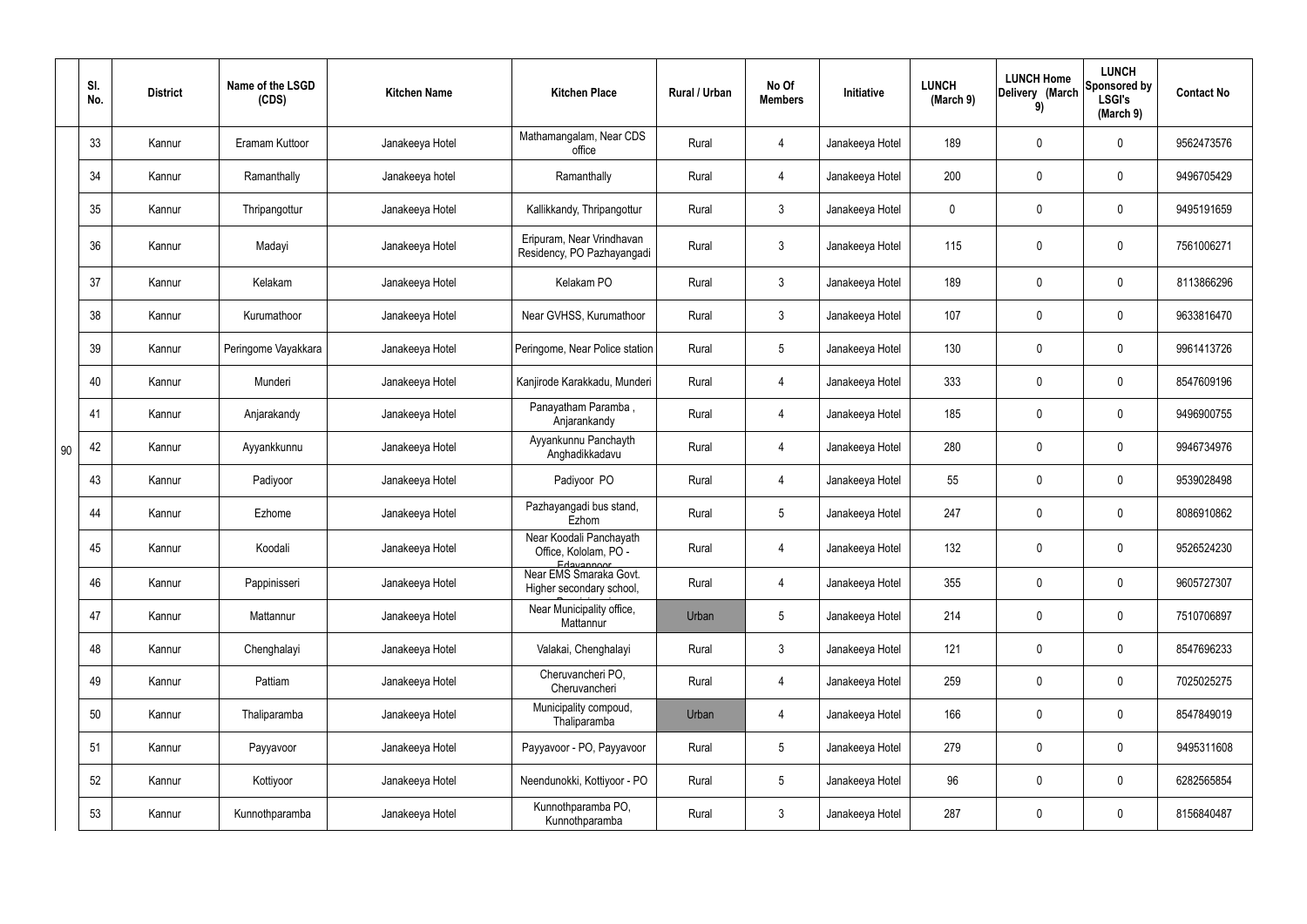|  | Sl. No. | District | Name of the LSGD (CDS) | Kitchen Name | Kitchen Place | Rural / Urban | No Of Members | Initiative | LUNCH (March 9) | LUNCH Home Delivery (March 9) | LUNCH Sponsored by LSGI's (March 9) | Contact No |
|---|---|---|---|---|---|---|---|---|---|---|---|---|
| 90 | 33 | Kannur | Eramam Kuttoor | Janakeeya Hotel | Mathamangalam, Near CDS office | Rural | 4 | Janakeeya Hotel | 189 | 0 | 0 | 9562473576 |
|  | 34 | Kannur | Ramanthally | Janakeeya hotel | Ramanthally | Rural | 4 | Janakeeya Hotel | 200 | 0 | 0 | 9496705429 |
|  | 35 | Kannur | Thripangottur | Janakeeya Hotel | Kallikkandy, Thripangottur | Rural | 3 | Janakeeya Hotel | 0 | 0 | 0 | 9495191659 |
|  | 36 | Kannur | Madayi | Janakeeya Hotel | Eripuram, Near Vrindhavan Residency, PO Pazhayangadi | Rural | 3 | Janakeeya Hotel | 115 | 0 | 0 | 7561006271 |
|  | 37 | Kannur | Kelakam | Janakeeya Hotel | Kelakam PO | Rural | 3 | Janakeeya Hotel | 189 | 0 | 0 | 8113866296 |
|  | 38 | Kannur | Kurumathoor | Janakeeya Hotel | Near GVHSS, Kurumathoor | Rural | 3 | Janakeeya Hotel | 107 | 0 | 0 | 9633816470 |
|  | 39 | Kannur | Peringome Vayakkara | Janakeeya Hotel | Peringome, Near Police station | Rural | 5 | Janakeeya Hotel | 130 | 0 | 0 | 9961413726 |
|  | 40 | Kannur | Munderi | Janakeeya Hotel | Kanjirode Karakkadu, Munderi | Rural | 4 | Janakeeya Hotel | 333 | 0 | 0 | 8547609196 |
|  | 41 | Kannur | Anjarakandy | Janakeeya Hotel | Panayatham Paramba , Anjarankandy | Rural | 4 | Janakeeya Hotel | 185 | 0 | 0 | 9496900755 |
|  | 42 | Kannur | Ayyankkunnu | Janakeeya Hotel | Ayyankunnu Panchayth Anghadikkadavu | Rural | 4 | Janakeeya Hotel | 280 | 0 | 0 | 9946734976 |
|  | 43 | Kannur | Padiyoor | Janakeeya Hotel | Padiyoor PO | Rural | 4 | Janakeeya Hotel | 55 | 0 | 0 | 9539028498 |
|  | 44 | Kannur | Ezhome | Janakeeya Hotel | Pazhayangadi bus stand, Ezhom | Rural | 5 | Janakeeya Hotel | 247 | 0 | 0 | 8086910862 |
|  | 45 | Kannur | Koodali | Janakeeya Hotel | Near Koodali Panchayath Office, Kololam, PO - Edavannoor | Rural | 4 | Janakeeya Hotel | 132 | 0 | 0 | 9526524230 |
|  | 46 | Kannur | Pappinisseri | Janakeeya Hotel | Near EMS Smaraka Govt. Higher secondary school, | Rural | 4 | Janakeeya Hotel | 355 | 0 | 0 | 9605727307 |
|  | 47 | Kannur | Mattannur | Janakeeya Hotel | Near Municipality office, Mattannur | Urban | 5 | Janakeeya Hotel | 214 | 0 | 0 | 7510706897 |
|  | 48 | Kannur | Chenghalayi | Janakeeya Hotel | Valakai, Chenghalayi | Rural | 3 | Janakeeya Hotel | 121 | 0 | 0 | 8547696233 |
|  | 49 | Kannur | Pattiam | Janakeeya Hotel | Cheruvancheri PO, Cheruvancheri | Rural | 4 | Janakeeya Hotel | 259 | 0 | 0 | 7025025275 |
|  | 50 | Kannur | Thaliparamba | Janakeeya Hotel | Municipality compoud, Thaliparamba | Urban | 4 | Janakeeya Hotel | 166 | 0 | 0 | 8547849019 |
|  | 51 | Kannur | Payyavoor | Janakeeya Hotel | Payyavoor - PO, Payyavoor | Rural | 5 | Janakeeya Hotel | 279 | 0 | 0 | 9495311608 |
|  | 52 | Kannur | Kottiyoor | Janakeeya Hotel | Neendunokki, Kottiyoor - PO | Rural | 5 | Janakeeya Hotel | 96 | 0 | 0 | 6282565854 |
|  | 53 | Kannur | Kunnothparamba | Janakeeya Hotel | Kunnothparamba PO, Kunnothparamba | Rural | 3 | Janakeeya Hotel | 287 | 0 | 0 | 8156840487 |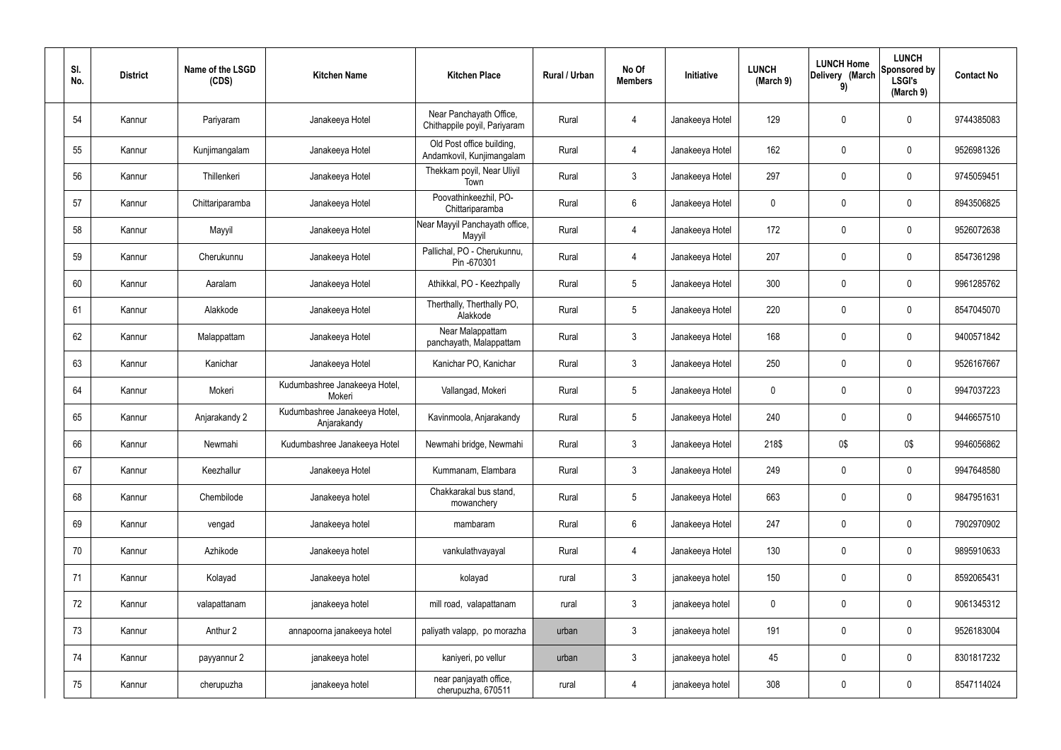| Sl. No. | District | Name of the LSGD (CDS) | Kitchen Name | Kitchen Place | Rural / Urban | No Of Members | Initiative | LUNCH (March 9) | LUNCH Home Delivery (March 9) | LUNCH Sponsored by LSGI's (March 9) | Contact No |
|---|---|---|---|---|---|---|---|---|---|---|---|
| 54 | Kannur | Pariyaram | Janakeeya Hotel | Near Panchayath Office, Chithappile poyil, Pariyaram | Rural | 4 | Janakeeya Hotel | 129 | 0 | 0 | 9744385083 |
| 55 | Kannur | Kunjimangalam | Janakeeya Hotel | Old Post office building, Andamkovil, Kunjimangalam | Rural | 4 | Janakeeya Hotel | 162 | 0 | 0 | 9526981326 |
| 56 | Kannur | Thillenkeri | Janakeeya Hotel | Thekkam poyil, Near Uliyil Town | Rural | 3 | Janakeeya Hotel | 297 | 0 | 0 | 9745059451 |
| 57 | Kannur | Chittariparamba | Janakeeya Hotel | Poovathinkeezhil, PO-Chittariparamba | Rural | 6 | Janakeeya Hotel | 0 | 0 | 0 | 8943506825 |
| 58 | Kannur | Mayyil | Janakeeya Hotel | Near Mayyil Panchayath office, Mayyil | Rural | 4 | Janakeeya Hotel | 172 | 0 | 0 | 9526072638 |
| 59 | Kannur | Cherukunnu | Janakeeya Hotel | Pallichal, PO - Cherukunnu, Pin -670301 | Rural | 4 | Janakeeya Hotel | 207 | 0 | 0 | 8547361298 |
| 60 | Kannur | Aaralam | Janakeeya Hotel | Athikkal, PO - Keezhpally | Rural | 5 | Janakeeya Hotel | 300 | 0 | 0 | 9961285762 |
| 61 | Kannur | Alakkode | Janakeeya Hotel | Therthally, Therthally PO, Alakkode | Rural | 5 | Janakeeya Hotel | 220 | 0 | 0 | 8547045070 |
| 62 | Kannur | Malappattam | Janakeeya Hotel | Near Malappattam panchayath, Malappattam | Rural | 3 | Janakeeya Hotel | 168 | 0 | 0 | 9400571842 |
| 63 | Kannur | Kanichar | Janakeeya Hotel | Kanichar PO, Kanichar | Rural | 3 | Janakeeya Hotel | 250 | 0 | 0 | 9526167667 |
| 64 | Kannur | Mokeri | Kudumbashree Janakeeya Hotel, Mokeri | Vallangad, Mokeri | Rural | 5 | Janakeeya Hotel | 0 | 0 | 0 | 9947037223 |
| 65 | Kannur | Anjarakandy 2 | Kudumbashree Janakeeya Hotel, Anjarakandy | Kavinmoola, Anjarakandy | Rural | 5 | Janakeeya Hotel | 240 | 0 | 0 | 9446657510 |
| 66 | Kannur | Newmahi | Kudumbashree Janakeeya Hotel | Newmahi bridge, Newmahi | Rural | 3 | Janakeeya Hotel | 218$ | 0$ | 0$ | 9946056862 |
| 67 | Kannur | Keezhallur | Janakeeya Hotel | Kummanam, Elambara | Rural | 3 | Janakeeya Hotel | 249 | 0 | 0 | 9947648580 |
| 68 | Kannur | Chembilode | Janakeeya hotel | Chakkarakal bus stand, mowanchery | Rural | 5 | Janakeeya Hotel | 663 | 0 | 0 | 9847951631 |
| 69 | Kannur | vengad | Janakeeya hotel | mambaram | Rural | 6 | Janakeeya Hotel | 247 | 0 | 0 | 7902970902 |
| 70 | Kannur | Azhikode | Janakeeya hotel | vankulathvayayal | Rural | 4 | Janakeeya Hotel | 130 | 0 | 0 | 9895910633 |
| 71 | Kannur | Kolayad | Janakeeya hotel | kolayad | rural | 3 | janakeeya hotel | 150 | 0 | 0 | 8592065431 |
| 72 | Kannur | valapattanam | janakeeya hotel | mill road, valapattanam | rural | 3 | janakeeya hotel | 0 | 0 | 0 | 9061345312 |
| 73 | Kannur | Anthur 2 | annapoorna janakeeya hotel | paliyath valapp, po morazha | urban | 3 | janakeeya hotel | 191 | 0 | 0 | 9526183004 |
| 74 | Kannur | payyannur 2 | janakeeya hotel | kaniyeri, po vellur | urban | 3 | janakeeya hotel | 45 | 0 | 0 | 8301817232 |
| 75 | Kannur | cherupuzha | janakeeya hotel | near panjayath office, cherupuzha, 670511 | rural | 4 | janakeeya hotel | 308 | 0 | 0 | 8547114024 |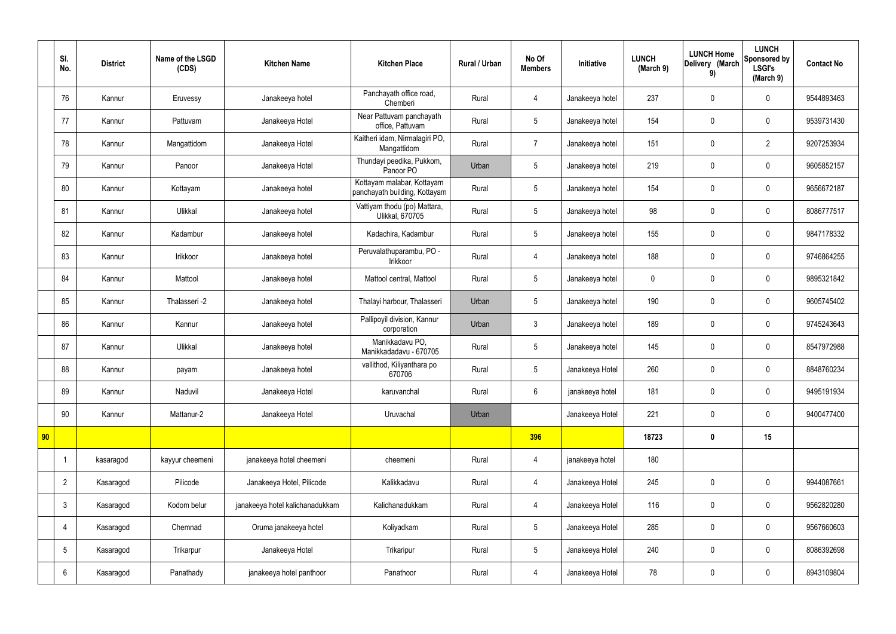| | Sl. No. | District | Name of the LSGD (CDS) | Kitchen Name | Kitchen Place | Rural / Urban | No Of Members | Initiative | LUNCH (March 9) | LUNCH Home Delivery (March 9) | LUNCH Sponsored by LSGI's (March 9) | Contact No |
|---|---|---|---|---|---|---|---|---|---|---|---|---|
| | 76 | Kannur | Eruvessy | Janakeeya hotel | Panchayath office road, Chemberi | Rural | 4 | Janakeeya hotel | 237 | 0 | 0 | 9544893463 |
| | 77 | Kannur | Pattuvam | Janakeeya Hotel | Near Pattuvam panchayath office, Pattuvam | Rural | 5 | Janakeeya hotel | 154 | 0 | 0 | 9539731430 |
| | 78 | Kannur | Mangattidom | Janakeeya Hotel | Kaitheri idam, Nirmalagiri PO, Mangattidom | Rural | 7 | Janakeeya hotel | 151 | 0 | 2 | 9207253934 |
| | 79 | Kannur | Panoor | Janakeeya Hotel | Thundayi peedika, Pukkom, Panoor PO | Urban | 5 | Janakeeya hotel | 219 | 0 | 0 | 9605852157 |
| | 80 | Kannur | Kottayam | Janakeeya hotel | Kottayam malabar, Kottayam panchayath building, Kottayam | Rural | 5 | Janakeeya hotel | 154 | 0 | 0 | 9656672187 |
| | 81 | Kannur | Ulikkal | Janakeeya hotel | Vattiyam thodu (po) Mattara, Ulikkal, 670705 | Rural | 5 | Janakeeya hotel | 98 | 0 | 0 | 8086777517 |
| | 82 | Kannur | Kadambur | Janakeeya hotel | Kadachira, Kadambur | Rural | 5 | Janakeeya hotel | 155 | 0 | 0 | 9847178332 |
| | 83 | Kannur | Irikkoor | Janakeeya hotel | Peruvalathuparambu, PO - Irikkoor | Rural | 4 | Janakeeya hotel | 188 | 0 | 0 | 9746864255 |
| | 84 | Kannur | Mattool | Janakeeya hotel | Mattool central, Mattool | Rural | 5 | Janakeeya hotel | 0 | 0 | 0 | 9895321842 |
| | 85 | Kannur | Thalasseri -2 | Janakeeya hotel | Thalayi harbour, Thalasseri | Urban | 5 | Janakeeya hotel | 190 | 0 | 0 | 9605745402 |
| | 86 | Kannur | Kannur | Janakeeya hotel | Pallipoyil division, Kannur corporation | Urban | 3 | Janakeeya hotel | 189 | 0 | 0 | 9745243643 |
| | 87 | Kannur | Ulikkal | Janakeeya hotel | Manikkadavu PO, Manikkadadavu - 670705 | Rural | 5 | Janakeeya hotel | 145 | 0 | 0 | 8547972988 |
| | 88 | Kannur | payam | Janakeeya hotel | vallithod, Kiliyanthara po 670706 | Rural | 5 | Janakeeya Hotel | 260 | 0 | 0 | 8848760234 |
| | 89 | Kannur | Naduvil | Janakeeya Hotel | karuvanchal | Rural | 6 | janakeeya hotel | 181 | 0 | 0 | 9495191934 |
| | 90 | Kannur | Mattanur-2 | Janakeeya Hotel | Uruvachal | Urban | | Janakeeya Hotel | 221 | 0 | 0 | 9400477400 |
| 90 | | | | | | | 396 | | 18723 | 0 | 15 | |
| | 1 | kasaragod | kayyur cheemeni | janakeeya hotel cheemeni | cheemeni | Rural | 4 | janakeeya hotel | 180 | | | |
| | 2 | Kasaragod | Pilicode | Janakeeya Hotel, Pilicode | Kalikkadavu | Rural | 4 | Janakeeya Hotel | 245 | 0 | 0 | 9944087661 |
| | 3 | Kasaragod | Kodom belur | janakeeya hotel kalichanadukkam | Kalichanadukkam | Rural | 4 | Janakeeya Hotel | 116 | 0 | 0 | 9562820280 |
| | 4 | Kasaragod | Chemnad | Oruma janakeeya hotel | Koliyadkam | Rural | 5 | Janakeeya Hotel | 285 | 0 | 0 | 9567660603 |
| | 5 | Kasaragod | Trikarpur | Janakeeya Hotel | Trikaripur | Rural | 5 | Janakeeya Hotel | 240 | 0 | 0 | 8086392698 |
| | 6 | Kasaragod | Panathady | janakeeya hotel panthoor | Panathoor | Rural | 4 | Janakeeya Hotel | 78 | 0 | 0 | 8943109804 |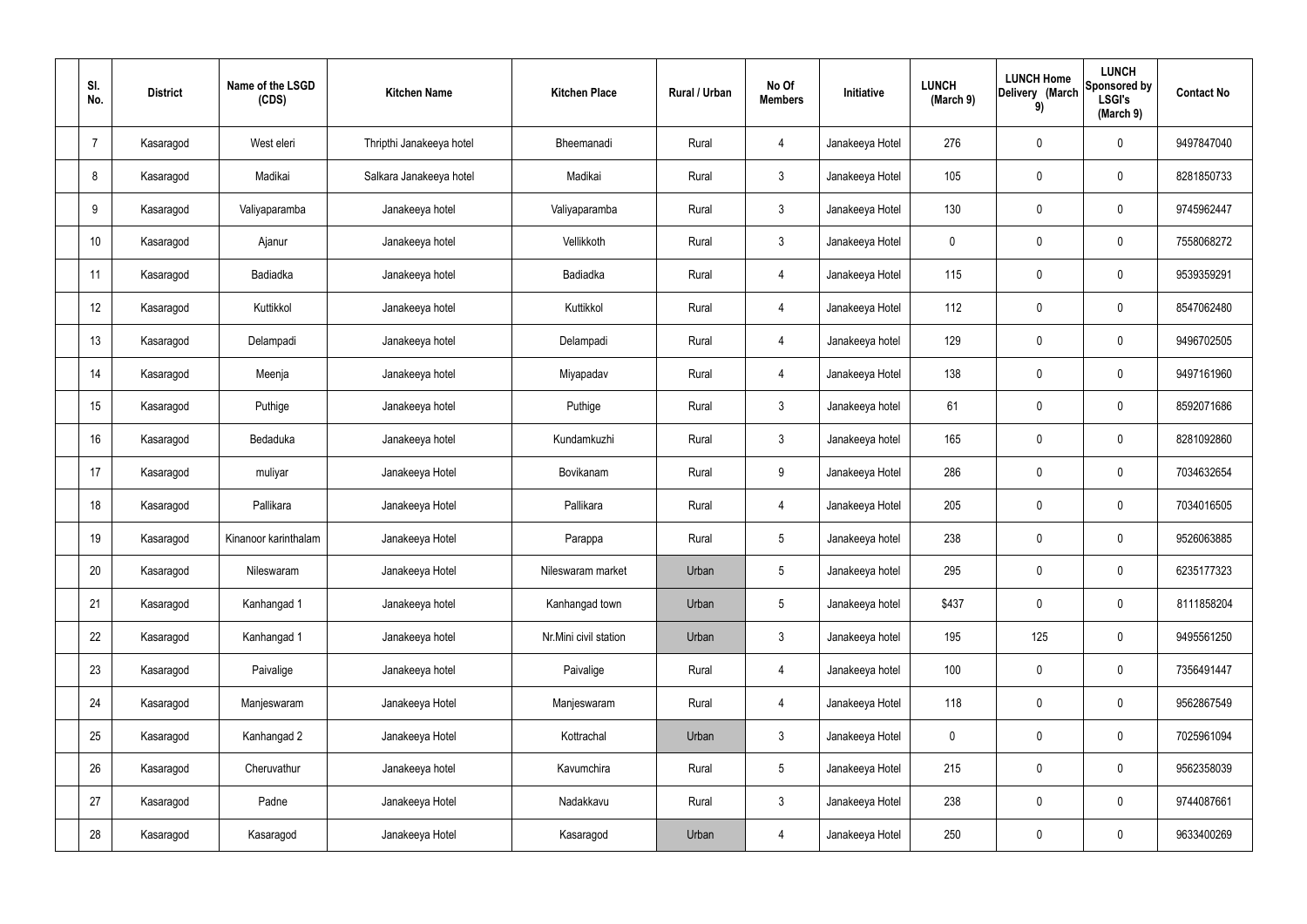| Sl. No. | District | Name of the LSGD (CDS) | Kitchen Name | Kitchen Place | Rural / Urban | No Of Members | Initiative | LUNCH (March 9) | LUNCH Home Delivery (March 9) | LUNCH Sponsored by LSGI's (March 9) | Contact No |
|---|---|---|---|---|---|---|---|---|---|---|---|
| 7 | Kasaragod | West eleri | Thripthi Janakeeya hotel | Bheemanadi | Rural | 4 | Janakeeya Hotel | 276 | 0 | 0 | 9497847040 |
| 8 | Kasaragod | Madikai | Salkara Janakeeya hotel | Madikai | Rural | 3 | Janakeeya Hotel | 105 | 0 | 0 | 8281850733 |
| 9 | Kasaragod | Valiyaparamba | Janakeeya hotel | Valiyaparamba | Rural | 3 | Janakeeya Hotel | 130 | 0 | 0 | 9745962447 |
| 10 | Kasaragod | Ajanur | Janakeeya hotel | Vellikkoth | Rural | 3 | Janakeeya Hotel | 0 | 0 | 0 | 7558068272 |
| 11 | Kasaragod | Badiadka | Janakeeya hotel | Badiadka | Rural | 4 | Janakeeya Hotel | 115 | 0 | 0 | 9539359291 |
| 12 | Kasaragod | Kuttikkol | Janakeeya hotel | Kuttikkol | Rural | 4 | Janakeeya Hotel | 112 | 0 | 0 | 8547062480 |
| 13 | Kasaragod | Delampadi | Janakeeya hotel | Delampadi | Rural | 4 | Janakeeya hotel | 129 | 0 | 0 | 9496702505 |
| 14 | Kasaragod | Meenja | Janakeeya hotel | Miyapadav | Rural | 4 | Janakeeya Hotel | 138 | 0 | 0 | 9497161960 |
| 15 | Kasaragod | Puthige | Janakeeya hotel | Puthige | Rural | 3 | Janakeeya hotel | 61 | 0 | 0 | 8592071686 |
| 16 | Kasaragod | Bedaduka | Janakeeya hotel | Kundamkuzhi | Rural | 3 | Janakeeya hotel | 165 | 0 | 0 | 8281092860 |
| 17 | Kasaragod | muliyar | Janakeeya Hotel | Bovikanam | Rural | 9 | Janakeeya Hotel | 286 | 0 | 0 | 7034632654 |
| 18 | Kasaragod | Pallikara | Janakeeya Hotel | Pallikara | Rural | 4 | Janakeeya Hotel | 205 | 0 | 0 | 7034016505 |
| 19 | Kasaragod | Kinanoor karinthalam | Janakeeya Hotel | Parappa | Rural | 5 | Janakeeya hotel | 238 | 0 | 0 | 9526063885 |
| 20 | Kasaragod | Nileswaram | Janakeeya Hotel | Nileswaram market | Urban | 5 | Janakeeya hotel | 295 | 0 | 0 | 6235177323 |
| 21 | Kasaragod | Kanhangad 1 | Janakeeya hotel | Kanhangad town | Urban | 5 | Janakeeya hotel | $437 | 0 | 0 | 8111858204 |
| 22 | Kasaragod | Kanhangad 1 | Janakeeya hotel | Nr.Mini civil station | Urban | 3 | Janakeeya hotel | 195 | 125 | 0 | 9495561250 |
| 23 | Kasaragod | Paivalige | Janakeeya hotel | Paivalige | Rural | 4 | Janakeeya hotel | 100 | 0 | 0 | 7356491447 |
| 24 | Kasaragod | Manjeswaram | Janakeeya Hotel | Manjeswaram | Rural | 4 | Janakeeya Hotel | 118 | 0 | 0 | 9562867549 |
| 25 | Kasaragod | Kanhangad 2 | Janakeeya Hotel | Kottrachal | Urban | 3 | Janakeeya Hotel | 0 | 0 | 0 | 7025961094 |
| 26 | Kasaragod | Cheruvathur | Janakeeya hotel | Kavumchira | Rural | 5 | Janakeeya Hotel | 215 | 0 | 0 | 9562358039 |
| 27 | Kasaragod | Padne | Janakeeya Hotel | Nadakkavu | Rural | 3 | Janakeeya Hotel | 238 | 0 | 0 | 9744087661 |
| 28 | Kasaragod | Kasaragod | Janakeeya Hotel | Kasaragod | Urban | 4 | Janakeeya Hotel | 250 | 0 | 0 | 9633400269 |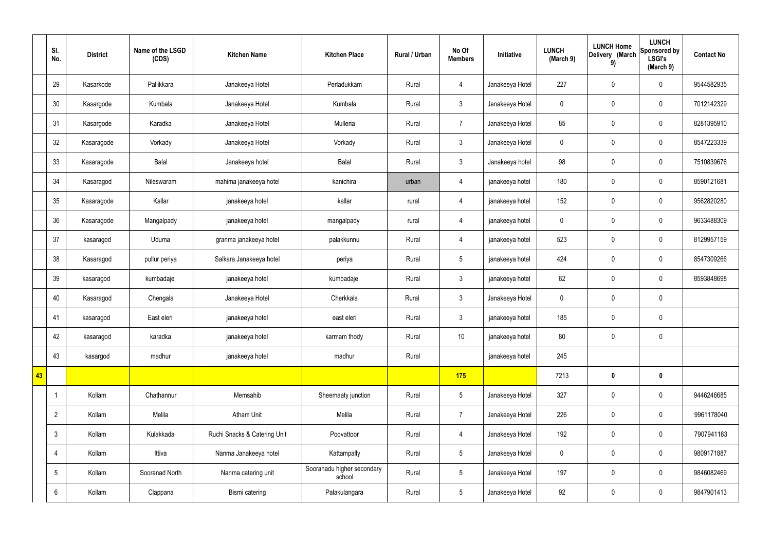|  | Sl. No. | District | Name of the LSGD (CDS) | Kitchen Name | Kitchen Place | Rural / Urban | No Of Members | Initiative | LUNCH (March 9) | LUNCH Home Delivery (March 9) | LUNCH Sponsored by LSGI's (March 9) | Contact No |
|---|---|---|---|---|---|---|---|---|---|---|---|---|
|  | 29 | Kasarkode | Pallikkara | Janakeeya Hotel | Perladukkam | Rural | 4 | Janakeeya Hotel | 227 | 0 | 0 | 9544582935 |
|  | 30 | Kasargode | Kumbala | Janakeeya Hotel | Kumbala | Rural | 3 | Janakeeya Hotel | 0 | 0 | 0 | 7012142329 |
|  | 31 | Kasargode | Karadka | Janakeeya Hotel | Mulleria | Rural | 7 | Janakeeya Hotel | 85 | 0 | 0 | 8281395910 |
|  | 32 | Kasaragode | Vorkady | Janakeeya Hotel | Vorkady | Rural | 3 | Janakeeya Hotel | 0 | 0 | 0 | 8547223339 |
|  | 33 | Kasaragode | Balal | Janakeeya hotel | Balal | Rural | 3 | Janakeeya hotel | 98 | 0 | 0 | 7510839676 |
|  | 34 | Kasaragod | Nileswaram | mahima janakeeya hotel | kanichira | urban | 4 | janakeeya hotel | 180 | 0 | 0 | 8590121681 |
|  | 35 | Kasaragode | Kallar | janakeeya hotel | kallar | rural | 4 | janakeeya hotel | 152 | 0 | 0 | 9562820280 |
|  | 36 | Kasaragode | Mangalpady | janakeeya hotel | mangalpady | rural | 4 | janakeeya hotel | 0 | 0 | 0 | 9633488309 |
|  | 37 | kasaragod | Uduma | granma janakeeya hotel | palakkunnu | Rural | 4 | janakeeya hotel | 523 | 0 | 0 | 8129957159 |
|  | 38 | Kasaragod | pullur periya | Salkara Janakeeya hotel | periya | Rural | 5 | janakeeya hotel | 424 | 0 | 0 | 8547309266 |
|  | 39 | kasaragod | kumbadaje | janakeeya hotel | kumbadaje | Rural | 3 | janakeeya hotel | 62 | 0 | 0 | 8593848698 |
|  | 40 | Kasaragod | Chengala | Janakeeya Hotel | Cherkkala | Rural | 3 | Janakeeya Hotel | 0 | 0 | 0 |  |
|  | 41 | kasaragod | East eleri | janakeeya hotel | east eleri | Rural | 3 | janakeeya hotel | 185 | 0 | 0 |  |
|  | 42 | kasaragod | karadka | janakeeya hotel | karmam thody | Rural | 10 | janakeeya hotel | 80 | 0 | 0 |  |
|  | 43 | kasargod | madhur | janakeeya hotel | madhur | Rural |  | janakeeya hotel | 245 |  |  |  |
| **43** |  |  |  |  |  |  | **175** |  | 7213 | **0** | **0** |  |
|  | 1 | Kollam | Chathannur | Memsahib | Sheemaaty junction | Rural | 5 | Janakeeya Hotel | 327 | 0 | 0 | 9446246685 |
|  | 2 | Kollam | Melila | Atham Unit | Melila | Rural | 7 | Janakeeya Hotel | 226 | 0 | 0 | 9961178040 |
|  | 3 | Kollam | Kulakkada | Ruchi Snacks & Catering Unit | Poovattoor | Rural | 4 | Janakeeya Hotel | 192 | 0 | 0 | 7907941183 |
|  | 4 | Kollam | Ittiva | Nanma Janakeeya hotel | Kattampally | Rural | 5 | Janakeeya Hotel | 0 | 0 | 0 | 9809171887 |
|  | 5 | Kollam | Sooranad North | Nanma catering unit | Sooranadu higher secondary school | Rural | 5 | Janakeeya Hotel | 197 | 0 | 0 | 9846082469 |
|  | 6 | Kollam | Clappana | Bismi catering | Palakulangara | Rural | 5 | Janakeeya Hotel | 92 | 0 | 0 | 9847901413 |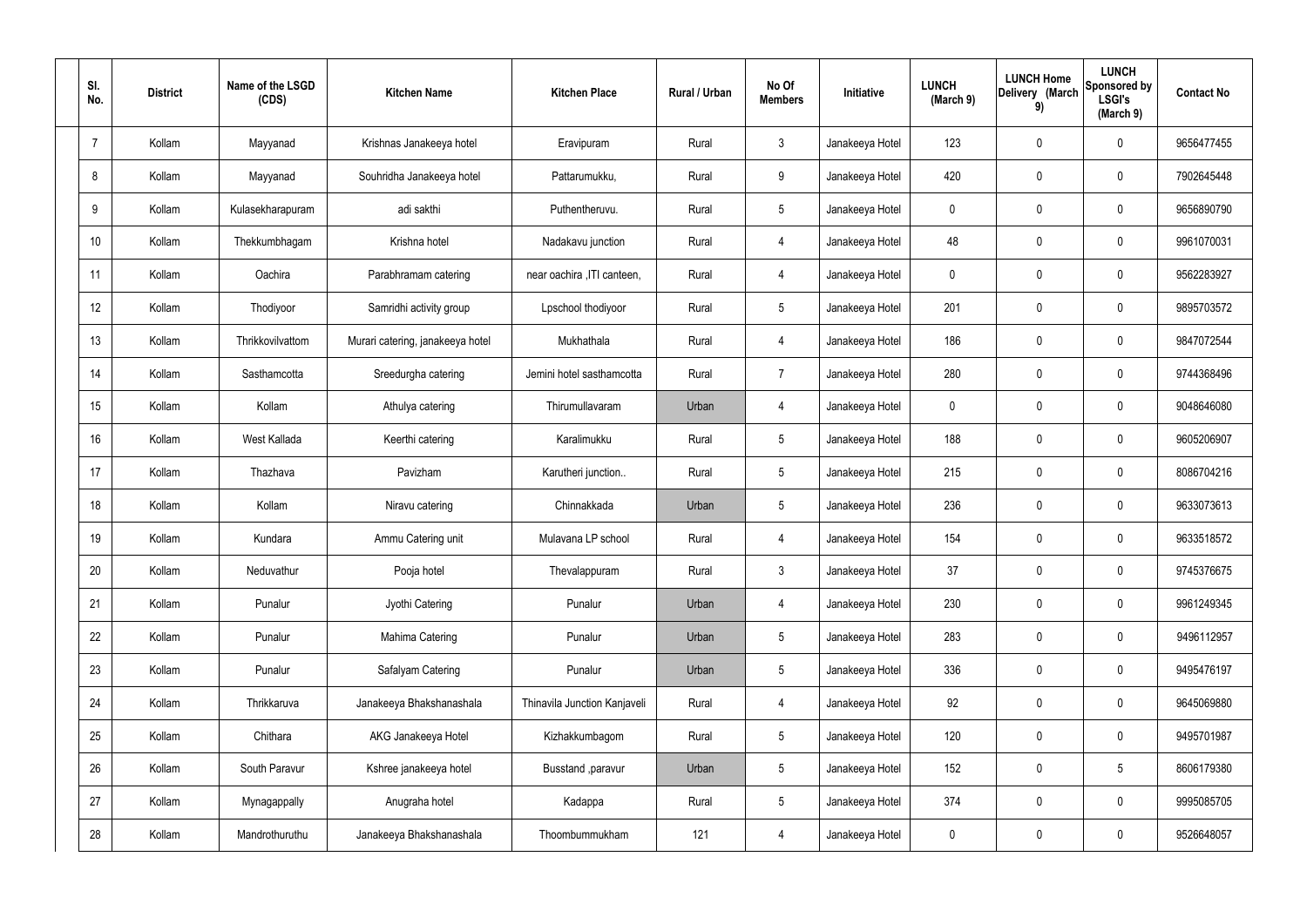| Sl. No. | District | Name of the LSGD (CDS) | Kitchen Name | Kitchen Place | Rural / Urban | No Of Members | Initiative | LUNCH (March 9) | LUNCH Home Delivery (March 9) | LUNCH Sponsored by LSGI's (March 9) | Contact No |
|---|---|---|---|---|---|---|---|---|---|---|---|
| 7 | Kollam | Mayyanad | Krishnas Janakeeya hotel | Eravipuram | Rural | 3 | Janakeeya Hotel | 123 | 0 | 0 | 9656477455 |
| 8 | Kollam | Mayyanad | Souhridha Janakeeya hotel | Pattarumukku, | Rural | 9 | Janakeeya Hotel | 420 | 0 | 0 | 7902645448 |
| 9 | Kollam | Kulasekharapuram | adi sakthi | Puthentheruvu. | Rural | 5 | Janakeeya Hotel | 0 | 0 | 0 | 9656890790 |
| 10 | Kollam | Thekkumbhagam | Krishna hotel | Nadakavu junction | Rural | 4 | Janakeeya Hotel | 48 | 0 | 0 | 9961070031 |
| 11 | Kollam | Oachira | Parabhramam catering | near oachira ,ITI canteen, | Rural | 4 | Janakeeya Hotel | 0 | 0 | 0 | 9562283927 |
| 12 | Kollam | Thodiyoor | Samridhi activity group | Lpschool thodiyoor | Rural | 5 | Janakeeya Hotel | 201 | 0 | 0 | 9895703572 |
| 13 | Kollam | Thrikkovilvattom | Murari catering, janakeeya hotel | Mukhathala | Rural | 4 | Janakeeya Hotel | 186 | 0 | 0 | 9847072544 |
| 14 | Kollam | Sasthamcotta | Sreedurgha catering | Jemini hotel sasthamcotta | Rural | 7 | Janakeeya Hotel | 280 | 0 | 0 | 9744368496 |
| 15 | Kollam | Kollam | Athulya catering | Thirumullavaram | Urban | 4 | Janakeeya Hotel | 0 | 0 | 0 | 9048646080 |
| 16 | Kollam | West Kallada | Keerthi catering | Karalimukku | Rural | 5 | Janakeeya Hotel | 188 | 0 | 0 | 9605206907 |
| 17 | Kollam | Thazhava | Pavizham | Karutheri junction.. | Rural | 5 | Janakeeya Hotel | 215 | 0 | 0 | 8086704216 |
| 18 | Kollam | Kollam | Niravu catering | Chinnakkada | Urban | 5 | Janakeeya Hotel | 236 | 0 | 0 | 9633073613 |
| 19 | Kollam | Kundara | Ammu Catering unit | Mulavana LP school | Rural | 4 | Janakeeya Hotel | 154 | 0 | 0 | 9633518572 |
| 20 | Kollam | Neduvathur | Pooja hotel | Thevalappuram | Rural | 3 | Janakeeya Hotel | 37 | 0 | 0 | 9745376675 |
| 21 | Kollam | Punalur | Jyothi Catering | Punalur | Urban | 4 | Janakeeya Hotel | 230 | 0 | 0 | 9961249345 |
| 22 | Kollam | Punalur | Mahima Catering | Punalur | Urban | 5 | Janakeeya Hotel | 283 | 0 | 0 | 9496112957 |
| 23 | Kollam | Punalur | Safalyam Catering | Punalur | Urban | 5 | Janakeeya Hotel | 336 | 0 | 0 | 9495476197 |
| 24 | Kollam | Thrikkaruva | Janakeeya Bhakshanashala | Thinavila Junction Kanjaveli | Rural | 4 | Janakeeya Hotel | 92 | 0 | 0 | 9645069880 |
| 25 | Kollam | Chithara | AKG Janakeeya Hotel | Kizhakkumbagom | Rural | 5 | Janakeeya Hotel | 120 | 0 | 0 | 9495701987 |
| 26 | Kollam | South Paravur | Kshree janakeeya hotel | Busstand ,paravur | Urban | 5 | Janakeeya Hotel | 152 | 0 | 5 | 8606179380 |
| 27 | Kollam | Mynagappally | Anugraha hotel | Kadappa | Rural | 5 | Janakeeya Hotel | 374 | 0 | 0 | 9995085705 |
| 28 | Kollam | Mandrothuruthu | Janakeeya Bhakshanashala | Thoombummukham | 121 | 4 | Janakeeya Hotel | 0 | 0 | 0 | 9526648057 |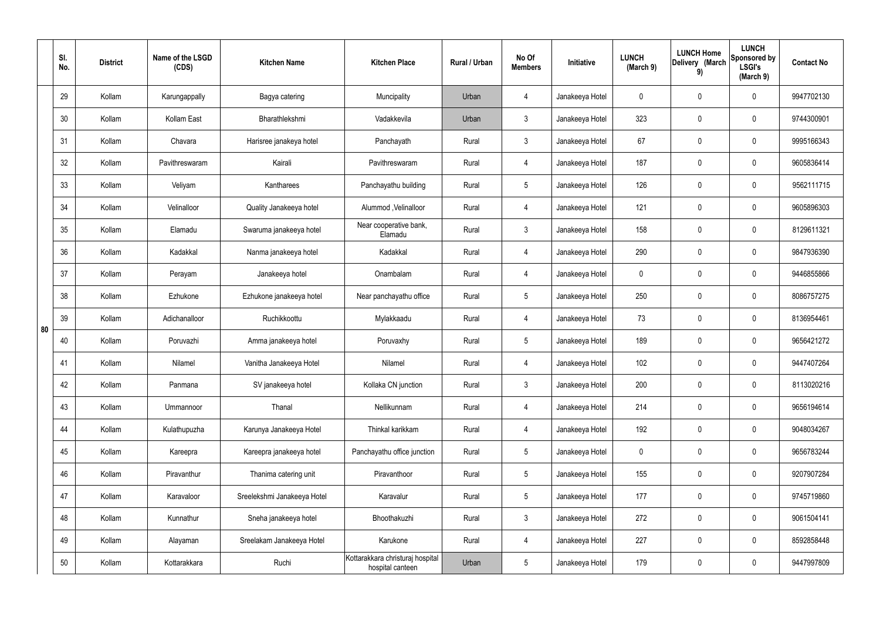|  | Sl. No. | District | Name of the LSGD (CDS) | Kitchen Name | Kitchen Place | Rural / Urban | No Of Members | Initiative | LUNCH (March 9) | LUNCH Home Delivery (March 9) | LUNCH Sponsored by LSGI's (March 9) | Contact No |
|---|---|---|---|---|---|---|---|---|---|---|---|---|
| 80 | 29 | Kollam | Karungappally | Bagya catering | Muncipality | Urban | 4 | Janakeeya Hotel | 0 | 0 | 0 | 9947702130 |
|  | 30 | Kollam | Kollam East | Bharathlekshmi | Vadakkevila | Urban | 3 | Janakeeya Hotel | 323 | 0 | 0 | 9744300901 |
|  | 31 | Kollam | Chavara | Harisree janakeya hotel | Panchayath | Rural | 3 | Janakeeya Hotel | 67 | 0 | 0 | 9995166343 |
|  | 32 | Kollam | Pavithreswaram | Kairali | Pavithreswaram | Rural | 4 | Janakeeya Hotel | 187 | 0 | 0 | 9605836414 |
|  | 33 | Kollam | Veliyam | Kantharees | Panchayathu building | Rural | 5 | Janakeeya Hotel | 126 | 0 | 0 | 9562111715 |
|  | 34 | Kollam | Velinalloor | Quality Janakeeya hotel | Alummod ,Velinalloor | Rural | 4 | Janakeeya Hotel | 121 | 0 | 0 | 9605896303 |
|  | 35 | Kollam | Elamadu | Swaruma janakeeya hotel | Near cooperative bank, Elamadu | Rural | 3 | Janakeeya Hotel | 158 | 0 | 0 | 8129611321 |
|  | 36 | Kollam | Kadakkal | Nanma janakeeya hotel | Kadakkal | Rural | 4 | Janakeeya Hotel | 290 | 0 | 0 | 9847936390 |
|  | 37 | Kollam | Perayam | Janakeeya hotel | Onambalam | Rural | 4 | Janakeeya Hotel | 0 | 0 | 0 | 9446855866 |
|  | 38 | Kollam | Ezhukone | Ezhukone janakeeya hotel | Near panchayathu office | Rural | 5 | Janakeeya Hotel | 250 | 0 | 0 | 8086757275 |
|  | 39 | Kollam | Adichanalloor | Ruchikkoottu | Mylakkaadu | Rural | 4 | Janakeeya Hotel | 73 | 0 | 0 | 8136954461 |
|  | 40 | Kollam | Poruvazhi | Amma janakeeya hotel | Poruvaxhy | Rural | 5 | Janakeeya Hotel | 189 | 0 | 0 | 9656421272 |
|  | 41 | Kollam | Nilamel | Vanitha Janakeeya Hotel | Nilamel | Rural | 4 | Janakeeya Hotel | 102 | 0 | 0 | 9447407264 |
|  | 42 | Kollam | Panmana | SV janakeeya hotel | Kollaka CN junction | Rural | 3 | Janakeeya Hotel | 200 | 0 | 0 | 8113020216 |
|  | 43 | Kollam | Ummannoor | Thanal | Nellikunnam | Rural | 4 | Janakeeya Hotel | 214 | 0 | 0 | 9656194614 |
|  | 44 | Kollam | Kulathupuzha | Karunya Janakeeya Hotel | Thinkal karikkam | Rural | 4 | Janakeeya Hotel | 192 | 0 | 0 | 9048034267 |
|  | 45 | Kollam | Kareepra | Kareepra janakeeya hotel | Panchayathu office junction | Rural | 5 | Janakeeya Hotel | 0 | 0 | 0 | 9656783244 |
|  | 46 | Kollam | Piravanthur | Thanima catering unit | Piravanthoor | Rural | 5 | Janakeeya Hotel | 155 | 0 | 0 | 9207907284 |
|  | 47 | Kollam | Karavaloor | Sreelekshmi Janakeeya Hotel | Karavalur | Rural | 5 | Janakeeya Hotel | 177 | 0 | 0 | 9745719860 |
|  | 48 | Kollam | Kunnathur | Sneha janakeeya hotel | Bhoothakuzhi | Rural | 3 | Janakeeya Hotel | 272 | 0 | 0 | 9061504141 |
|  | 49 | Kollam | Alayaman | Sreelakam Janakeeya Hotel | Karukone | Rural | 4 | Janakeeya Hotel | 227 | 0 | 0 | 8592858448 |
|  | 50 | Kollam | Kottarakkara | Ruchi | Kottarakkara christuraj hospital hospital canteen | Urban | 5 | Janakeeya Hotel | 179 | 0 | 0 | 9447997809 |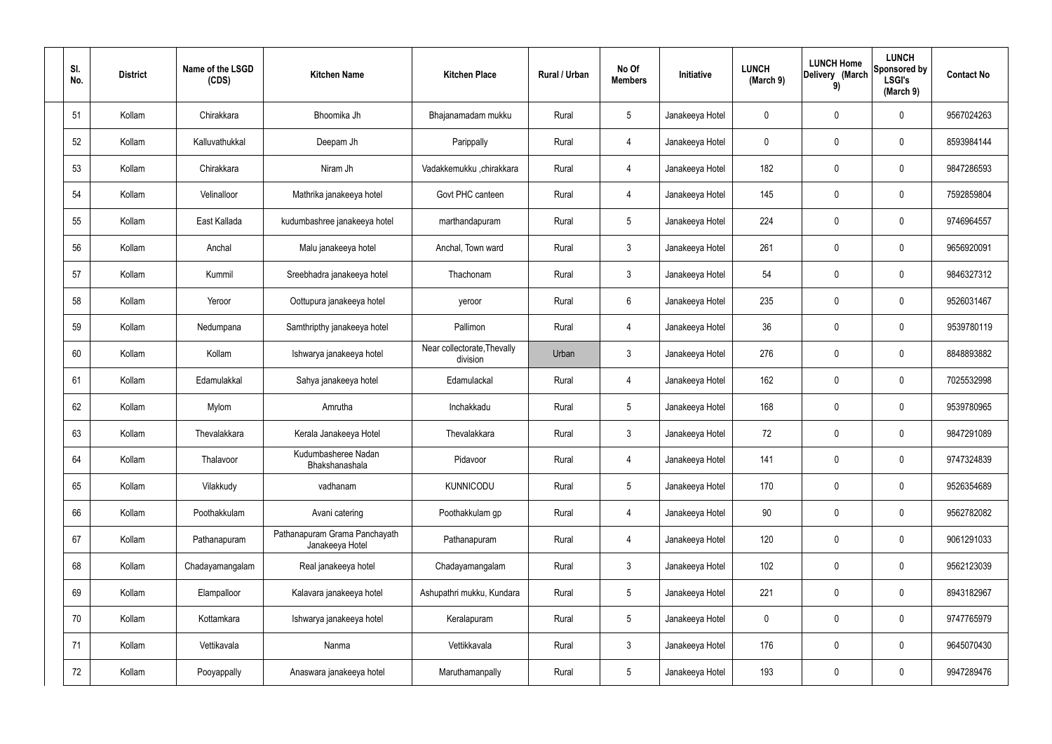| Sl. No. | District | Name of the LSGD (CDS) | Kitchen Name | Kitchen Place | Rural / Urban | No Of Members | Initiative | LUNCH (March 9) | LUNCH Home Delivery (March 9) | LUNCH Sponsored by LSGI's (March 9) | Contact No |
|---|---|---|---|---|---|---|---|---|---|---|---|
| 51 | Kollam | Chirakkara | Bhoomika Jh | Bhajanamadam mukku | Rural | 5 | Janakeeya Hotel | 0 | 0 | 0 | 9567024263 |
| 52 | Kollam | Kalluvathukkal | Deepam Jh | Parippally | Rural | 4 | Janakeeya Hotel | 0 | 0 | 0 | 8593984144 |
| 53 | Kollam | Chirakkara | Niram Jh | Vadakkemukku ,chirakkara | Rural | 4 | Janakeeya Hotel | 182 | 0 | 0 | 9847286593 |
| 54 | Kollam | Velinalloor | Mathrika janakeeya hotel | Govt PHC canteen | Rural | 4 | Janakeeya Hotel | 145 | 0 | 0 | 7592859804 |
| 55 | Kollam | East Kallada | kudumbashree janakeeya hotel | marthandapuram | Rural | 5 | Janakeeya Hotel | 224 | 0 | 0 | 9746964557 |
| 56 | Kollam | Anchal | Malu janakeeya hotel | Anchal, Town ward | Rural | 3 | Janakeeya Hotel | 261 | 0 | 0 | 9656920091 |
| 57 | Kollam | Kummil | Sreebhadra janakeeya hotel | Thachonam | Rural | 3 | Janakeeya Hotel | 54 | 0 | 0 | 9846327312 |
| 58 | Kollam | Yeroor | Oottupura janakeeya hotel | yeroor | Rural | 6 | Janakeeya Hotel | 235 | 0 | 0 | 9526031467 |
| 59 | Kollam | Nedumpana | Samthripthy janakeeya hotel | Pallimon | Rural | 4 | Janakeeya Hotel | 36 | 0 | 0 | 9539780119 |
| 60 | Kollam | Kollam | Ishwarya janakeeya hotel | Near collectorate,Thevally division | Urban | 3 | Janakeeya Hotel | 276 | 0 | 0 | 8848893882 |
| 61 | Kollam | Edamulakkal | Sahya janakeeya hotel | Edamulackal | Rural | 4 | Janakeeya Hotel | 162 | 0 | 0 | 7025532998 |
| 62 | Kollam | Mylom | Amrutha | Inchakkadu | Rural | 5 | Janakeeya Hotel | 168 | 0 | 0 | 9539780965 |
| 63 | Kollam | Thevalakkara | Kerala Janakeeya Hotel | Thevalakkara | Rural | 3 | Janakeeya Hotel | 72 | 0 | 0 | 9847291089 |
| 64 | Kollam | Thalavoor | Kudumbasheree Nadan Bhakshanashala | Pidavoor | Rural | 4 | Janakeeya Hotel | 141 | 0 | 0 | 9747324839 |
| 65 | Kollam | Vilakkudy | vadhanam | KUNNICODU | Rural | 5 | Janakeeya Hotel | 170 | 0 | 0 | 9526354689 |
| 66 | Kollam | Poothakkulam | Avani catering | Poothakkulam gp | Rural | 4 | Janakeeya Hotel | 90 | 0 | 0 | 9562782082 |
| 67 | Kollam | Pathanapuram | Pathanapuram Grama Panchayath Janakeeya Hotel | Pathanapuram | Rural | 4 | Janakeeya Hotel | 120 | 0 | 0 | 9061291033 |
| 68 | Kollam | Chadayamangalam | Real janakeeya hotel | Chadayamangalam | Rural | 3 | Janakeeya Hotel | 102 | 0 | 0 | 9562123039 |
| 69 | Kollam | Elampalloor | Kalavara janakeeya hotel | Ashupathri mukku, Kundara | Rural | 5 | Janakeeya Hotel | 221 | 0 | 0 | 8943182967 |
| 70 | Kollam | Kottamkara | Ishwarya janakeeya hotel | Keralapuram | Rural | 5 | Janakeeya Hotel | 0 | 0 | 0 | 9747765979 |
| 71 | Kollam | Vettikavala | Nanma | Vettikkavala | Rural | 3 | Janakeeya Hotel | 176 | 0 | 0 | 9645070430 |
| 72 | Kollam | Pooyappally | Anaswara janakeeya hotel | Maruthamanpally | Rural | 5 | Janakeeya Hotel | 193 | 0 | 0 | 9947289476 |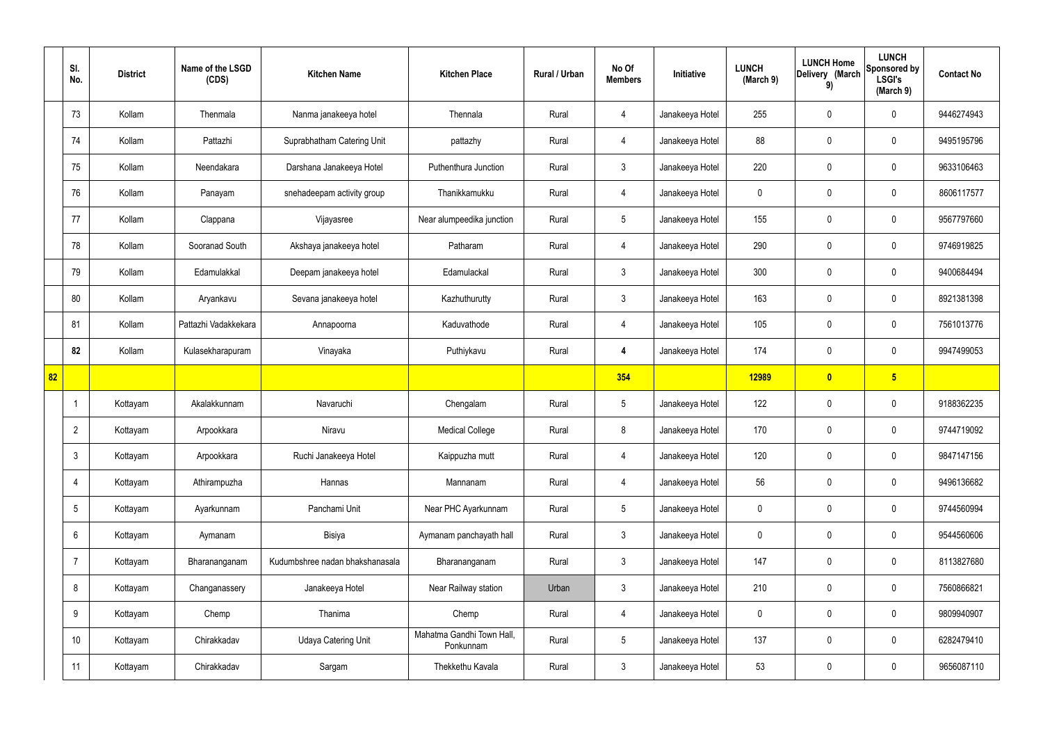| | Sl. No. | District | Name of the LSGD (CDS) | Kitchen Name | Kitchen Place | Rural / Urban | No Of Members | Initiative | LUNCH (March 9) | LUNCH Home Delivery (March 9) | LUNCH Sponsored by LSGI's (March 9) | Contact No |
|---|---|---|---|---|---|---|---|---|---|---|---|---|
| | 73 | Kollam | Thenmala | Nanma janakeeya hotel | Thennala | Rural | 4 | Janakeeya Hotel | 255 | 0 | 0 | 9446274943 |
| | 74 | Kollam | Pattazhi | Suprabhatham Catering Unit | pattazhy | Rural | 4 | Janakeeya Hotel | 88 | 0 | 0 | 9495195796 |
| | 75 | Kollam | Neendakara | Darshana Janakeeya Hotel | Puthenthura Junction | Rural | 3 | Janakeeya Hotel | 220 | 0 | 0 | 9633106463 |
| | 76 | Kollam | Panayam | snehadeepam activity group | Thanikkamukku | Rural | 4 | Janakeeya Hotel | 0 | 0 | 0 | 8606117577 |
| | 77 | Kollam | Clappana | Vijayasree | Near alumpeedika junction | Rural | 5 | Janakeeya Hotel | 155 | 0 | 0 | 9567797660 |
| | 78 | Kollam | Sooranad South | Akshaya janakeeya hotel | Patharam | Rural | 4 | Janakeeya Hotel | 290 | 0 | 0 | 9746919825 |
| | 79 | Kollam | Edamulakkal | Deepam janakeeya hotel | Edamulackal | Rural | 3 | Janakeeya Hotel | 300 | 0 | 0 | 9400684494 |
| | 80 | Kollam | Aryankavu | Sevana janakeeya hotel | Kazhuthurutty | Rural | 3 | Janakeeya Hotel | 163 | 0 | 0 | 8921381398 |
| | 81 | Kollam | Pattazhi Vadakkekara | Annapoorna | Kaduvathode | Rural | 4 | Janakeeya Hotel | 105 | 0 | 0 | 7561013776 |
| | **82** | Kollam | Kulasekharapuram | Vinayaka | Puthiykavu | Rural | **4** | Janakeeya Hotel | 174 | 0 | 0 | 9947499053 |
| **82** | | | | | | | **354** | | **12989** | **0** | **5** | |
| | 1 | Kottayam | Akalakkunnam | Navaruchi | Chengalam | Rural | 5 | Janakeeya Hotel | 122 | 0 | 0 | 9188362235 |
| | 2 | Kottayam | Arpookkara | Niravu | Medical College | Rural | 8 | Janakeeya Hotel | 170 | 0 | 0 | 9744719092 |
| | 3 | Kottayam | Arpookkara | Ruchi Janakeeya Hotel | Kaippuzha mutt | Rural | 4 | Janakeeya Hotel | 120 | 0 | 0 | 9847147156 |
| | 4 | Kottayam | Athirampuzha | Hannas | Mannanam | Rural | 4 | Janakeeya Hotel | 56 | 0 | 0 | 9496136682 |
| | 5 | Kottayam | Ayarkunnam | Panchami Unit | Near PHC Ayarkunnam | Rural | 5 | Janakeeya Hotel | 0 | 0 | 0 | 9744560994 |
| | 6 | Kottayam | Aymanam | Bisiya | Aymanam panchayath hall | Rural | 3 | Janakeeya Hotel | 0 | 0 | 0 | 9544560606 |
| | 7 | Kottayam | Bharananganam | Kudumbshree nadan bhakshanasala | Bharananganam | Rural | 3 | Janakeeya Hotel | 147 | 0 | 0 | 8113827680 |
| | 8 | Kottayam | Changanassery | Janakeeya Hotel | Near Railway station | Urban | 3 | Janakeeya Hotel | 210 | 0 | 0 | 7560866821 |
| | 9 | Kottayam | Chemp | Thanima | Chemp | Rural | 4 | Janakeeya Hotel | 0 | 0 | 0 | 9809940907 |
| | 10 | Kottayam | Chirakkadav | Udaya Catering Unit | Mahatma Gandhi Town Hall, Ponkunnam | Rural | 5 | Janakeeya Hotel | 137 | 0 | 0 | 6282479410 |
| | 11 | Kottayam | Chirakkadav | Sargam | Thekkethu Kavala | Rural | 3 | Janakeeya Hotel | 53 | 0 | 0 | 9656087110 |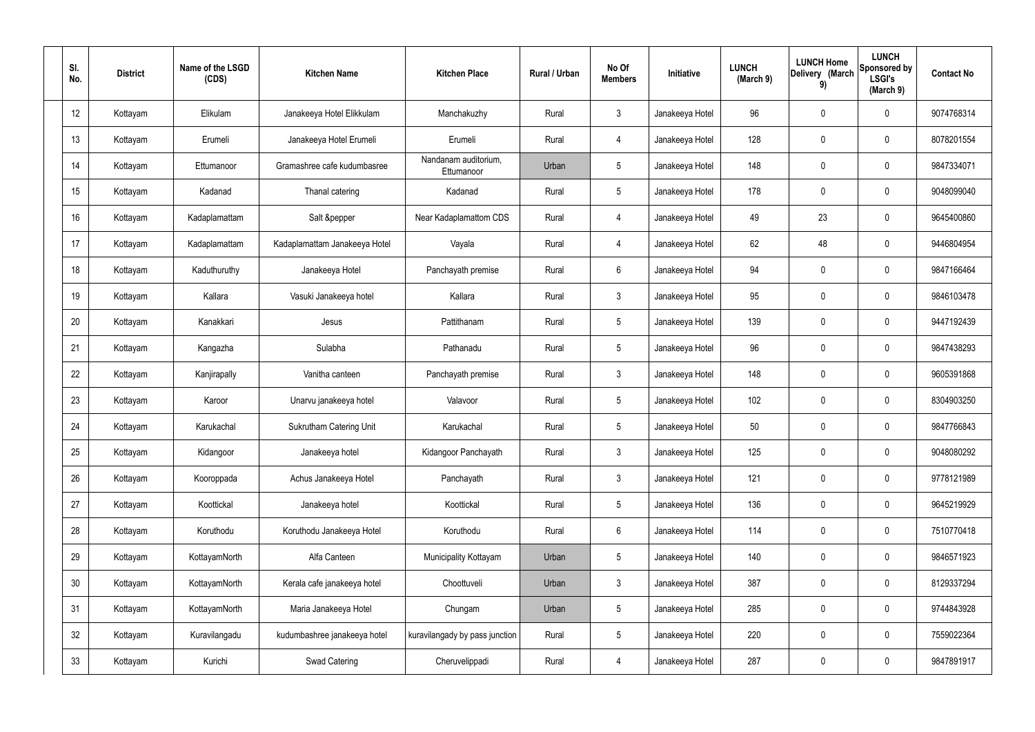| Sl. No. | District | Name of the LSGD (CDS) | Kitchen Name | Kitchen Place | Rural / Urban | No Of Members | Initiative | LUNCH (March 9) | LUNCH Home Delivery (March 9) | LUNCH Sponsored by LSGI's (March 9) | Contact No |
|---|---|---|---|---|---|---|---|---|---|---|---|
| 12 | Kottayam | Elikulam | Janakeeya Hotel Elikkulam | Manchakuzhy | Rural | 3 | Janakeeya Hotel | 96 | 0 | 0 | 9074768314 |
| 13 | Kottayam | Erumeli | Janakeeya Hotel Erumeli | Erumeli | Rural | 4 | Janakeeya Hotel | 128 | 0 | 0 | 8078201554 |
| 14 | Kottayam | Ettumanoor | Gramashree cafe kudumbasree | Nandanam auditorium, Ettumanoor | Urban | 5 | Janakeeya Hotel | 148 | 0 | 0 | 9847334071 |
| 15 | Kottayam | Kadanad | Thanal catering | Kadanad | Rural | 5 | Janakeeya Hotel | 178 | 0 | 0 | 9048099040 |
| 16 | Kottayam | Kadaplamattam | Salt &pepper | Near Kadaplamattom CDS | Rural | 4 | Janakeeya Hotel | 49 | 23 | 0 | 9645400860 |
| 17 | Kottayam | Kadaplamattam | Kadaplamattam Janakeeya Hotel | Vayala | Rural | 4 | Janakeeya Hotel | 62 | 48 | 0 | 9446804954 |
| 18 | Kottayam | Kaduthuruthy | Janakeeya Hotel | Panchayath premise | Rural | 6 | Janakeeya Hotel | 94 | 0 | 0 | 9847166464 |
| 19 | Kottayam | Kallara | Vasuki Janakeeya hotel | Kallara | Rural | 3 | Janakeeya Hotel | 95 | 0 | 0 | 9846103478 |
| 20 | Kottayam | Kanakkari | Jesus | Pattithanam | Rural | 5 | Janakeeya Hotel | 139 | 0 | 0 | 9447192439 |
| 21 | Kottayam | Kangazha | Sulabha | Pathanadu | Rural | 5 | Janakeeya Hotel | 96 | 0 | 0 | 9847438293 |
| 22 | Kottayam | Kanjirapally | Vanitha canteen | Panchayath premise | Rural | 3 | Janakeeya Hotel | 148 | 0 | 0 | 9605391868 |
| 23 | Kottayam | Karoor | Unarvu janakeeya hotel | Valavoor | Rural | 5 | Janakeeya Hotel | 102 | 0 | 0 | 8304903250 |
| 24 | Kottayam | Karukachal | Sukrutham Catering Unit | Karukachal | Rural | 5 | Janakeeya Hotel | 50 | 0 | 0 | 9847766843 |
| 25 | Kottayam | Kidangoor | Janakeeya hotel | Kidangoor Panchayath | Rural | 3 | Janakeeya Hotel | 125 | 0 | 0 | 9048080292 |
| 26 | Kottayam | Kooroppada | Achus Janakeeya Hotel | Panchayath | Rural | 3 | Janakeeya Hotel | 121 | 0 | 0 | 9778121989 |
| 27 | Kottayam | Koottickal | Janakeeya hotel | Koottickal | Rural | 5 | Janakeeya Hotel | 136 | 0 | 0 | 9645219929 |
| 28 | Kottayam | Koruthodu | Koruthodu Janakeeya Hotel | Koruthodu | Rural | 6 | Janakeeya Hotel | 114 | 0 | 0 | 7510770418 |
| 29 | Kottayam | KottayamNorth | Alfa Canteen | Municipality Kottayam | Urban | 5 | Janakeeya Hotel | 140 | 0 | 0 | 9846571923 |
| 30 | Kottayam | KottayamNorth | Kerala cafe janakeeya hotel | Choottuveli | Urban | 3 | Janakeeya Hotel | 387 | 0 | 0 | 8129337294 |
| 31 | Kottayam | KottayamNorth | Maria Janakeeya Hotel | Chungam | Urban | 5 | Janakeeya Hotel | 285 | 0 | 0 | 9744843928 |
| 32 | Kottayam | Kuravilangadu | kudumbashree janakeeya hotel | kuravilangady by pass junction | Rural | 5 | Janakeeya Hotel | 220 | 0 | 0 | 7559022364 |
| 33 | Kottayam | Kurichi | Swad Catering | Cheruvelippadi | Rural | 4 | Janakeeya Hotel | 287 | 0 | 0 | 9847891917 |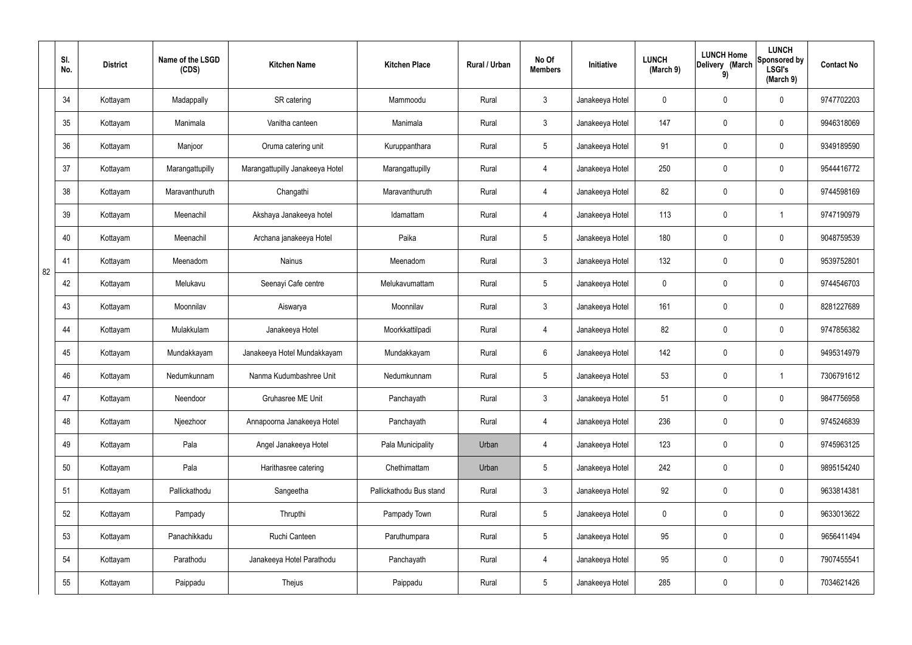| | Sl. No. | District | Name of the LSGD (CDS) | Kitchen Name | Kitchen Place | Rural / Urban | No Of Members | Initiative | LUNCH (March 9) | LUNCH Home Delivery (March 9) | LUNCH Sponsored by LSGI's (March 9) | Contact No |
|---|---|---|---|---|---|---|---|---|---|---|---|---|
| 82 | 34 | Kottayam | Madappally | SR catering | Mammoodu | Rural | 3 | Janakeeya Hotel | 0 | 0 | 0 | 9747702203 |
| | 35 | Kottayam | Manimala | Vanitha canteen | Manimala | Rural | 3 | Janakeeya Hotel | 147 | 0 | 0 | 9946318069 |
| | 36 | Kottayam | Manjoor | Oruma catering unit | Kuruppanthara | Rural | 5 | Janakeeya Hotel | 91 | 0 | 0 | 9349189590 |
| | 37 | Kottayam | Marangattupilly | Marangattupilly Janakeeya Hotel | Marangattupilly | Rural | 4 | Janakeeya Hotel | 250 | 0 | 0 | 9544416772 |
| | 38 | Kottayam | Maravanthuruth | Changathi | Maravanthuruth | Rural | 4 | Janakeeya Hotel | 82 | 0 | 0 | 9744598169 |
| | 39 | Kottayam | Meenachil | Akshaya Janakeeya hotel | Idamattam | Rural | 4 | Janakeeya Hotel | 113 | 0 | 1 | 9747190979 |
| | 40 | Kottayam | Meenachil | Archana janakeeya Hotel | Paika | Rural | 5 | Janakeeya Hotel | 180 | 0 | 0 | 9048759539 |
| | 41 | Kottayam | Meenadom | Nainus | Meenadom | Rural | 3 | Janakeeya Hotel | 132 | 0 | 0 | 9539752801 |
| | 42 | Kottayam | Melukavu | Seenayi Cafe centre | Melukavumattam | Rural | 5 | Janakeeya Hotel | 0 | 0 | 0 | 9744546703 |
| | 43 | Kottayam | Moonnilav | Aiswarya | Moonnilav | Rural | 3 | Janakeeya Hotel | 161 | 0 | 0 | 8281227689 |
| | 44 | Kottayam | Mulakkulam | Janakeeya Hotel | Moorkkattilpadi | Rural | 4 | Janakeeya Hotel | 82 | 0 | 0 | 9747856382 |
| | 45 | Kottayam | Mundakkayam | Janakeeya Hotel Mundakkayam | Mundakkayam | Rural | 6 | Janakeeya Hotel | 142 | 0 | 0 | 9495314979 |
| | 46 | Kottayam | Nedumkunnam | Nanma Kudumbashree Unit | Nedumkunnam | Rural | 5 | Janakeeya Hotel | 53 | 0 | 1 | 7306791612 |
| | 47 | Kottayam | Neendoor | Gruhasree ME Unit | Panchayath | Rural | 3 | Janakeeya Hotel | 51 | 0 | 0 | 9847756958 |
| | 48 | Kottayam | Njeezhoor | Annapoorna Janakeeya Hotel | Panchayath | Rural | 4 | Janakeeya Hotel | 236 | 0 | 0 | 9745246839 |
| | 49 | Kottayam | Pala | Angel Janakeeya Hotel | Pala Municipality | Urban | 4 | Janakeeya Hotel | 123 | 0 | 0 | 9745963125 |
| | 50 | Kottayam | Pala | Harithasree catering | Chethimattam | Urban | 5 | Janakeeya Hotel | 242 | 0 | 0 | 9895154240 |
| | 51 | Kottayam | Pallickathodu | Sangeetha | Pallickathodu Bus stand | Rural | 3 | Janakeeya Hotel | 92 | 0 | 0 | 9633814381 |
| | 52 | Kottayam | Pampady | Thrupthi | Pampady Town | Rural | 5 | Janakeeya Hotel | 0 | 0 | 0 | 9633013622 |
| | 53 | Kottayam | Panachikkadu | Ruchi Canteen | Paruthumpara | Rural | 5 | Janakeeya Hotel | 95 | 0 | 0 | 9656411494 |
| | 54 | Kottayam | Parathodu | Janakeeya Hotel Parathodu | Panchayath | Rural | 4 | Janakeeya Hotel | 95 | 0 | 0 | 7907455541 |
| | 55 | Kottayam | Paippadu | Thejus | Paippadu | Rural | 5 | Janakeeya Hotel | 285 | 0 | 0 | 7034621426 |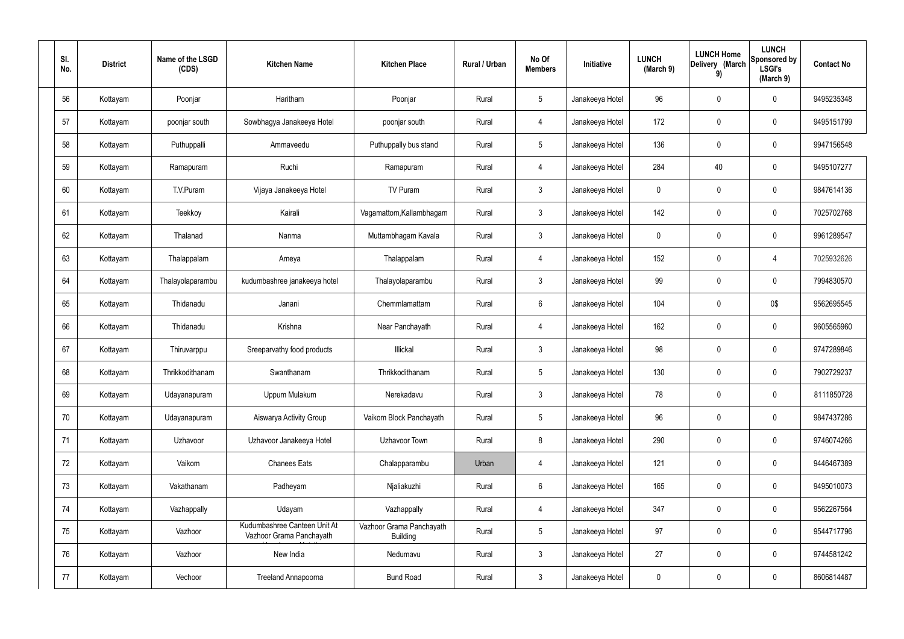| Sl. No. | District | Name of the LSGD (CDS) | Kitchen Name | Kitchen Place | Rural / Urban | No Of Members | Initiative | LUNCH (March 9) | LUNCH Home Delivery (March 9) | LUNCH Sponsored by LSGI's (March 9) | Contact No |
|---|---|---|---|---|---|---|---|---|---|---|---|
| 56 | Kottayam | Poonjar | Haritham | Poonjar | Rural | 5 | Janakeeya Hotel | 96 | 0 | 0 | 9495235348 |
| 57 | Kottayam | poonjar south | Sowbhagya Janakeeya Hotel | poonjar south | Rural | 4 | Janakeeya Hotel | 172 | 0 | 0 | 9495151799 |
| 58 | Kottayam | Puthuppalli | Ammaveedu | Puthuppally bus stand | Rural | 5 | Janakeeya Hotel | 136 | 0 | 0 | 9947156548 |
| 59 | Kottayam | Ramapuram | Ruchi | Ramapuram | Rural | 4 | Janakeeya Hotel | 284 | 40 | 0 | 9495107277 |
| 60 | Kottayam | T.V.Puram | Vijaya Janakeeya Hotel | TV Puram | Rural | 3 | Janakeeya Hotel | 0 | 0 | 0 | 9847614136 |
| 61 | Kottayam | Teekkoy | Kairali | Vagamattom,Kallambhagam | Rural | 3 | Janakeeya Hotel | 142 | 0 | 0 | 7025702768 |
| 62 | Kottayam | Thalanad | Nanma | Muttambhagam Kavala | Rural | 3 | Janakeeya Hotel | 0 | 0 | 0 | 9961289547 |
| 63 | Kottayam | Thalappalam | Ameya | Thalappalam | Rural | 4 | Janakeeya Hotel | 152 | 0 | 4 | 7025932626 |
| 64 | Kottayam | Thalayolaparambu | kudumbashree janakeeya hotel | Thalayolaparambu | Rural | 3 | Janakeeya Hotel | 99 | 0 | 0 | 7994830570 |
| 65 | Kottayam | Thidanadu | Janani | Chemmlamattam | Rural | 6 | Janakeeya Hotel | 104 | 0 | 0$ | 9562695545 |
| 66 | Kottayam | Thidanadu | Krishna | Near Panchayath | Rural | 4 | Janakeeya Hotel | 162 | 0 | 0 | 9605565960 |
| 67 | Kottayam | Thiruvarppu | Sreeparvathy food products | Illickal | Rural | 3 | Janakeeya Hotel | 98 | 0 | 0 | 9747289846 |
| 68 | Kottayam | Thrikkodithanam | Swanthanam | Thrikkodithanam | Rural | 5 | Janakeeya Hotel | 130 | 0 | 0 | 7902729237 |
| 69 | Kottayam | Udayanapuram | Uppum Mulakum | Nerekadavu | Rural | 3 | Janakeeya Hotel | 78 | 0 | 0 | 8111850728 |
| 70 | Kottayam | Udayanapuram | Aiswarya Activity Group | Vaikom Block Panchayath | Rural | 5 | Janakeeya Hotel | 96 | 0 | 0 | 9847437286 |
| 71 | Kottayam | Uzhavoor | Uzhavoor Janakeeya Hotel | Uzhavoor Town | Rural | 8 | Janakeeya Hotel | 290 | 0 | 0 | 9746074266 |
| 72 | Kottayam | Vaikom | Chanees Eats | Chalapparambu | Urban | 4 | Janakeeya Hotel | 121 | 0 | 0 | 9446467389 |
| 73 | Kottayam | Vakathanam | Padheyam | Njaliakuzhi | Rural | 6 | Janakeeya Hotel | 165 | 0 | 0 | 9495010073 |
| 74 | Kottayam | Vazhappally | Udayam | Vazhappally | Rural | 4 | Janakeeya Hotel | 347 | 0 | 0 | 9562267564 |
| 75 | Kottayam | Vazhoor | Kudumbashree Canteen Unit At Vazhoor Grama Panchayath | Vazhoor Grama Panchayath Building | Rural | 5 | Janakeeya Hotel | 97 | 0 | 0 | 9544717796 |
| 76 | Kottayam | Vazhoor | New India | Nedumavu | Rural | 3 | Janakeeya Hotel | 27 | 0 | 0 | 9744581242 |
| 77 | Kottayam | Vechoor | Treeland Annapoorna | Bund Road | Rural | 3 | Janakeeya Hotel | 0 | 0 | 0 | 8606814487 |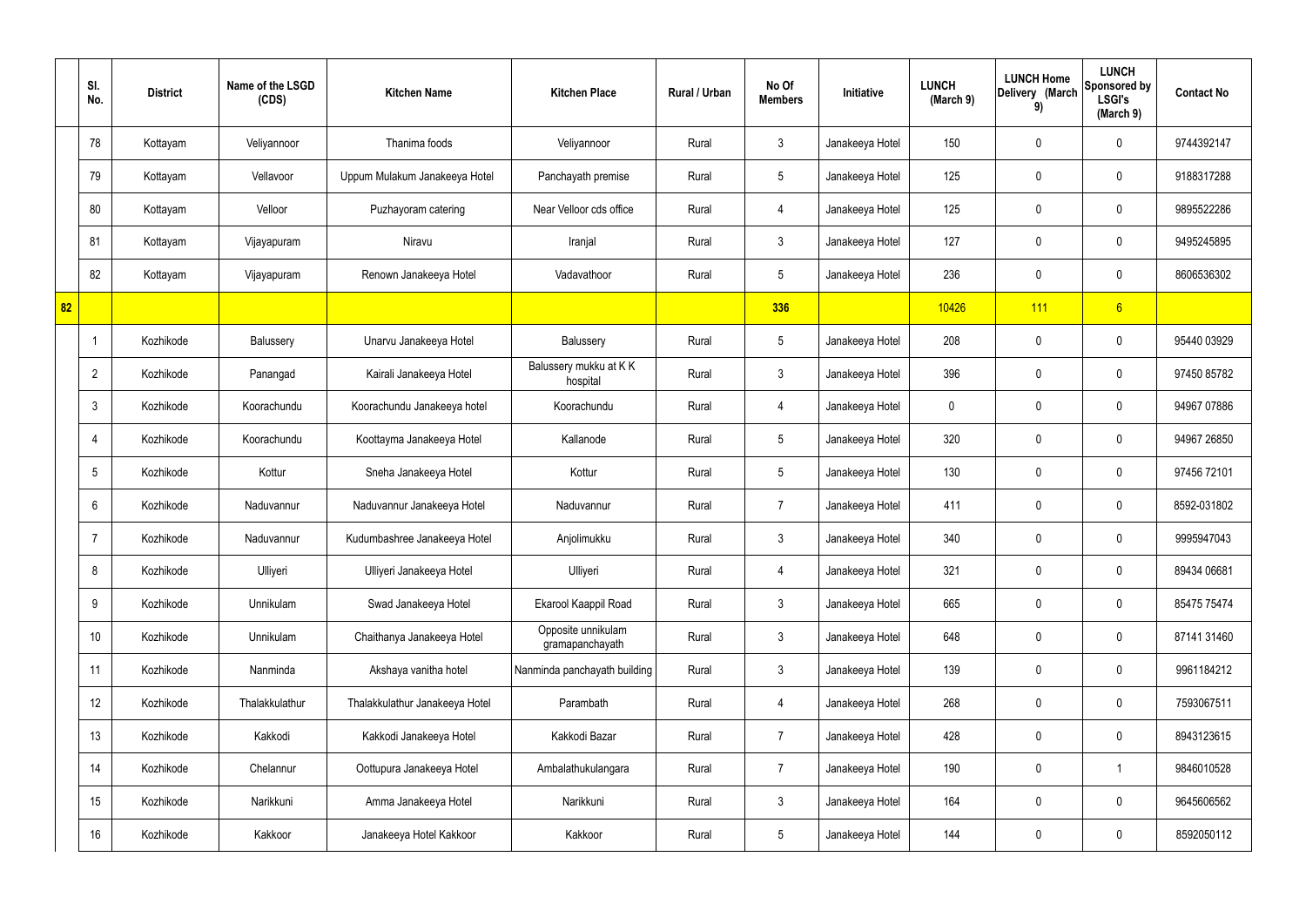|  | Sl. No. | District | Name of the LSGD (CDS) | Kitchen Name | Kitchen Place | Rural / Urban | No Of Members | Initiative | LUNCH (March 9) | LUNCH Home Delivery (March 9) | LUNCH Sponsored by LSGI's (March 9) | Contact No |
|---|---|---|---|---|---|---|---|---|---|---|---|---|
|  | 78 | Kottayam | Veliyannoor | Thanima foods | Veliyannoor | Rural | 3 | Janakeeya Hotel | 150 | 0 | 0 | 9744392147 |
|  | 79 | Kottayam | Vellavoor | Uppum Mulakum Janakeeya Hotel | Panchayath premise | Rural | 5 | Janakeeya Hotel | 125 | 0 | 0 | 9188317288 |
|  | 80 | Kottayam | Velloor | Puzhayoram catering | Near Velloor cds office | Rural | 4 | Janakeeya Hotel | 125 | 0 | 0 | 9895522286 |
|  | 81 | Kottayam | Vijayapuram | Niravu | Iranjal | Rural | 3 | Janakeeya Hotel | 127 | 0 | 0 | 9495245895 |
|  | 82 | Kottayam | Vijayapuram | Renown Janakeeya Hotel | Vadavathoor | Rural | 5 | Janakeeya Hotel | 236 | 0 | 0 | 8606536302 |
| 82 |  |  |  |  |  |  | 336 |  | 10426 | 111 | 6 |  |
|  | 1 | Kozhikode | Balussery | Unarvu Janakeeya Hotel | Balussery | Rural | 5 | Janakeeya Hotel | 208 | 0 | 0 | 95440 03929 |
|  | 2 | Kozhikode | Panangad | Kairali Janakeeya Hotel | Balussery mukku at K K hospital | Rural | 3 | Janakeeya Hotel | 396 | 0 | 0 | 97450 85782 |
|  | 3 | Kozhikode | Koorachundu | Koorachundu Janakeeya hotel | Koorachundu | Rural | 4 | Janakeeya Hotel | 0 | 0 | 0 | 94967 07886 |
|  | 4 | Kozhikode | Koorachundu | Koottayma Janakeeya Hotel | Kallanode | Rural | 5 | Janakeeya Hotel | 320 | 0 | 0 | 94967 26850 |
|  | 5 | Kozhikode | Kottur | Sneha Janakeeya Hotel | Kottur | Rural | 5 | Janakeeya Hotel | 130 | 0 | 0 | 97456 72101 |
|  | 6 | Kozhikode | Naduvannur | Naduvannur Janakeeya Hotel | Naduvannur | Rural | 7 | Janakeeya Hotel | 411 | 0 | 0 | 8592-031802 |
|  | 7 | Kozhikode | Naduvannur | Kudumbashree Janakeeya Hotel | Anjolimukku | Rural | 3 | Janakeeya Hotel | 340 | 0 | 0 | 9995947043 |
|  | 8 | Kozhikode | Ulliyeri | Ulliyeri Janakeeya Hotel | Ulliyeri | Rural | 4 | Janakeeya Hotel | 321 | 0 | 0 | 89434 06681 |
|  | 9 | Kozhikode | Unnikulam | Swad Janakeeya Hotel | Ekarool Kaappil Road | Rural | 3 | Janakeeya Hotel | 665 | 0 | 0 | 85475 75474 |
|  | 10 | Kozhikode | Unnikulam | Chaithanya Janakeeya Hotel | Opposite unnikulam gramapanchayath | Rural | 3 | Janakeeya Hotel | 648 | 0 | 0 | 87141 31460 |
|  | 11 | Kozhikode | Nanminda | Akshaya vanitha hotel | Nanminda panchayath building | Rural | 3 | Janakeeya Hotel | 139 | 0 | 0 | 9961184212 |
|  | 12 | Kozhikode | Thalakkulathur | Thalakkulathur Janakeeya Hotel | Parambath | Rural | 4 | Janakeeya Hotel | 268 | 0 | 0 | 7593067511 |
|  | 13 | Kozhikode | Kakkodi | Kakkodi Janakeeya Hotel | Kakkodi Bazar | Rural | 7 | Janakeeya Hotel | 428 | 0 | 0 | 8943123615 |
|  | 14 | Kozhikode | Chelannur | Oottupura Janakeeya Hotel | Ambalathukulangara | Rural | 7 | Janakeeya Hotel | 190 | 0 | 1 | 9846010528 |
|  | 15 | Kozhikode | Narikkuni | Amma Janakeeya Hotel | Narikkuni | Rural | 3 | Janakeeya Hotel | 164 | 0 | 0 | 9645606562 |
|  | 16 | Kozhikode | Kakkoor | Janakeeya Hotel Kakkoor | Kakkoor | Rural | 5 | Janakeeya Hotel | 144 | 0 | 0 | 8592050112 |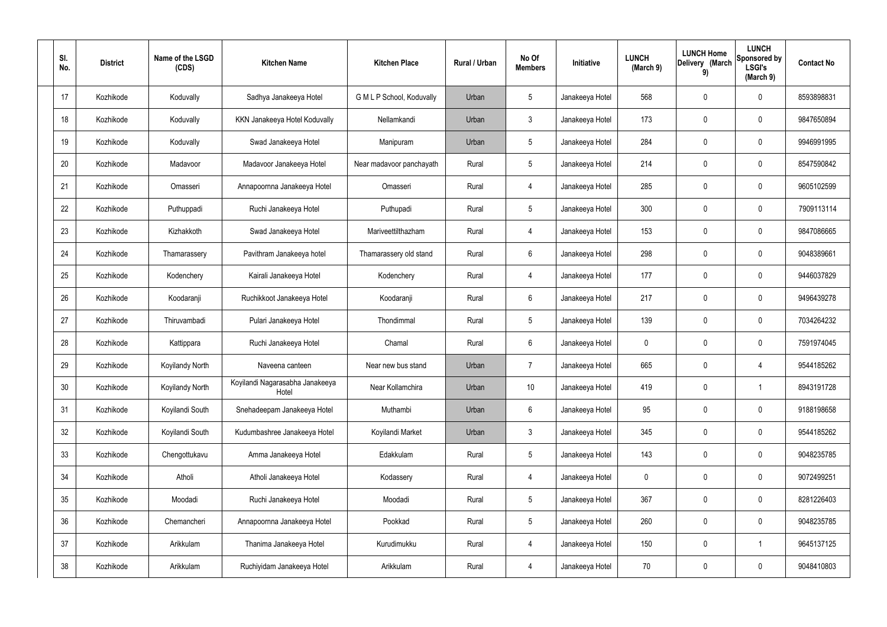| Sl. No. | District | Name of the LSGD (CDS) | Kitchen Name | Kitchen Place | Rural / Urban | No Of Members | Initiative | LUNCH (March 9) | LUNCH Home Delivery (March 9) | LUNCH Sponsored by LSGI's (March 9) | Contact No |
|---|---|---|---|---|---|---|---|---|---|---|---|
| 17 | Kozhikode | Koduvally | Sadhya Janakeeya Hotel | G M L P School, Koduvally | Urban | 5 | Janakeeya Hotel | 568 | 0 | 0 | 8593898831 |
| 18 | Kozhikode | Koduvally | KKN Janakeeya Hotel Koduvally | Nellamkandi | Urban | 3 | Janakeeya Hotel | 173 | 0 | 0 | 9847650894 |
| 19 | Kozhikode | Koduvally | Swad Janakeeya Hotel | Manipuram | Urban | 5 | Janakeeya Hotel | 284 | 0 | 0 | 9946991995 |
| 20 | Kozhikode | Madavoor | Madavoor Janakeeya Hotel | Near madavoor panchayath | Rural | 5 | Janakeeya Hotel | 214 | 0 | 0 | 8547590842 |
| 21 | Kozhikode | Omasseri | Annapoornna Janakeeya Hotel | Omasseri | Rural | 4 | Janakeeya Hotel | 285 | 0 | 0 | 9605102599 |
| 22 | Kozhikode | Puthuppadi | Ruchi Janakeeya Hotel | Puthupadi | Rural | 5 | Janakeeya Hotel | 300 | 0 | 0 | 7909113114 |
| 23 | Kozhikode | Kizhakkoth | Swad Janakeeya Hotel | Mariveettilthazham | Rural | 4 | Janakeeya Hotel | 153 | 0 | 0 | 9847086665 |
| 24 | Kozhikode | Thamarassery | Pavithram Janakeeya hotel | Thamarassery old stand | Rural | 6 | Janakeeya Hotel | 298 | 0 | 0 | 9048389661 |
| 25 | Kozhikode | Kodenchery | Kairali Janakeeya Hotel | Kodenchery | Rural | 4 | Janakeeya Hotel | 177 | 0 | 0 | 9446037829 |
| 26 | Kozhikode | Koodaranji | Ruchikkoot Janakeeya Hotel | Koodaranji | Rural | 6 | Janakeeya Hotel | 217 | 0 | 0 | 9496439278 |
| 27 | Kozhikode | Thiruvambadi | Pulari Janakeeya Hotel | Thondimmal | Rural | 5 | Janakeeya Hotel | 139 | 0 | 0 | 7034264232 |
| 28 | Kozhikode | Kattippara | Ruchi Janakeeya Hotel | Chamal | Rural | 6 | Janakeeya Hotel | 0 | 0 | 0 | 7591974045 |
| 29 | Kozhikode | Koyilandy North | Naveena canteen | Near new bus stand | Urban | 7 | Janakeeya Hotel | 665 | 0 | 4 | 9544185262 |
| 30 | Kozhikode | Koyilandy North | Koyilandi Nagarasabha Janakeeya Hotel | Near Kollamchira | Urban | 10 | Janakeeya Hotel | 419 | 0 | 1 | 8943191728 |
| 31 | Kozhikode | Koyilandi South | Snehadeepam Janakeeya Hotel | Muthambi | Urban | 6 | Janakeeya Hotel | 95 | 0 | 0 | 9188198658 |
| 32 | Kozhikode | Koyilandi South | Kudumbashree Janakeeya Hotel | Koyilandi Market | Urban | 3 | Janakeeya Hotel | 345 | 0 | 0 | 9544185262 |
| 33 | Kozhikode | Chengottukavu | Amma Janakeeya Hotel | Edakkulam | Rural | 5 | Janakeeya Hotel | 143 | 0 | 0 | 9048235785 |
| 34 | Kozhikode | Atholi | Atholi Janakeeya Hotel | Kodassery | Rural | 4 | Janakeeya Hotel | 0 | 0 | 0 | 9072499251 |
| 35 | Kozhikode | Moodadi | Ruchi Janakeeya Hotel | Moodadi | Rural | 5 | Janakeeya Hotel | 367 | 0 | 0 | 8281226403 |
| 36 | Kozhikode | Chemancheri | Annapoornna Janakeeya Hotel | Pookkad | Rural | 5 | Janakeeya Hotel | 260 | 0 | 0 | 9048235785 |
| 37 | Kozhikode | Arikkulam | Thanima Janakeeya Hotel | Kurudimukku | Rural | 4 | Janakeeya Hotel | 150 | 0 | 1 | 9645137125 |
| 38 | Kozhikode | Arikkulam | Ruchiyidam Janakeeya Hotel | Arikkulam | Rural | 4 | Janakeeya Hotel | 70 | 0 | 0 | 9048410803 |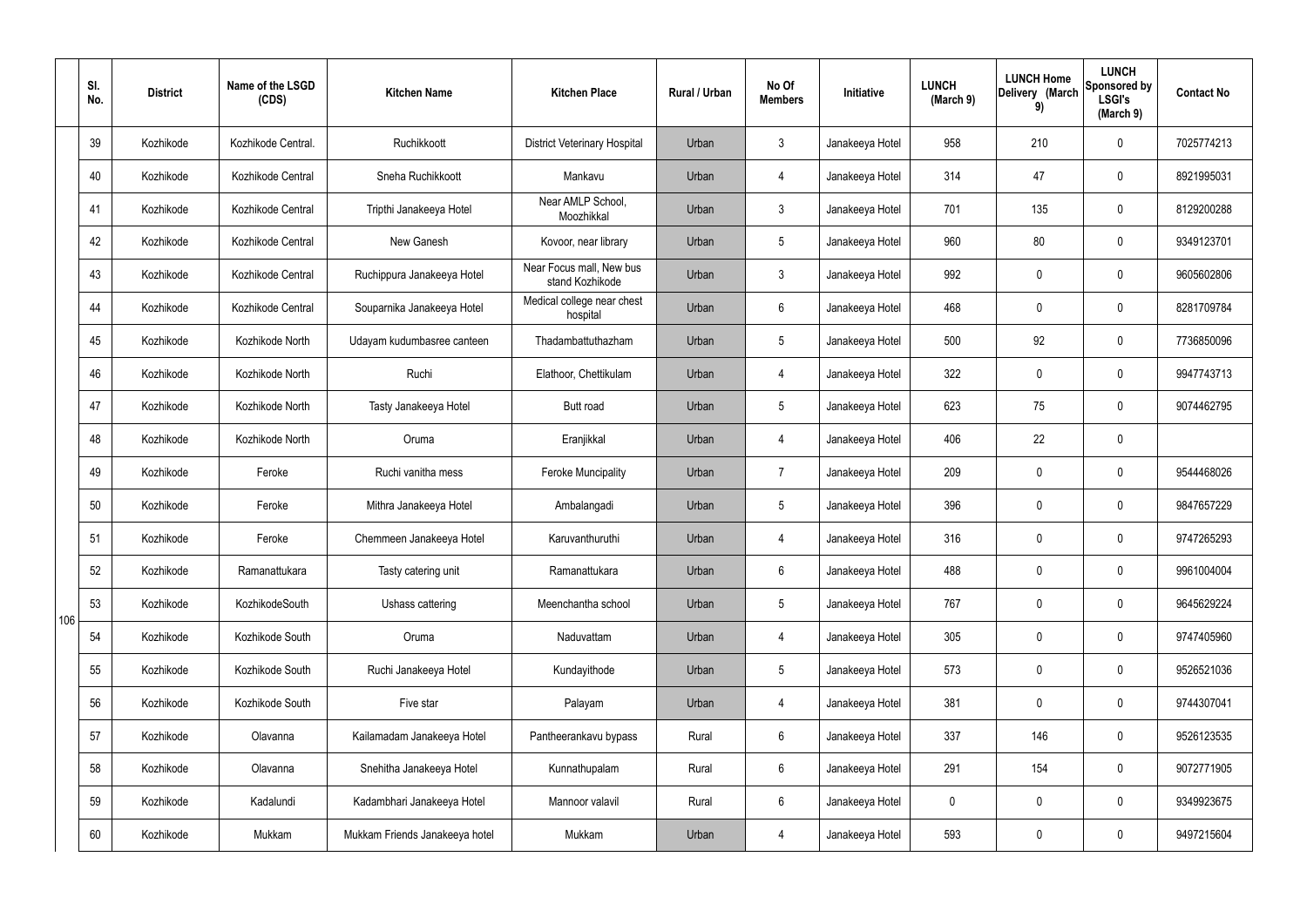|  | Sl. No. | District | Name of the LSGD (CDS) | Kitchen Name | Kitchen Place | Rural / Urban | No Of Members | Initiative | LUNCH (March 9) | LUNCH Home Delivery (March 9) | LUNCH Sponsored by LSGI's (March 9) | Contact No |
|---|---|---|---|---|---|---|---|---|---|---|---|---|
| 106 | 39 | Kozhikode | Kozhikode Central. | Ruchikkoott | District Veterinary Hospital | Urban | 3 | Janakeeya Hotel | 958 | 210 | 0 | 7025774213 |
|  | 40 | Kozhikode | Kozhikode Central | Sneha Ruchikkoott | Mankavu | Urban | 4 | Janakeeya Hotel | 314 | 47 | 0 | 8921995031 |
|  | 41 | Kozhikode | Kozhikode Central | Tripthi Janakeeya Hotel | Near AMLP School, Moozhikkal | Urban | 3 | Janakeeya Hotel | 701 | 135 | 0 | 8129200288 |
|  | 42 | Kozhikode | Kozhikode Central | New Ganesh | Kovoor, near library | Urban | 5 | Janakeeya Hotel | 960 | 80 | 0 | 9349123701 |
|  | 43 | Kozhikode | Kozhikode Central | Ruchippura Janakeeya Hotel | Near Focus mall, New bus stand Kozhikode | Urban | 3 | Janakeeya Hotel | 992 | 0 | 0 | 9605602806 |
|  | 44 | Kozhikode | Kozhikode Central | Souparnika Janakeeya Hotel | Medical college near chest hospital | Urban | 6 | Janakeeya Hotel | 468 | 0 | 0 | 8281709784 |
|  | 45 | Kozhikode | Kozhikode North | Udayam kudumbasree canteen | Thadambattuthazham | Urban | 5 | Janakeeya Hotel | 500 | 92 | 0 | 7736850096 |
|  | 46 | Kozhikode | Kozhikode North | Ruchi | Elathoor, Chettikulam | Urban | 4 | Janakeeya Hotel | 322 | 0 | 0 | 9947743713 |
|  | 47 | Kozhikode | Kozhikode North | Tasty Janakeeya Hotel | Butt road | Urban | 5 | Janakeeya Hotel | 623 | 75 | 0 | 9074462795 |
|  | 48 | Kozhikode | Kozhikode North | Oruma | Eranjikkal | Urban | 4 | Janakeeya Hotel | 406 | 22 | 0 |  |
|  | 49 | Kozhikode | Feroke | Ruchi vanitha mess | Feroke Muncipality | Urban | 7 | Janakeeya Hotel | 209 | 0 | 0 | 9544468026 |
|  | 50 | Kozhikode | Feroke | Mithra Janakeeya Hotel | Ambalangadi | Urban | 5 | Janakeeya Hotel | 396 | 0 | 0 | 9847657229 |
|  | 51 | Kozhikode | Feroke | Chemmeen Janakeeya Hotel | Karuvanthuruthi | Urban | 4 | Janakeeya Hotel | 316 | 0 | 0 | 9747265293 |
|  | 52 | Kozhikode | Ramanattukara | Tasty catering unit | Ramanattukara | Urban | 6 | Janakeeya Hotel | 488 | 0 | 0 | 9961004004 |
|  | 53 | Kozhikode | KozhikodeSouth | Ushass cattering | Meenchantha school | Urban | 5 | Janakeeya Hotel | 767 | 0 | 0 | 9645629224 |
|  | 54 | Kozhikode | Kozhikode South | Oruma | Naduvattam | Urban | 4 | Janakeeya Hotel | 305 | 0 | 0 | 9747405960 |
|  | 55 | Kozhikode | Kozhikode South | Ruchi Janakeeya Hotel | Kundayithode | Urban | 5 | Janakeeya Hotel | 573 | 0 | 0 | 9526521036 |
|  | 56 | Kozhikode | Kozhikode South | Five star | Palayam | Urban | 4 | Janakeeya Hotel | 381 | 0 | 0 | 9744307041 |
|  | 57 | Kozhikode | Olavanna | Kailamadam Janakeeya Hotel | Pantheerankavu bypass | Rural | 6 | Janakeeya Hotel | 337 | 146 | 0 | 9526123535 |
|  | 58 | Kozhikode | Olavanna | Snehitha Janakeeya Hotel | Kunnathupalam | Rural | 6 | Janakeeya Hotel | 291 | 154 | 0 | 9072771905 |
|  | 59 | Kozhikode | Kadalundi | Kadambhari Janakeeya Hotel | Mannoor valavil | Rural | 6 | Janakeeya Hotel | 0 | 0 | 0 | 9349923675 |
|  | 60 | Kozhikode | Mukkam | Mukkam Friends Janakeeya hotel | Mukkam | Urban | 4 | Janakeeya Hotel | 593 | 0 | 0 | 9497215604 |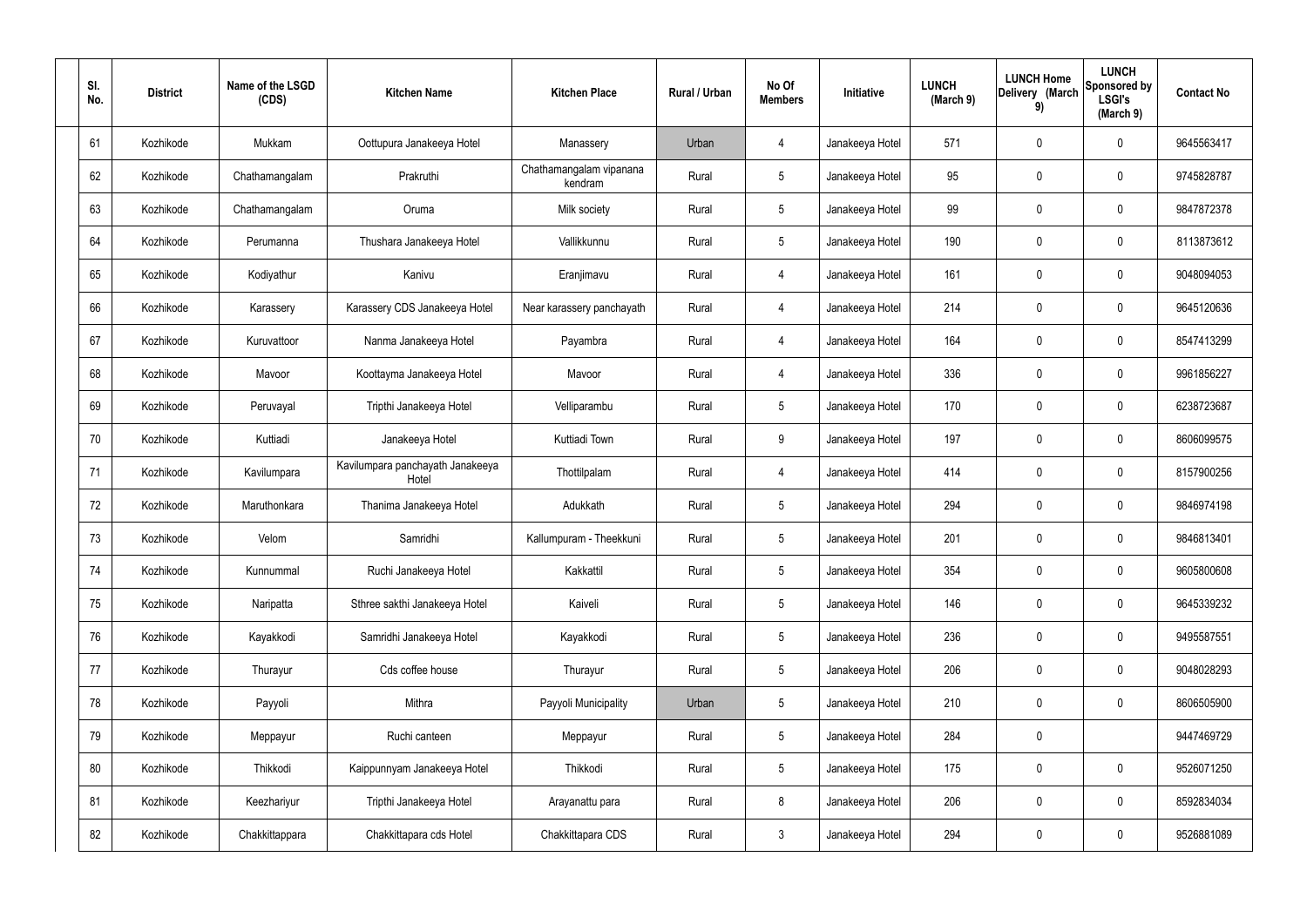| Sl. No. | District | Name of the LSGD (CDS) | Kitchen Name | Kitchen Place | Rural / Urban | No Of Members | Initiative | LUNCH (March 9) | LUNCH Home Delivery (March 9) | LUNCH Sponsored by LSGI's (March 9) | Contact No |
|---|---|---|---|---|---|---|---|---|---|---|---|
| 61 | Kozhikode | Mukkam | Oottupura Janakeeya Hotel | Manassery | Urban | 4 | Janakeeya Hotel | 571 | 0 | 0 | 9645563417 |
| 62 | Kozhikode | Chathamangalam | Prakruthi | Chathamangalam vipanana kendram | Rural | 5 | Janakeeya Hotel | 95 | 0 | 0 | 9745828787 |
| 63 | Kozhikode | Chathamangalam | Oruma | Milk society | Rural | 5 | Janakeeya Hotel | 99 | 0 | 0 | 9847872378 |
| 64 | Kozhikode | Perumanna | Thushara Janakeeya Hotel | Vallikkunnu | Rural | 5 | Janakeeya Hotel | 190 | 0 | 0 | 8113873612 |
| 65 | Kozhikode | Kodiyathur | Kanivu | Eranjimavu | Rural | 4 | Janakeeya Hotel | 161 | 0 | 0 | 9048094053 |
| 66 | Kozhikode | Karassery | Karassery CDS Janakeeya Hotel | Near karassery panchayath | Rural | 4 | Janakeeya Hotel | 214 | 0 | 0 | 9645120636 |
| 67 | Kozhikode | Kuruvattoor | Nanma Janakeeya Hotel | Payambra | Rural | 4 | Janakeeya Hotel | 164 | 0 | 0 | 8547413299 |
| 68 | Kozhikode | Mavoor | Koottayma Janakeeya Hotel | Mavoor | Rural | 4 | Janakeeya Hotel | 336 | 0 | 0 | 9961856227 |
| 69 | Kozhikode | Peruvayal | Tripthi Janakeeya Hotel | Velliparambu | Rural | 5 | Janakeeya Hotel | 170 | 0 | 0 | 6238723687 |
| 70 | Kozhikode | Kuttiadi | Janakeeya Hotel | Kuttiadi Town | Rural | 9 | Janakeeya Hotel | 197 | 0 | 0 | 8606099575 |
| 71 | Kozhikode | Kavilumpara | Kavilumpara panchayath Janakeeya Hotel | Thottilpalam | Rural | 4 | Janakeeya Hotel | 414 | 0 | 0 | 8157900256 |
| 72 | Kozhikode | Maruthonkara | Thanima Janakeeya Hotel | Adukkath | Rural | 5 | Janakeeya Hotel | 294 | 0 | 0 | 9846974198 |
| 73 | Kozhikode | Velom | Samridhi | Kallumpuram - Theekkuni | Rural | 5 | Janakeeya Hotel | 201 | 0 | 0 | 9846813401 |
| 74 | Kozhikode | Kunnummal | Ruchi Janakeeya Hotel | Kakkattil | Rural | 5 | Janakeeya Hotel | 354 | 0 | 0 | 9605800608 |
| 75 | Kozhikode | Naripatta | Sthree sakthi Janakeeya Hotel | Kaiveli | Rural | 5 | Janakeeya Hotel | 146 | 0 | 0 | 9645339232 |
| 76 | Kozhikode | Kayakkodi | Samridhi Janakeeya Hotel | Kayakkodi | Rural | 5 | Janakeeya Hotel | 236 | 0 | 0 | 9495587551 |
| 77 | Kozhikode | Thurayur | Cds coffee house | Thurayur | Rural | 5 | Janakeeya Hotel | 206 | 0 | 0 | 9048028293 |
| 78 | Kozhikode | Payyoli | Mithra | Payyoli Municipality | Urban | 5 | Janakeeya Hotel | 210 | 0 | 0 | 8606505900 |
| 79 | Kozhikode | Meppayur | Ruchi canteen | Meppayur | Rural | 5 | Janakeeya Hotel | 284 | 0 | | 9447469729 |
| 80 | Kozhikode | Thikkodi | Kaippunnyam Janakeeya Hotel | Thikkodi | Rural | 5 | Janakeeya Hotel | 175 | 0 | 0 | 9526071250 |
| 81 | Kozhikode | Keezhariyur | Tripthi Janakeeya Hotel | Arayanattu para | Rural | 8 | Janakeeya Hotel | 206 | 0 | 0 | 8592834034 |
| 82 | Kozhikode | Chakkittappara | Chakkittapara cds Hotel | Chakkittapara CDS | Rural | 3 | Janakeeya Hotel | 294 | 0 | 0 | 9526881089 |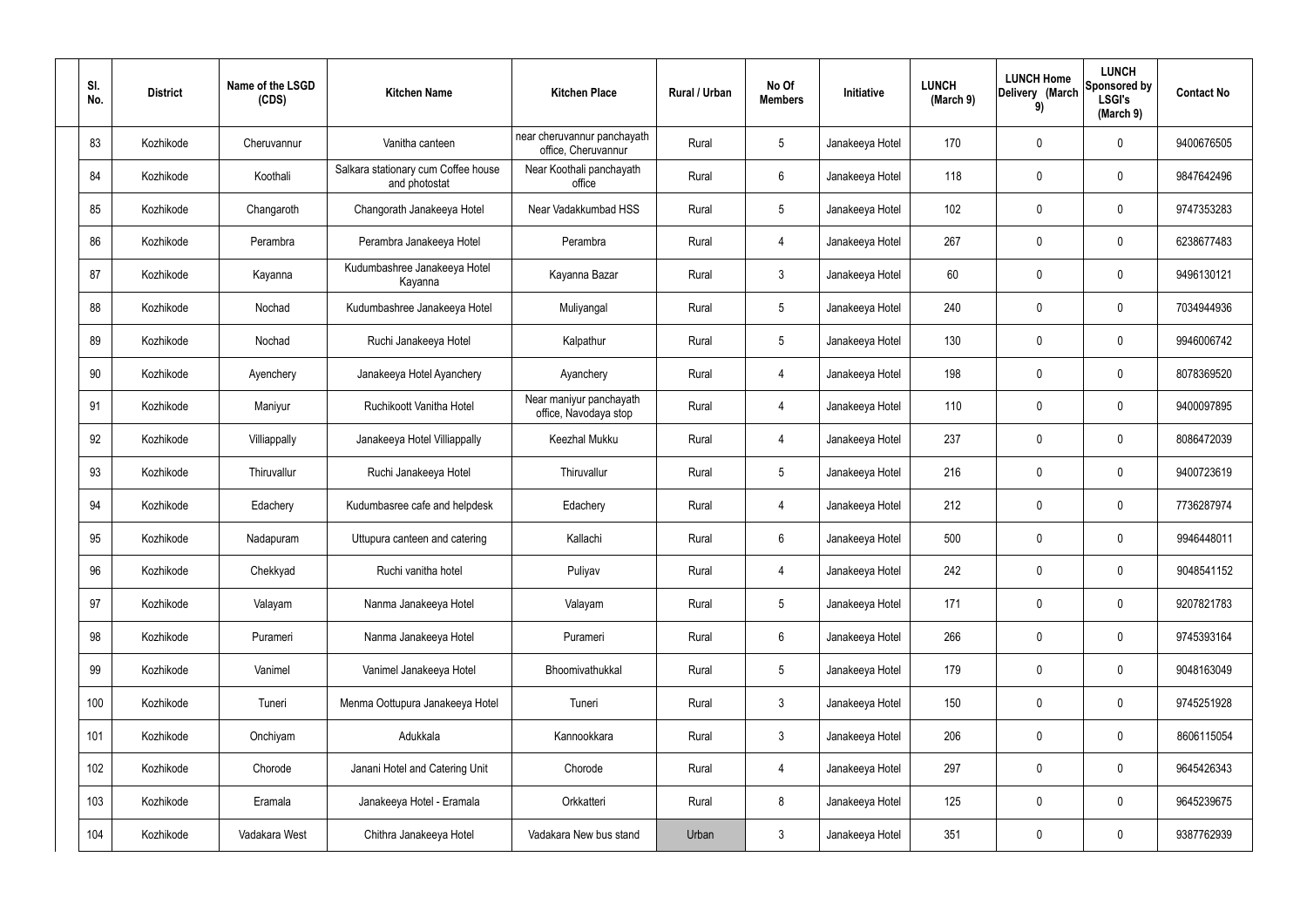| Sl. No. | District | Name of the LSGD (CDS) | Kitchen Name | Kitchen Place | Rural / Urban | No Of Members | Initiative | LUNCH (March 9) | LUNCH Home Delivery (March 9) | LUNCH Sponsored by LSGI's (March 9) | Contact No |
|---|---|---|---|---|---|---|---|---|---|---|---|
| 83 | Kozhikode | Cheruvannur | Vanitha canteen | near cheruvannur panchayath office, Cheruvannur | Rural | 5 | Janakeeya Hotel | 170 | 0 | 0 | 9400676505 |
| 84 | Kozhikode | Koothali | Salkara stationary cum Coffee house and photostat | Near Koothali panchayath office | Rural | 6 | Janakeeya Hotel | 118 | 0 | 0 | 9847642496 |
| 85 | Kozhikode | Changaroth | Changorath Janakeeya Hotel | Near Vadakkumbad HSS | Rural | 5 | Janakeeya Hotel | 102 | 0 | 0 | 9747353283 |
| 86 | Kozhikode | Perambra | Perambra Janakeeya Hotel | Perambra | Rural | 4 | Janakeeya Hotel | 267 | 0 | 0 | 6238677483 |
| 87 | Kozhikode | Kayanna | Kudumbashree Janakeeya Hotel Kayanna | Kayanna Bazar | Rural | 3 | Janakeeya Hotel | 60 | 0 | 0 | 9496130121 |
| 88 | Kozhikode | Nochad | Kudumbashree Janakeeya Hotel | Muliyangal | Rural | 5 | Janakeeya Hotel | 240 | 0 | 0 | 7034944936 |
| 89 | Kozhikode | Nochad | Ruchi Janakeeya Hotel | Kalpathur | Rural | 5 | Janakeeya Hotel | 130 | 0 | 0 | 9946006742 |
| 90 | Kozhikode | Ayenchery | Janakeeya Hotel Ayanchery | Ayanchery | Rural | 4 | Janakeeya Hotel | 198 | 0 | 0 | 8078369520 |
| 91 | Kozhikode | Maniyur | Ruchikoott Vanitha Hotel | Near maniyur panchayath office, Navodaya stop | Rural | 4 | Janakeeya Hotel | 110 | 0 | 0 | 9400097895 |
| 92 | Kozhikode | Villiappally | Janakeeya Hotel Villiappally | Keezhal Mukku | Rural | 4 | Janakeeya Hotel | 237 | 0 | 0 | 8086472039 |
| 93 | Kozhikode | Thiruvallur | Ruchi Janakeeya Hotel | Thiruvallur | Rural | 5 | Janakeeya Hotel | 216 | 0 | 0 | 9400723619 |
| 94 | Kozhikode | Edachery | Kudumbasree cafe and helpdesk | Edachery | Rural | 4 | Janakeeya Hotel | 212 | 0 | 0 | 7736287974 |
| 95 | Kozhikode | Nadapuram | Uttupura canteen and catering | Kallachi | Rural | 6 | Janakeeya Hotel | 500 | 0 | 0 | 9946448011 |
| 96 | Kozhikode | Chekkyad | Ruchi vanitha hotel | Puliyav | Rural | 4 | Janakeeya Hotel | 242 | 0 | 0 | 9048541152 |
| 97 | Kozhikode | Valayam | Nanma Janakeeya Hotel | Valayam | Rural | 5 | Janakeeya Hotel | 171 | 0 | 0 | 9207821783 |
| 98 | Kozhikode | Purameri | Nanma Janakeeya Hotel | Purameri | Rural | 6 | Janakeeya Hotel | 266 | 0 | 0 | 9745393164 |
| 99 | Kozhikode | Vanimel | Vanimel Janakeeya Hotel | Bhoomivathukkal | Rural | 5 | Janakeeya Hotel | 179 | 0 | 0 | 9048163049 |
| 100 | Kozhikode | Tuneri | Menma Oottupura Janakeeya Hotel | Tuneri | Rural | 3 | Janakeeya Hotel | 150 | 0 | 0 | 9745251928 |
| 101 | Kozhikode | Onchiyam | Adukkala | Kannookkara | Rural | 3 | Janakeeya Hotel | 206 | 0 | 0 | 8606115054 |
| 102 | Kozhikode | Chorode | Janani Hotel and Catering Unit | Chorode | Rural | 4 | Janakeeya Hotel | 297 | 0 | 0 | 9645426343 |
| 103 | Kozhikode | Eramala | Janakeeya Hotel - Eramala | Orkkatteri | Rural | 8 | Janakeeya Hotel | 125 | 0 | 0 | 9645239675 |
| 104 | Kozhikode | Vadakara West | Chithra Janakeeya Hotel | Vadakara New bus stand | Urban | 3 | Janakeeya Hotel | 351 | 0 | 0 | 9387762939 |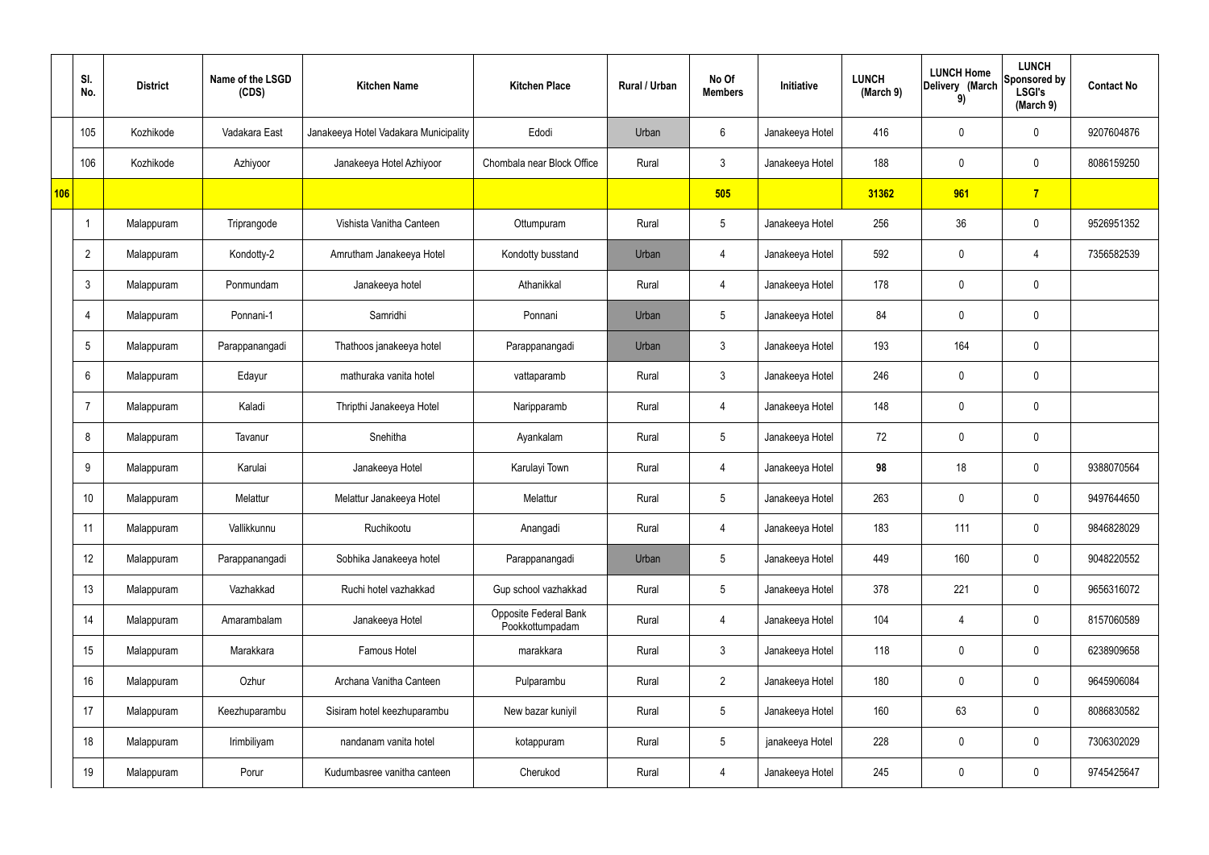| | Sl. No. | District | Name of the LSGD (CDS) | Kitchen Name | Kitchen Place | Rural / Urban | No Of Members | Initiative | LUNCH (March 9) | LUNCH Home Delivery (March 9) | LUNCH Sponsored by LSGI's (March 9) | Contact No |
|---|---|---|---|---|---|---|---|---|---|---|---|---|
| | 105 | Kozhikode | Vadakara East | Janakeeya Hotel Vadakara Municipality | Edodi | Urban | 6 | Janakeeya Hotel | 416 | 0 | 0 | 9207604876 |
| | 106 | Kozhikode | Azhiyoor | Janakeeya Hotel Azhiyoor | Chombala near Block Office | Rural | 3 | Janakeeya Hotel | 188 | 0 | 0 | 8086159250 |
| 106 | | | | | | | 505 | | 31362 | 961 | 7 | |
| | 1 | Malappuram | Triprangode | Vishista Vanitha Canteen | Ottumpuram | Rural | 5 | Janakeeya Hotel | 256 | 36 | 0 | 9526951352 |
| | 2 | Malappuram | Kondotty-2 | Amrutham Janakeeya Hotel | Kondotty busstand | Urban | 4 | Janakeeya Hotel | 592 | 0 | 4 | 7356582539 |
| | 3 | Malappuram | Ponmundam | Janakeeya hotel | Athanikkal | Rural | 4 | Janakeeya Hotel | 178 | 0 | 0 | |
| | 4 | Malappuram | Ponnani-1 | Samridhi | Ponnani | Urban | 5 | Janakeeya Hotel | 84 | 0 | 0 | |
| | 5 | Malappuram | Parappanangadi | Thathoos janakeeya hotel | Parappanangadi | Urban | 3 | Janakeeya Hotel | 193 | 164 | 0 | |
| | 6 | Malappuram | Edayur | mathuraka vanita hotel | vattaparamb | Rural | 3 | Janakeeya Hotel | 246 | 0 | 0 | |
| | 7 | Malappuram | Kaladi | Thripthi Janakeeya Hotel | Naripparamb | Rural | 4 | Janakeeya Hotel | 148 | 0 | 0 | |
| | 8 | Malappuram | Tavanur | Snehitha | Ayankalam | Rural | 5 | Janakeeya Hotel | 72 | 0 | 0 | |
| | 9 | Malappuram | Karulai | Janakeeya Hotel | Karulayi Town | Rural | 4 | Janakeeya Hotel | **98** | 18 | 0 | 9388070564 |
| | 10 | Malappuram | Melattur | Melattur Janakeeya Hotel | Melattur | Rural | 5 | Janakeeya Hotel | 263 | 0 | 0 | 9497644650 |
| | 11 | Malappuram | Vallikkunnu | Ruchikootu | Anangadi | Rural | 4 | Janakeeya Hotel | 183 | 111 | 0 | 9846828029 |
| | 12 | Malappuram | Parappanangadi | Sobhika Janakeeya hotel | Parappanangadi | Urban | 5 | Janakeeya Hotel | 449 | 160 | 0 | 9048220552 |
| | 13 | Malappuram | Vazhakkad | Ruchi hotel vazhakkad | Gup school vazhakkad | Rural | 5 | Janakeeya Hotel | 378 | 221 | 0 | 9656316072 |
| | 14 | Malappuram | Amarambalam | Janakeeya Hotel | Opposite Federal Bank Pookkottumpadam | Rural | 4 | Janakeeya Hotel | 104 | 4 | 0 | 8157060589 |
| | 15 | Malappuram | Marakkara | Famous Hotel | marakkara | Rural | 3 | Janakeeya Hotel | 118 | 0 | 0 | 6238909658 |
| | 16 | Malappuram | Ozhur | Archana Vanitha Canteen | Pulparambu | Rural | 2 | Janakeeya Hotel | 180 | 0 | 0 | 9645906084 |
| | 17 | Malappuram | Keezhuparambu | Sisiram hotel keezhuparambu | New bazar kuniyil | Rural | 5 | Janakeeya Hotel | 160 | 63 | 0 | 8086830582 |
| | 18 | Malappuram | Irimbiliyam | nandanam vanita hotel | kotappuram | Rural | 5 | janakeeya Hotel | 228 | 0 | 0 | 7306302029 |
| | 19 | Malappuram | Porur | Kudumbasree vanitha canteen | Cherukod | Rural | 4 | Janakeeya Hotel | 245 | 0 | 0 | 9745425647 |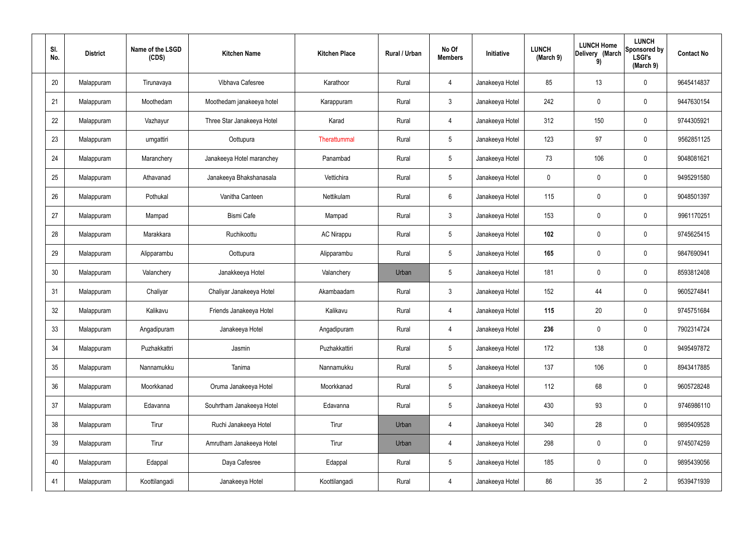| Sl. No. | District | Name of the LSGD (CDS) | Kitchen Name | Kitchen Place | Rural / Urban | No Of Members | Initiative | LUNCH (March 9) | LUNCH Home Delivery (March 9) | LUNCH Sponsored by LSGI's (March 9) | Contact No |
|---|---|---|---|---|---|---|---|---|---|---|---|
| 20 | Malappuram | Tirunavaya | Vibhava Cafesree | Karathoor | Rural | 4 | Janakeeya Hotel | 85 | 13 | 0 | 9645414837 |
| 21 | Malappuram | Moothedam | Moothedam janakeeya hotel | Karappuram | Rural | 3 | Janakeeya Hotel | 242 | 0 | 0 | 9447630154 |
| 22 | Malappuram | Vazhayur | Three Star Janakeeya Hotel | Karad | Rural | 4 | Janakeeya Hotel | 312 | 150 | 0 | 9744305921 |
| 23 | Malappuram | urngattiri | Oottupura | Therattummal | Rural | 5 | Janakeeya Hotel | 123 | 97 | 0 | 9562851125 |
| 24 | Malappuram | Maranchery | Janakeeya Hotel maranchey | Panambad | Rural | 5 | Janakeeya Hotel | 73 | 106 | 0 | 9048081621 |
| 25 | Malappuram | Athavanad | Janakeeya Bhakshanasala | Vettichira | Rural | 5 | Janakeeya Hotel | 0 | 0 | 0 | 9495291580 |
| 26 | Malappuram | Pothukal | Vanitha Canteen | Nettikulam | Rural | 6 | Janakeeya Hotel | 115 | 0 | 0 | 9048501397 |
| 27 | Malappuram | Mampad | Bismi Cafe | Mampad | Rural | 3 | Janakeeya Hotel | 153 | 0 | 0 | 9961170251 |
| 28 | Malappuram | Marakkara | Ruchikoottu | AC Nirappu | Rural | 5 | Janakeeya Hotel | **102** | 0 | 0 | 9745625415 |
| 29 | Malappuram | Alipparambu | Oottupura | Alipparambu | Rural | 5 | Janakeeya Hotel | **165** | 0 | 0 | 9847690941 |
| 30 | Malappuram | Valanchery | Janakkeeya Hotel | Valanchery | Urban | 5 | Janakeeya Hotel | 181 | 0 | 0 | 8593812408 |
| 31 | Malappuram | Chaliyar | Chaliyar Janakeeya Hotel | Akambaadam | Rural | 3 | Janakeeya Hotel | 152 | 44 | 0 | 9605274841 |
| 32 | Malappuram | Kalikavu | Friends Janakeeya Hotel | Kalikavu | Rural | 4 | Janakeeya Hotel | **115** | 20 | 0 | 9745751684 |
| 33 | Malappuram | Angadipuram | Janakeeya Hotel | Angadipuram | Rural | 4 | Janakeeya Hotel | **236** | 0 | 0 | 7902314724 |
| 34 | Malappuram | Puzhakkattri | Jasmin | Puzhakkattiri | Rural | 5 | Janakeeya Hotel | 172 | 138 | 0 | 9495497872 |
| 35 | Malappuram | Nannamukku | Tanima | Nannamukku | Rural | 5 | Janakeeya Hotel | 137 | 106 | 0 | 8943417885 |
| 36 | Malappuram | Moorkkanad | Oruma Janakeeya Hotel | Moorkkanad | Rural | 5 | Janakeeya Hotel | 112 | 68 | 0 | 9605728248 |
| 37 | Malappuram | Edavanna | Souhrtham Janakeeya Hotel | Edavanna | Rural | 5 | Janakeeya Hotel | 430 | 93 | 0 | 9746986110 |
| 38 | Malappuram | Tirur | Ruchi Janakeeya Hotel | Tirur | Urban | 4 | Janakeeya Hotel | 340 | 28 | 0 | 9895409528 |
| 39 | Malappuram | Tirur | Amrutham Janakeeya Hotel | Tirur | Urban | 4 | Janakeeya Hotel | 298 | 0 | 0 | 9745074259 |
| 40 | Malappuram | Edappal | Daya Cafesree | Edappal | Rural | 5 | Janakeeya Hotel | 185 | 0 | 0 | 9895439056 |
| 41 | Malappuram | Koottilangadi | Janakeeya Hotel | Koottilangadi | Rural | 4 | Janakeeya Hotel | 86 | 35 | 2 | 9539471939 |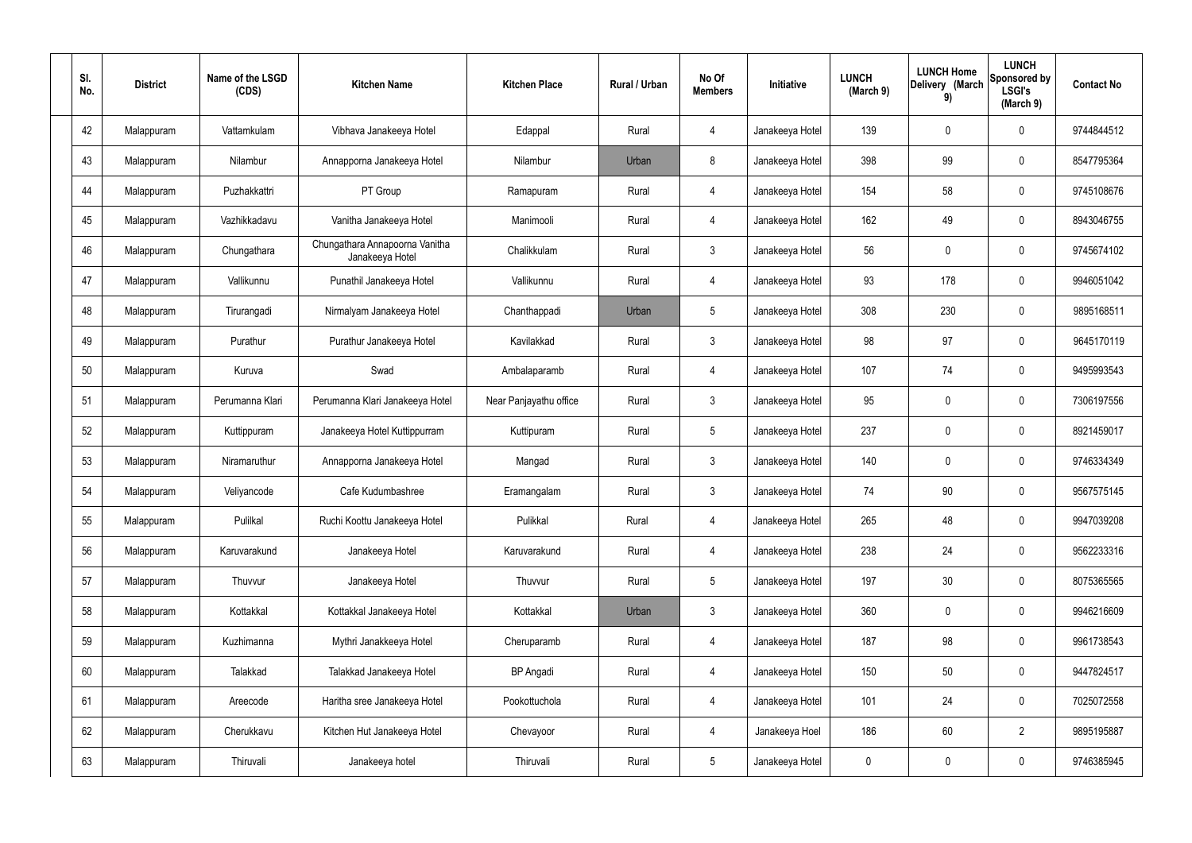| Sl. No. | District | Name of the LSGD (CDS) | Kitchen Name | Kitchen Place | Rural / Urban | No Of Members | Initiative | LUNCH (March 9) | LUNCH Home Delivery (March 9) | LUNCH Sponsored by LSGI's (March 9) | Contact No |
|---|---|---|---|---|---|---|---|---|---|---|---|
| 42 | Malappuram | Vattamkulam | Vibhava Janakeeya Hotel | Edappal | Rural | 4 | Janakeeya Hotel | 139 | 0 | 0 | 9744844512 |
| 43 | Malappuram | Nilambur | Annapporna Janakeeya Hotel | Nilambur | Urban | 8 | Janakeeya Hotel | 398 | 99 | 0 | 8547795364 |
| 44 | Malappuram | Puzhakkattri | PT Group | Ramapuram | Rural | 4 | Janakeeya Hotel | 154 | 58 | 0 | 9745108676 |
| 45 | Malappuram | Vazhikkadavu | Vanitha Janakeeya Hotel | Manimooli | Rural | 4 | Janakeeya Hotel | 162 | 49 | 0 | 8943046755 |
| 46 | Malappuram | Chungathara | Chungathara Annapoorna Vanitha Janakeeya Hotel | Chalikkulam | Rural | 3 | Janakeeya Hotel | 56 | 0 | 0 | 9745674102 |
| 47 | Malappuram | Vallikunnu | Punathil Janakeeya Hotel | Vallikunnu | Rural | 4 | Janakeeya Hotel | 93 | 178 | 0 | 9946051042 |
| 48 | Malappuram | Tirurangadi | Nirmalyam Janakeeya Hotel | Chanthappadi | Urban | 5 | Janakeeya Hotel | 308 | 230 | 0 | 9895168511 |
| 49 | Malappuram | Purathur | Purathur Janakeeya Hotel | Kavilakkad | Rural | 3 | Janakeeya Hotel | 98 | 97 | 0 | 9645170119 |
| 50 | Malappuram | Kuruva | Swad | Ambalaparamb | Rural | 4 | Janakeeya Hotel | 107 | 74 | 0 | 9495993543 |
| 51 | Malappuram | Perumanna Klari | Perumanna Klari Janakeeya Hotel | Near Panjayathu office | Rural | 3 | Janakeeya Hotel | 95 | 0 | 0 | 7306197556 |
| 52 | Malappuram | Kuttippuram | Janakeeya Hotel Kuttippurram | Kuttipuram | Rural | 5 | Janakeeya Hotel | 237 | 0 | 0 | 8921459017 |
| 53 | Malappuram | Niramaruthur | Annapporna Janakeeya Hotel | Mangad | Rural | 3 | Janakeeya Hotel | 140 | 0 | 0 | 9746334349 |
| 54 | Malappuram | Veliyancode | Cafe Kudumbashree | Eramangalam | Rural | 3 | Janakeeya Hotel | 74 | 90 | 0 | 9567575145 |
| 55 | Malappuram | Pulilkal | Ruchi Koottu Janakeeya Hotel | Pulikkal | Rural | 4 | Janakeeya Hotel | 265 | 48 | 0 | 9947039208 |
| 56 | Malappuram | Karuvarakund | Janakeeya Hotel | Karuvarakund | Rural | 4 | Janakeeya Hotel | 238 | 24 | 0 | 9562233316 |
| 57 | Malappuram | Thuvvur | Janakeeya Hotel | Thuvvur | Rural | 5 | Janakeeya Hotel | 197 | 30 | 0 | 8075365565 |
| 58 | Malappuram | Kottakkal | Kottakkal Janakeeya Hotel | Kottakkal | Urban | 3 | Janakeeya Hotel | 360 | 0 | 0 | 9946216609 |
| 59 | Malappuram | Kuzhimanna | Mythri Janakkeeya Hotel | Cheruparamb | Rural | 4 | Janakeeya Hotel | 187 | 98 | 0 | 9961738543 |
| 60 | Malappuram | Talakkad | Talakkad Janakeeya Hotel | BP Angadi | Rural | 4 | Janakeeya Hotel | 150 | 50 | 0 | 9447824517 |
| 61 | Malappuram | Areecode | Haritha sree Janakeeya Hotel | Pookottuchola | Rural | 4 | Janakeeya Hotel | 101 | 24 | 0 | 7025072558 |
| 62 | Malappuram | Cherukkavu | Kitchen Hut Janakeeya Hotel | Chevayoor | Rural | 4 | Janakeeya Hoel | 186 | 60 | 2 | 9895195887 |
| 63 | Malappuram | Thiruvali | Janakeeya hotel | Thiruvali | Rural | 5 | Janakeeya Hotel | 0 | 0 | 0 | 9746385945 |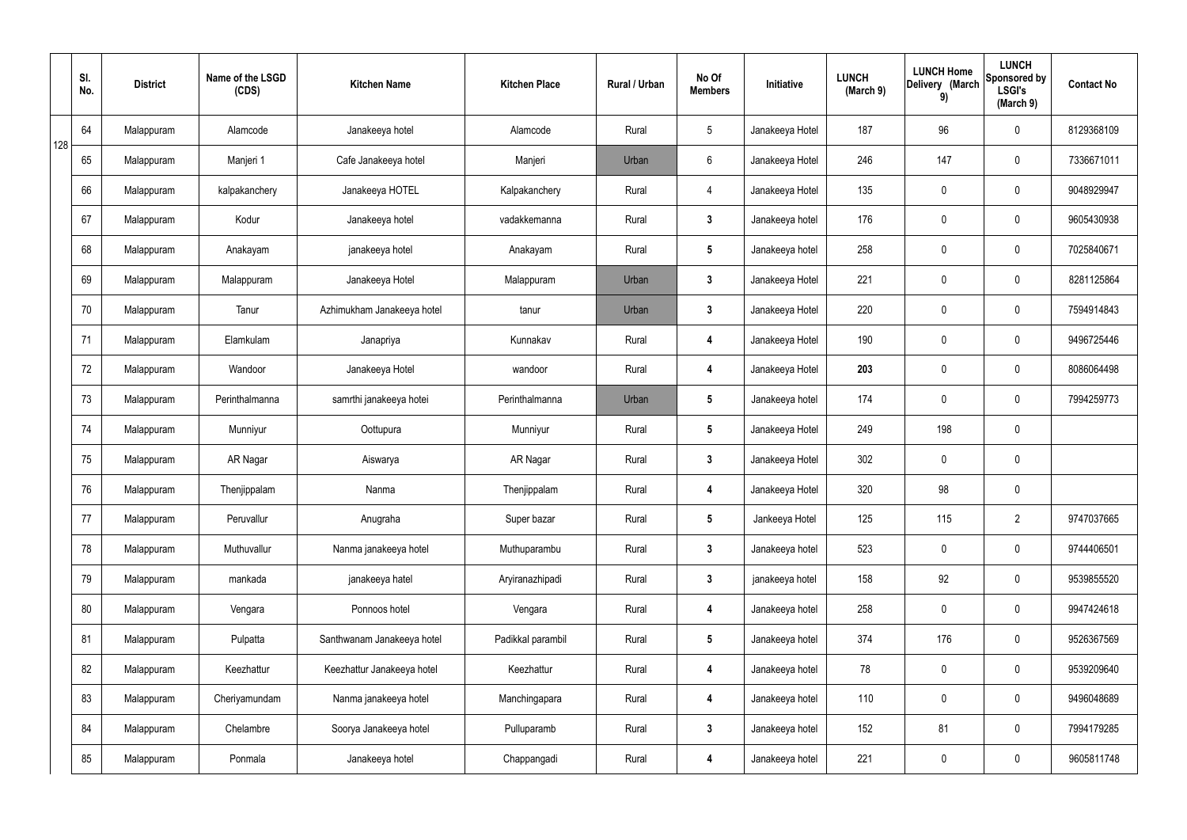| | Sl. No. | District | Name of the LSGD (CDS) | Kitchen Name | Kitchen Place | Rural / Urban | No Of Members | Initiative | LUNCH (March 9) | LUNCH Home Delivery (March 9) | LUNCH Sponsored by LSGI's (March 9) | Contact No |
|---|---|---|---|---|---|---|---|---|---|---|---|---|
| 128 | 64 | Malappuram | Alamcode | Janakeeya hotel | Alamcode | Rural | 5 | Janakeeya Hotel | 187 | 96 | 0 | 8129368109 |
| | 65 | Malappuram | Manjeri 1 | Cafe Janakeeya hotel | Manjeri | Urban | 6 | Janakeeya Hotel | 246 | 147 | 0 | 7336671011 |
| | 66 | Malappuram | kalpakanchery | Janakeeya HOTEL | Kalpakanchery | Rural | 4 | Janakeeya Hotel | 135 | 0 | 0 | 9048929947 |
| | 67 | Malappuram | Kodur | Janakeeya hotel | vadakkemanna | Rural | 3 | Janakeeya hotel | 176 | 0 | 0 | 9605430938 |
| | 68 | Malappuram | Anakayam | janakeeya hotel | Anakayam | Rural | 5 | Janakeeya hotel | 258 | 0 | 0 | 7025840671 |
| | 69 | Malappuram | Malappuram | Janakeeya Hotel | Malappuram | Urban | 3 | Janakeeya Hotel | 221 | 0 | 0 | 8281125864 |
| | 70 | Malappuram | Tanur | Azhimukham Janakeeya hotel | tanur | Urban | 3 | Janakeeya Hotel | 220 | 0 | 0 | 7594914843 |
| | 71 | Malappuram | Elamkulam | Janapriya | Kunnakav | Rural | 4 | Janakeeya Hotel | 190 | 0 | 0 | 9496725446 |
| | 72 | Malappuram | Wandoor | Janakeeya Hotel | wandoor | Rural | 4 | Janakeeya Hotel | 203 | 0 | 0 | 8086064498 |
| | 73 | Malappuram | Perinthalmanna | samrthi janakeeya hotei | Perinthalmanna | Urban | 5 | Janakeeya hotel | 174 | 0 | 0 | 7994259773 |
| | 74 | Malappuram | Munniyur | Oottupura | Munniyur | Rural | 5 | Janakeeya Hotel | 249 | 198 | 0 | |
| | 75 | Malappuram | AR Nagar | Aiswarya | AR Nagar | Rural | 3 | Janakeeya Hotel | 302 | 0 | 0 | |
| | 76 | Malappuram | Thenjippalam | Nanma | Thenjippalam | Rural | 4 | Janakeeya Hotel | 320 | 98 | 0 | |
| | 77 | Malappuram | Peruvallur | Anugraha | Super bazar | Rural | 5 | Jankeeya Hotel | 125 | 115 | 2 | 9747037665 |
| | 78 | Malappuram | Muthuvallur | Nanma janakeeya hotel | Muthuparambu | Rural | 3 | Janakeeya hotel | 523 | 0 | 0 | 9744406501 |
| | 79 | Malappuram | mankada | janakeeya hatel | Aryiranazhipadi | Rural | 3 | janakeeya hotel | 158 | 92 | 0 | 9539855520 |
| | 80 | Malappuram | Vengara | Ponnoos hotel | Vengara | Rural | 4 | Janakeeya hotel | 258 | 0 | 0 | 9947424618 |
| | 81 | Malappuram | Pulpatta | Santhwanam Janakeeya hotel | Padikkal parambil | Rural | 5 | Janakeeya hotel | 374 | 176 | 0 | 9526367569 |
| | 82 | Malappuram | Keezhattur | Keezhattur Janakeeya hotel | Keezhattur | Rural | 4 | Janakeeya hotel | 78 | 0 | 0 | 9539209640 |
| | 83 | Malappuram | Cheriyamundam | Nanma janakeeya hotel | Manchingapara | Rural | 4 | Janakeeya hotel | 110 | 0 | 0 | 9496048689 |
| | 84 | Malappuram | Chelambre | Soorya Janakeeya hotel | Pulluparamb | Rural | 3 | Janakeeya hotel | 152 | 81 | 0 | 7994179285 |
| | 85 | Malappuram | Ponmala | Janakeeya hotel | Chappangadi | Rural | 4 | Janakeeya hotel | 221 | 0 | 0 | 9605811748 |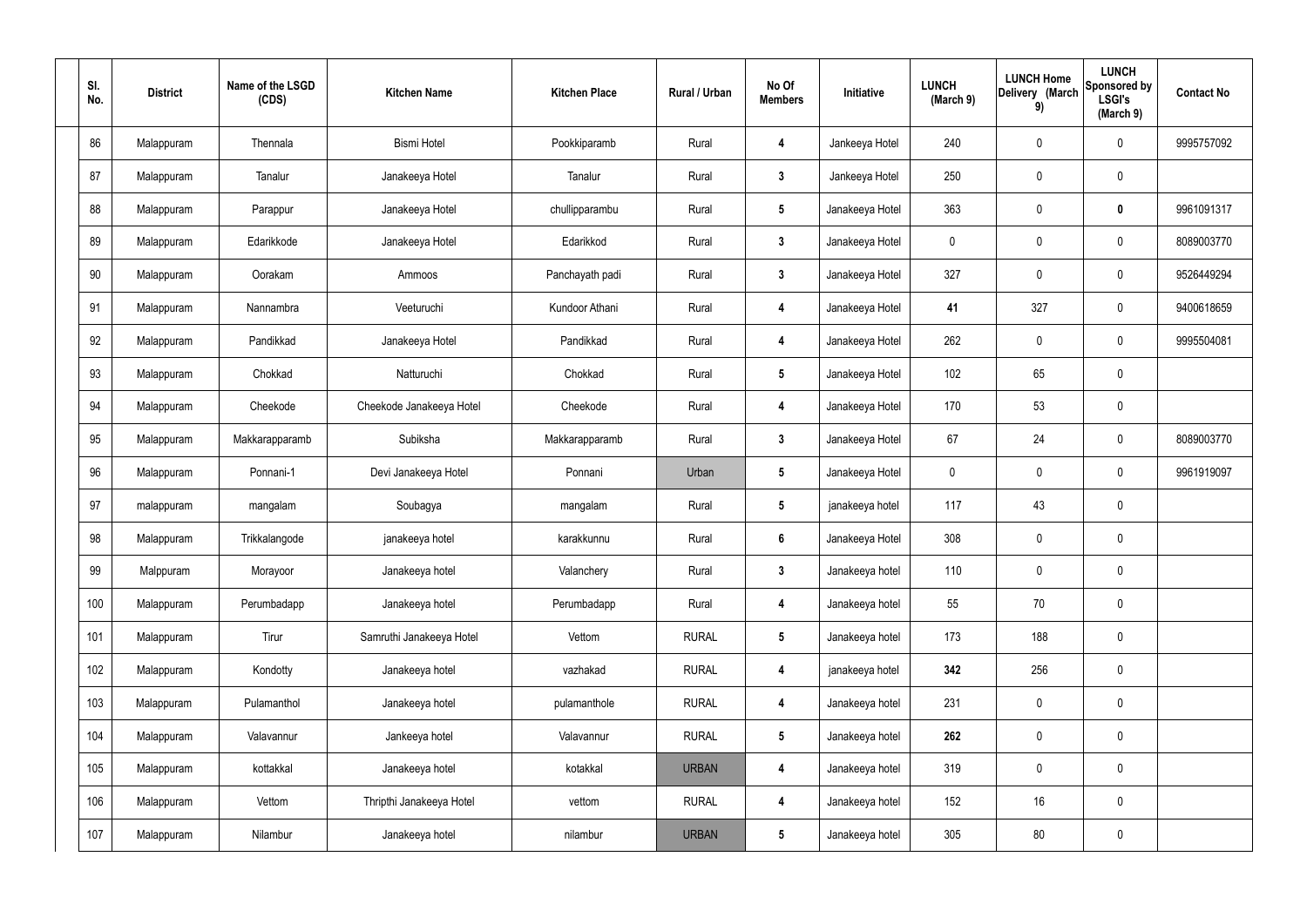| Sl. No. | District | Name of the LSGD (CDS) | Kitchen Name | Kitchen Place | Rural / Urban | No Of Members | Initiative | LUNCH (March 9) | LUNCH Home Delivery (March 9) | LUNCH Sponsored by LSGI's (March 9) | Contact No |
|---|---|---|---|---|---|---|---|---|---|---|---|
| 86 | Malappuram | Thennala | Bismi Hotel | Pookkiparamb | Rural | **4** | Jankeeya Hotel | 240 | 0 | 0 | 9995757092 |
| 87 | Malappuram | Tanalur | Janakeeya Hotel | Tanalur | Rural | **3** | Jankeeya Hotel | 250 | 0 | 0 | |
| 88 | Malappuram | Parappur | Janakeeya Hotel | chullipparambu | Rural | **5** | Janakeeya Hotel | 363 | 0 | **0** | 9961091317 |
| 89 | Malappuram | Edarikkode | Janakeeya Hotel | Edarikkod | Rural | **3** | Janakeeya Hotel | 0 | 0 | 0 | 8089003770 |
| 90 | Malappuram | Oorakam | Ammoos | Panchayath padi | Rural | **3** | Janakeeya Hotel | 327 | 0 | 0 | 9526449294 |
| 91 | Malappuram | Nannambra | Veeturuchi | Kundoor Athani | Rural | **4** | Janakeeya Hotel | **41** | 327 | 0 | 9400618659 |
| 92 | Malappuram | Pandikkad | Janakeeya Hotel | Pandikkad | Rural | **4** | Janakeeya Hotel | 262 | 0 | 0 | 9995504081 |
| 93 | Malappuram | Chokkad | Natturuchi | Chokkad | Rural | **5** | Janakeeya Hotel | 102 | 65 | 0 | |
| 94 | Malappuram | Cheekode | Cheekode Janakeeya Hotel | Cheekode | Rural | **4** | Janakeeya Hotel | 170 | 53 | 0 | |
| 95 | Malappuram | Makkarapparamb | Subiksha | Makkarapparamb | Rural | **3** | Janakeeya Hotel | 67 | 24 | 0 | 8089003770 |
| 96 | Malappuram | Ponnani-1 | Devi Janakeeya Hotel | Ponnani | Urban | **5** | Janakeeya Hotel | 0 | 0 | 0 | 9961919097 |
| 97 | malappuram | mangalam | Soubagya | mangalam | Rural | **5** | janakeeya hotel | 117 | 43 | 0 | |
| 98 | Malappuram | Trikkalangode | janakeeya hotel | karakkunnu | Rural | **6** | Janakeeya Hotel | 308 | 0 | 0 | |
| 99 | Malppuram | Morayoor | Janakeeya hotel | Valanchery | Rural | **3** | Janakeeya hotel | 110 | 0 | 0 | |
| 100 | Malappuram | Perumbadapp | Janakeeya hotel | Perumbadapp | Rural | **4** | Janakeeya hotel | 55 | 70 | 0 | |
| 101 | Malappuram | Tirur | Samruthi Janakeeya Hotel | Vettom | RURAL | **5** | Janakeeya hotel | 173 | 188 | 0 | |
| 102 | Malappuram | Kondotty | Janakeeya hotel | vazhakad | RURAL | **4** | janakeeya hotel | **342** | 256 | 0 | |
| 103 | Malappuram | Pulamanthol | Janakeeya hotel | pulamanthole | RURAL | **4** | Janakeeya hotel | 231 | 0 | 0 | |
| 104 | Malappuram | Valavannur | Jankeeya hotel | Valavannur | RURAL | **5** | Janakeeya hotel | **262** | 0 | 0 | |
| 105 | Malappuram | kottakkal | Janakeeya hotel | kotakkal | URBAN | **4** | Janakeeya hotel | 319 | 0 | 0 | |
| 106 | Malappuram | Vettom | Thripthi Janakeeya Hotel | vettom | RURAL | **4** | Janakeeya hotel | 152 | 16 | 0 | |
| 107 | Malappuram | Nilambur | Janakeeya hotel | nilambur | URBAN | **5** | Janakeeya hotel | 305 | 80 | 0 | |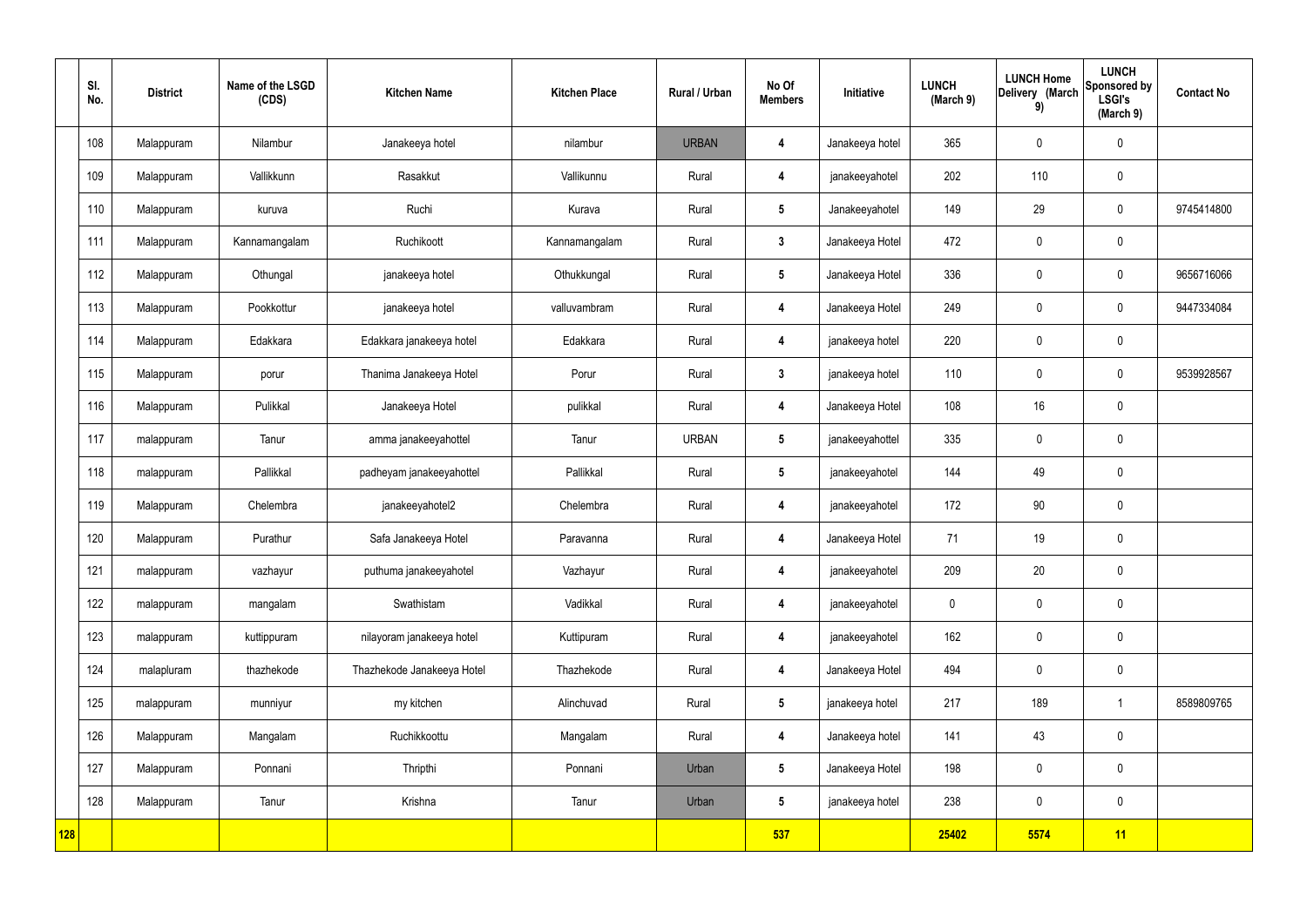| | Sl. No. | District | Name of the LSGD (CDS) | Kitchen Name | Kitchen Place | Rural / Urban | No Of Members | Initiative | LUNCH (March 9) | LUNCH Home Delivery (March 9) | LUNCH Sponsored by LSGI's (March 9) | Contact No |
|---|---|---|---|---|---|---|---|---|---|---|---|---|
| | 108 | Malappuram | Nilambur | Janakeeya hotel | nilambur | URBAN | 4 | Janakeeya hotel | 365 | 0 | 0 | |
| | 109 | Malappuram | Vallikkunn | Rasakkut | Vallikunnu | Rural | 4 | janakeeyahotel | 202 | 110 | 0 | |
| | 110 | Malappuram | kuruva | Ruchi | Kurava | Rural | 5 | Janakeeyahotel | 149 | 29 | 0 | 9745414800 |
| | 111 | Malappuram | Kannamangalam | Ruchikoott | Kannamangalam | Rural | 3 | Janakeeya Hotel | 472 | 0 | 0 | |
| | 112 | Malappuram | Othungal | janakeeya hotel | Othukkungal | Rural | 5 | Janakeeya Hotel | 336 | 0 | 0 | 9656716066 |
| | 113 | Malappuram | Pookkottur | janakeeya hotel | valluvambram | Rural | 4 | Janakeeya Hotel | 249 | 0 | 0 | 9447334084 |
| | 114 | Malappuram | Edakkara | Edakkara janakeeya hotel | Edakkara | Rural | 4 | janakeeya hotel | 220 | 0 | 0 | |
| | 115 | Malappuram | porur | Thanima Janakeeya Hotel | Porur | Rural | 3 | janakeeya hotel | 110 | 0 | 0 | 9539928567 |
| | 116 | Malappuram | Pulikkal | Janakeeya Hotel | pulikkal | Rural | 4 | Janakeeya Hotel | 108 | 16 | 0 | |
| | 117 | malappuram | Tanur | amma janakeeyahottel | Tanur | URBAN | 5 | janakeeyahottel | 335 | 0 | 0 | |
| | 118 | malappuram | Pallikkal | padheyam janakeeyahottel | Pallikkal | Rural | 5 | janakeeyahotel | 144 | 49 | 0 | |
| | 119 | Malappuram | Chelembra | janakeeyahotel2 | Chelembra | Rural | 4 | janakeeyahotel | 172 | 90 | 0 | |
| | 120 | Malappuram | Purathur | Safa Janakeeya Hotel | Paravanna | Rural | 4 | Janakeeya Hotel | 71 | 19 | 0 | |
| | 121 | malappuram | vazhayur | puthuma janakeeyahotel | Vazhayur | Rural | 4 | janakeeyahotel | 209 | 20 | 0 | |
| | 122 | malappuram | mangalam | Swathistam | Vadikkal | Rural | 4 | janakeeyahotel | 0 | 0 | 0 | |
| | 123 | malappuram | kuttippuram | nilayoram janakeeya hotel | Kuttipuram | Rural | 4 | janakeeyahotel | 162 | 0 | 0 | |
| | 124 | malapluram | thazhekode | Thazhekode Janakeeya Hotel | Thazhekode | Rural | 4 | Janakeeya Hotel | 494 | 0 | 0 | |
| | 125 | malappuram | munniyur | my kitchen | Alinchuvad | Rural | 5 | janakeeya hotel | 217 | 189 | 1 | 8589809765 |
| | 126 | Malappuram | Mangalam | Ruchikkoottu | Mangalam | Rural | 4 | Janakeeya hotel | 141 | 43 | 0 | |
| | 127 | Malappuram | Ponnani | Thripthi | Ponnani | Urban | 5 | Janakeeya Hotel | 198 | 0 | 0 | |
| | 128 | Malappuram | Tanur | Krishna | Tanur | Urban | 5 | janakeeya hotel | 238 | 0 | 0 | |
| **128** | | | | | | | **537** | | **25402** | **5574** | **11** | |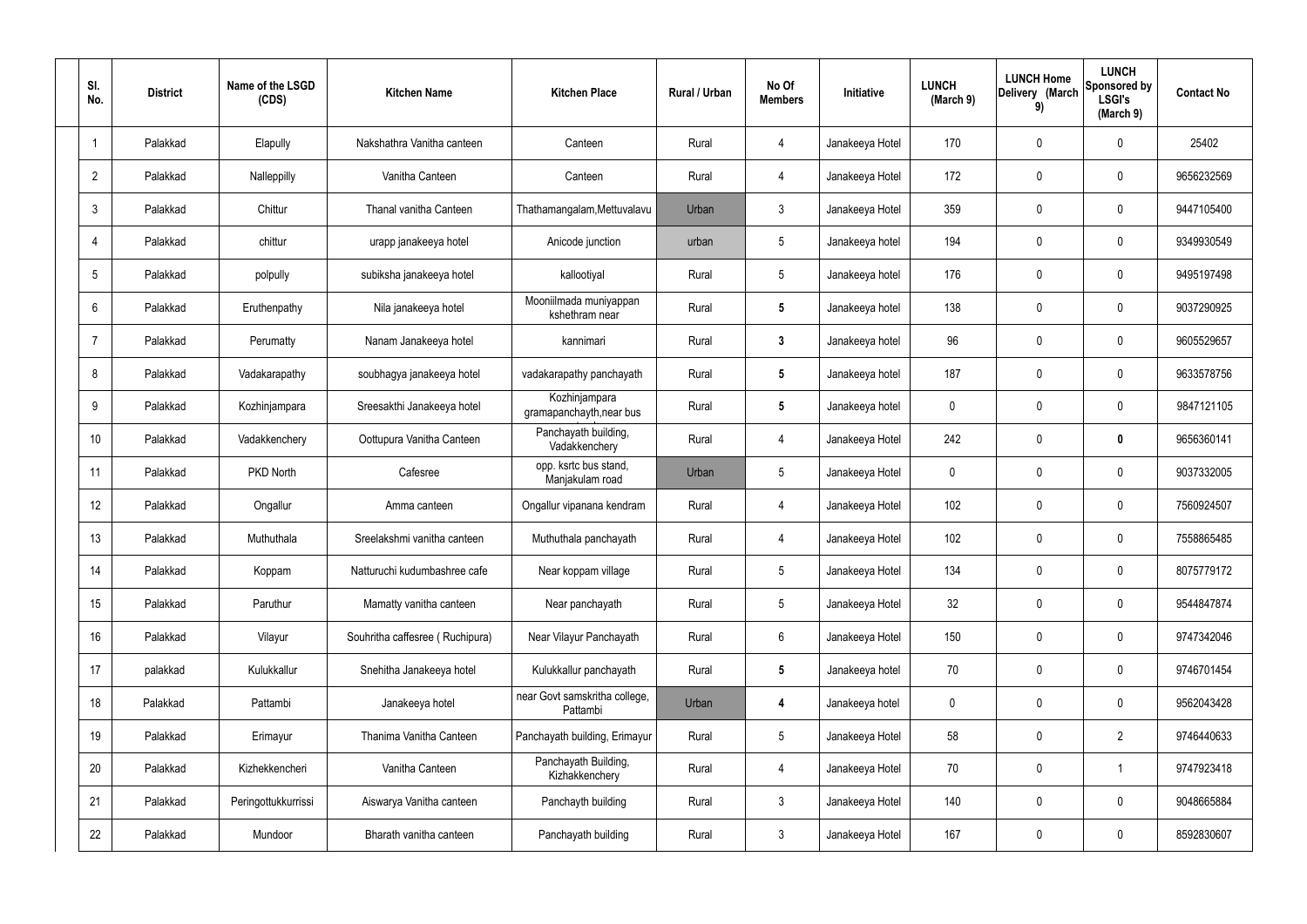| Sl. No. | District | Name of the LSGD (CDS) | Kitchen Name | Kitchen Place | Rural / Urban | No Of Members | Initiative | LUNCH (March 9) | LUNCH Home Delivery (March 9) | LUNCH Sponsored by LSGI's (March 9) | Contact No |
|---|---|---|---|---|---|---|---|---|---|---|---|
| 1 | Palakkad | Elapully | Nakshathra Vanitha canteen | Canteen | Rural | 4 | Janakeeya Hotel | 170 | 0 | 0 | 25402 |
| 2 | Palakkad | Nalleppilly | Vanitha Canteen | Canteen | Rural | 4 | Janakeeya Hotel | 172 | 0 | 0 | 9656232569 |
| 3 | Palakkad | Chittur | Thanal vanitha Canteen | Thathamangalam,Mettuvalavu | Urban | 3 | Janakeeya Hotel | 359 | 0 | 0 | 9447105400 |
| 4 | Palakkad | chittur | urapp janakeeya hotel | Anicode junction | urban | 5 | Janakeeya hotel | 194 | 0 | 0 | 9349930549 |
| 5 | Palakkad | polpully | subiksha janakeeya hotel | kallootiyal | Rural | 5 | Janakeeya hotel | 176 | 0 | 0 | 9495197498 |
| 6 | Palakkad | Eruthenpathy | Nila janakeeya hotel | Mooniilmada muniyappan kshethram near | Rural | **5** | Janakeeya hotel | 138 | 0 | 0 | 9037290925 |
| 7 | Palakkad | Perumatty | Nanam Janakeeya hotel | kannimari | Rural | **3** | Janakeeya hotel | 96 | 0 | 0 | 9605529657 |
| 8 | Palakkad | Vadakarapathy | soubhagya janakeeya hotel | vadakarapathy panchayath | Rural | **5** | Janakeeya hotel | 187 | 0 | 0 | 9633578756 |
| 9 | Palakkad | Kozhinjampara | Sreesakthi Janakeeya hotel | Kozhinjampara gramapanchayth,near bus | Rural | **5** | Janakeeya hotel | 0 | 0 | 0 | 9847121105 |
| 10 | Palakkad | Vadakkenchery | Oottupura Vanitha Canteen | Panchayath building, Vadakkenchery | Rural | 4 | Janakeeya Hotel | 242 | 0 | **0** | 9656360141 |
| 11 | Palakkad | PKD North | Cafesree | opp. ksrtc bus stand, Manjakulam road | Urban | 5 | Janakeeya Hotel | 0 | 0 | 0 | 9037332005 |
| 12 | Palakkad | Ongallur | Amma canteen | Ongallur vipanana kendram | Rural | 4 | Janakeeya Hotel | 102 | 0 | 0 | 7560924507 |
| 13 | Palakkad | Muthuthala | Sreelakshmi vanitha canteen | Muthuthala panchayath | Rural | 4 | Janakeeya Hotel | 102 | 0 | 0 | 7558865485 |
| 14 | Palakkad | Koppam | Natturuchi kudumbashree cafe | Near koppam village | Rural | 5 | Janakeeya Hotel | 134 | 0 | 0 | 8075779172 |
| 15 | Palakkad | Paruthur | Mamatty vanitha canteen | Near panchayath | Rural | 5 | Janakeeya Hotel | 32 | 0 | 0 | 9544847874 |
| 16 | Palakkad | Vilayur | Souhritha caffesree ( Ruchipura) | Near Vilayur Panchayath | Rural | 6 | Janakeeya Hotel | 150 | 0 | 0 | 9747342046 |
| 17 | palakkad | Kulukkallur | Snehitha Janakeeya hotel | Kulukkallur panchayath | Rural | **5** | Janakeeya hotel | 70 | 0 | 0 | 9746701454 |
| 18 | Palakkad | Pattambi | Janakeeya hotel | near Govt samskritha college, Pattambi | Urban | **4** | Janakeeya hotel | 0 | 0 | 0 | 9562043428 |
| 19 | Palakkad | Erimayur | Thanima Vanitha Canteen | Panchayath building, Erimayur | Rural | 5 | Janakeeya Hotel | 58 | 0 | 2 | 9746440633 |
| 20 | Palakkad | Kizhekkencheri | Vanitha Canteen | Panchayath Building, Kizhakkenchery | Rural | 4 | Janakeeya Hotel | 70 | 0 | 1 | 9747923418 |
| 21 | Palakkad | Peringottukkurrissi | Aiswarya Vanitha canteen | Panchayth building | Rural | 3 | Janakeeya Hotel | 140 | 0 | 0 | 9048665884 |
| 22 | Palakkad | Mundoor | Bharath vanitha canteen | Panchayath building | Rural | 3 | Janakeeya Hotel | 167 | 0 | 0 | 8592830607 |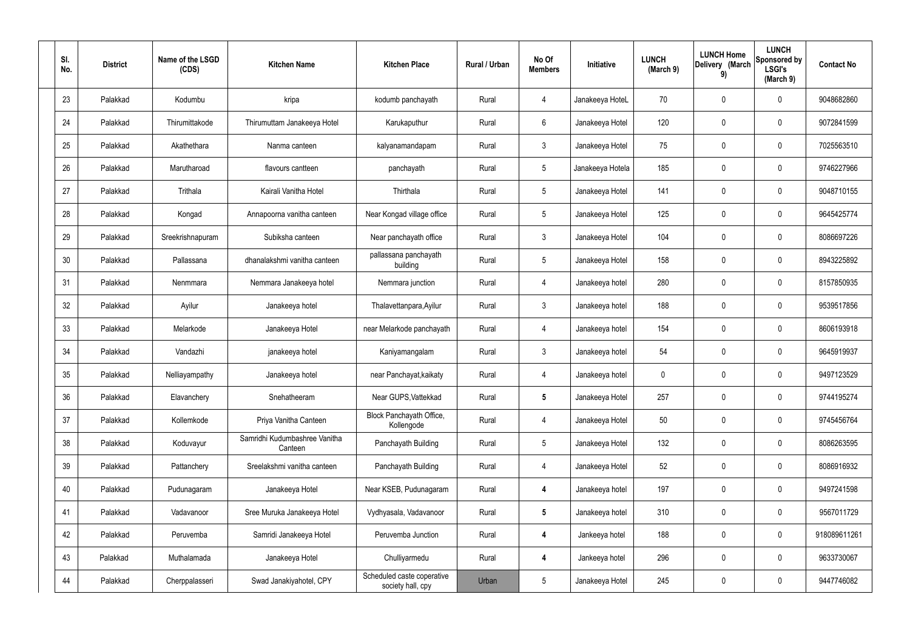| Sl. No. | District | Name of the LSGD (CDS) | Kitchen Name | Kitchen Place | Rural / Urban | No Of Members | Initiative | LUNCH (March 9) | LUNCH Home Delivery (March 9) | LUNCH Sponsored by LSGI's (March 9) | Contact No |
|---|---|---|---|---|---|---|---|---|---|---|---|
| 23 | Palakkad | Kodumbu | kripa | kodumb panchayath | Rural | 4 | Janakeeya HoteL | 70 | 0 | 0 | 9048682860 |
| 24 | Palakkad | Thirumittakode | Thirumuttam Janakeeya Hotel | Karukaputhur | Rural | 6 | Janakeeya Hotel | 120 | 0 | 0 | 9072841599 |
| 25 | Palakkad | Akathethara | Nanma canteen | kalyanamandapam | Rural | 3 | Janakeeya Hotel | 75 | 0 | 0 | 7025563510 |
| 26 | Palakkad | Marutharoad | flavours cantteen | panchayath | Rural | 5 | Janakeeya Hotela | 185 | 0 | 0 | 9746227966 |
| 27 | Palakkad | Trithala | Kairali Vanitha Hotel | Thirthala | Rural | 5 | Janakeeya Hotel | 141 | 0 | 0 | 9048710155 |
| 28 | Palakkad | Kongad | Annapoorna vanitha canteen | Near Kongad village office | Rural | 5 | Janakeeya Hotel | 125 | 0 | 0 | 9645425774 |
| 29 | Palakkad | Sreekrishnapuram | Subiksha canteen | Near panchayath office | Rural | 3 | Janakeeya Hotel | 104 | 0 | 0 | 8086697226 |
| 30 | Palakkad | Pallassana | dhanalakshmi vanitha canteen | pallassana panchayath building | Rural | 5 | Janakeeya Hotel | 158 | 0 | 0 | 8943225892 |
| 31 | Palakkad | Nenmmara | Nemmara Janakeeya hotel | Nemmara junction | Rural | 4 | Janakeeya hotel | 280 | 0 | 0 | 8157850935 |
| 32 | Palakkad | Ayilur | Janakeeya hotel | Thalavettanpara,Ayilur | Rural | 3 | Janakeeya hotel | 188 | 0 | 0 | 9539517856 |
| 33 | Palakkad | Melarkode | Janakeeya Hotel | near Melarkode panchayath | Rural | 4 | Janakeeya hotel | 154 | 0 | 0 | 8606193918 |
| 34 | Palakkad | Vandazhi | janakeeya hotel | Kaniyamangalam | Rural | 3 | Janakeeya hotel | 54 | 0 | 0 | 9645919937 |
| 35 | Palakkad | Nelliayampathy | Janakeeya hotel | near Panchayat,kaikaty | Rural | 4 | Janakeeya hotel | 0 | 0 | 0 | 9497123529 |
| 36 | Palakkad | Elavanchery | Snehatheeram | Near GUPS,Vattekkad | Rural | **5** | Janakeeya Hotel | 257 | 0 | 0 | 9744195274 |
| 37 | Palakkad | Kollemkode | Priya Vanitha Canteen | Block Panchayath Office, Kollengode | Rural | 4 | Janakeeya Hotel | 50 | 0 | 0 | 9745456764 |
| 38 | Palakkad | Koduvayur | Samridhi Kudumbashree Vanitha Canteen | Panchayath Building | Rural | 5 | Janakeeya Hotel | 132 | 0 | 0 | 8086263595 |
| 39 | Palakkad | Pattanchery | Sreelakshmi vanitha canteen | Panchayath Building | Rural | 4 | Janakeeya Hotel | 52 | 0 | 0 | 8086916932 |
| 40 | Palakkad | Pudunagaram | Janakeeya Hotel | Near KSEB, Pudunagaram | Rural | **4** | Janakeeya hotel | 197 | 0 | 0 | 9497241598 |
| 41 | Palakkad | Vadavanoor | Sree Muruka Janakeeya Hotel | Vydhyasala, Vadavanoor | Rural | **5** | Janakeeya hotel | 310 | 0 | 0 | 9567011729 |
| 42 | Palakkad | Peruvemba | Samridi Janakeeya Hotel | Peruvemba Junction | Rural | **4** | Jankeeya hotel | 188 | 0 | 0 | 918089611261 |
| 43 | Palakkad | Muthalamada | Janakeeya Hotel | Chulliyarmedu | Rural | **4** | Jankeeya hotel | 296 | 0 | 0 | 9633730067 |
| 44 | Palakkad | Cherppalasseri | Swad Janakiyahotel, CPY | Scheduled caste coperative society hall, cpy | Urban | 5 | Janakeeya Hotel | 245 | 0 | 0 | 9447746082 |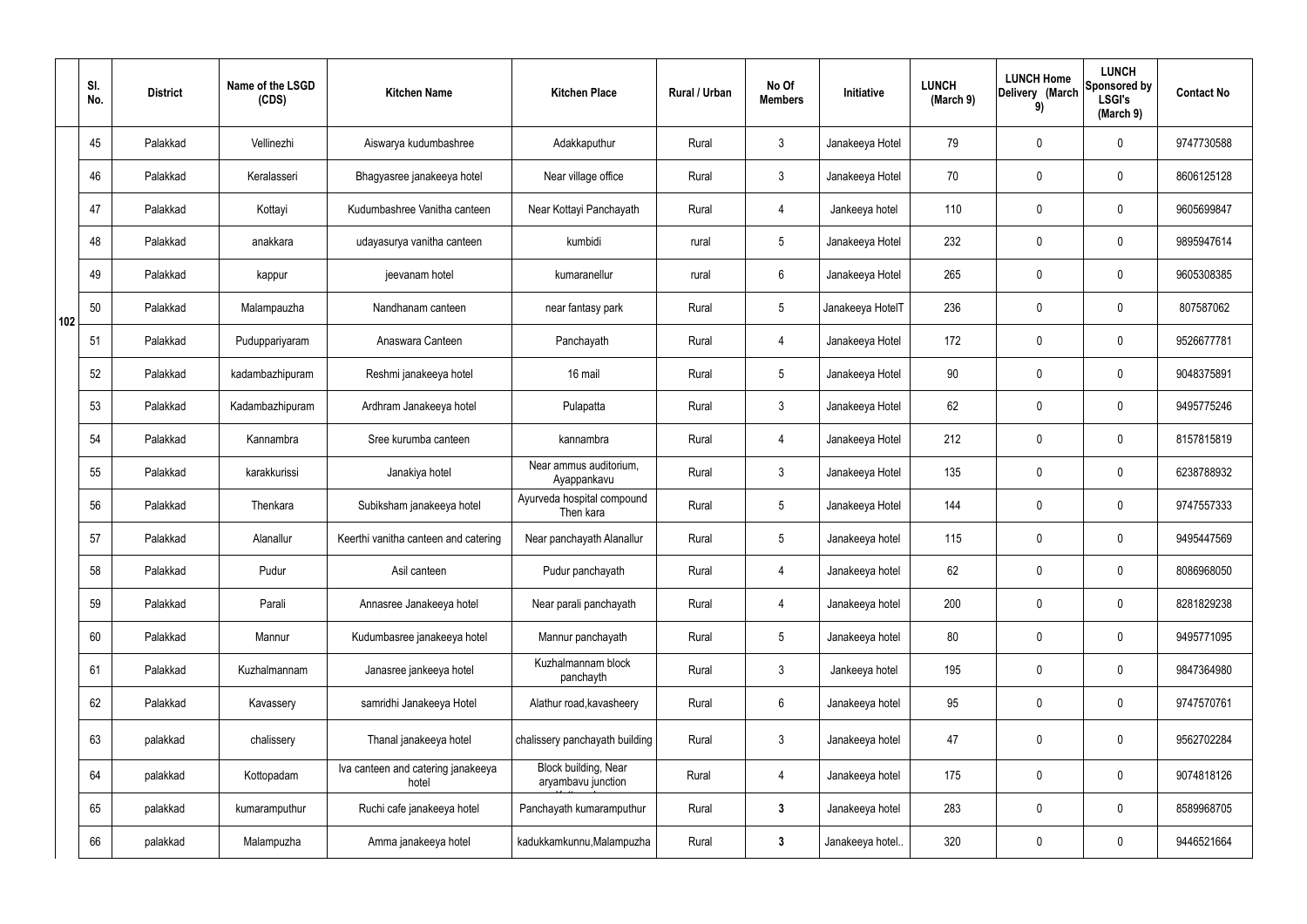| | Sl. No. | District | Name of the LSGD (CDS) | Kitchen Name | Kitchen Place | Rural / Urban | No Of Members | Initiative | LUNCH (March 9) | LUNCH Home Delivery (March 9) | LUNCH Sponsored by LSGI's (March 9) | Contact No |
|---|---|---|---|---|---|---|---|---|---|---|---|---|
| 102 | 45 | Palakkad | Vellinezhi | Aiswarya kudumbashree | Adakkaputhur | Rural | 3 | Janakeeya Hotel | 79 | 0 | 0 | 9747730588 |
| | 46 | Palakkad | Keralasseri | Bhagyasree janakeeya hotel | Near village office | Rural | 3 | Janakeeya Hotel | 70 | 0 | 0 | 8606125128 |
| | 47 | Palakkad | Kottayi | Kudumbashree Vanitha canteen | Near Kottayi Panchayath | Rural | 4 | Jankeeya hotel | 110 | 0 | 0 | 9605699847 |
| | 48 | Palakkad | anakkara | udayasurya vanitha canteen | kumbidi | rural | 5 | Janakeeya Hotel | 232 | 0 | 0 | 9895947614 |
| | 49 | Palakkad | kappur | jeevanam hotel | kumaranellur | rural | 6 | Janakeeya Hotel | 265 | 0 | 0 | 9605308385 |
| | 50 | Palakkad | Malampauzha | Nandhanam canteen | near fantasy park | Rural | 5 | Janakeeya HotelT | 236 | 0 | 0 | 807587062 |
| | 51 | Palakkad | Puduppariyaram | Anaswara Canteen | Panchayath | Rural | 4 | Janakeeya Hotel | 172 | 0 | 0 | 9526677781 |
| | 52 | Palakkad | kadambazhipuram | Reshmi janakeeya hotel | 16 mail | Rural | 5 | Janakeeya Hotel | 90 | 0 | 0 | 9048375891 |
| | 53 | Palakkad | Kadambazhipuram | Ardhram Janakeeya hotel | Pulapatta | Rural | 3 | Janakeeya Hotel | 62 | 0 | 0 | 9495775246 |
| | 54 | Palakkad | Kannambra | Sree kurumba canteen | kannambra | Rural | 4 | Janakeeya Hotel | 212 | 0 | 0 | 8157815819 |
| | 55 | Palakkad | karakkurissi | Janakiya hotel | Near ammus auditorium, Ayappankavu | Rural | 3 | Janakeeya Hotel | 135 | 0 | 0 | 6238788932 |
| | 56 | Palakkad | Thenkara | Subiksham janakeeya hotel | Ayurveda hospital compound Then kara | Rural | 5 | Janakeeya Hotel | 144 | 0 | 0 | 9747557333 |
| | 57 | Palakkad | Alanallur | Keerthi vanitha canteen and catering | Near panchayath Alanallur | Rural | 5 | Janakeeya hotel | 115 | 0 | 0 | 9495447569 |
| | 58 | Palakkad | Pudur | Asil canteen | Pudur panchayath | Rural | 4 | Janakeeya hotel | 62 | 0 | 0 | 8086968050 |
| | 59 | Palakkad | Parali | Annasree Janakeeya hotel | Near parali panchayath | Rural | 4 | Janakeeya hotel | 200 | 0 | 0 | 8281829238 |
| | 60 | Palakkad | Mannur | Kudumbasree janakeeya hotel | Mannur panchayath | Rural | 5 | Janakeeya hotel | 80 | 0 | 0 | 9495771095 |
| | 61 | Palakkad | Kuzhalmannam | Janasree jankeeya hotel | Kuzhalmannam block panchayth | Rural | 3 | Jankeeya hotel | 195 | 0 | 0 | 9847364980 |
| | 62 | Palakkad | Kavassery | samridhi Janakeeya Hotel | Alathur road,kavasheery | Rural | 6 | Janakeeya hotel | 95 | 0 | 0 | 9747570761 |
| | 63 | palakkad | chalissery | Thanal janakeeya hotel | chalissery panchayath building | Rural | 3 | Janakeeya hotel | 47 | 0 | 0 | 9562702284 |
| | 64 | palakkad | Kottopadam | Iva canteen and catering janakeeya hotel | Block building, Near aryambavu junction | Rural | 4 | Janakeeya hotel | 175 | 0 | 0 | 9074818126 |
| | 65 | palakkad | kumaramputhur | Ruchi cafe janakeeya hotel | Panchayath kumaramputhur | Rural | **3** | Janakeeya hotel | 283 | 0 | 0 | 8589968705 |
| | 66 | palakkad | Malampuzha | Amma janakeeya hotel | kadukkamkunnu,Malampuzha | Rural | **3** | Janakeeya hotel.. | 320 | 0 | 0 | 9446521664 |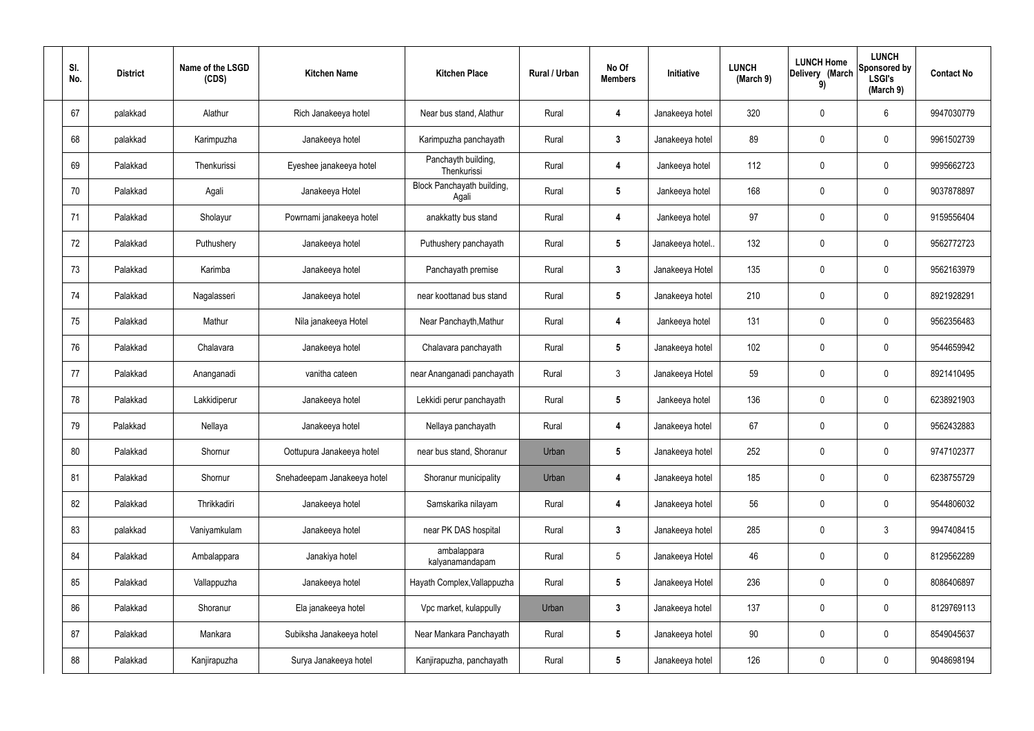| Sl. No. | District | Name of the LSGD (CDS) | Kitchen Name | Kitchen Place | Rural / Urban | No Of Members | Initiative | LUNCH (March 9) | LUNCH Home Delivery (March 9) | LUNCH Sponsored by LSGI's (March 9) | Contact No |
|---|---|---|---|---|---|---|---|---|---|---|---|
| 67 | palakkad | Alathur | Rich Janakeeya hotel | Near bus stand, Alathur | Rural | 4 | Janakeeya hotel | 320 | 0 | 6 | 9947030779 |
| 68 | palakkad | Karimpuzha | Janakeeya hotel | Karimpuzha panchayath | Rural | 3 | Janakeeya hotel | 89 | 0 | 0 | 9961502739 |
| 69 | Palakkad | Thenkurissi | Eyeshee janakeeya hotel | Panchayth building, Thenkurissi | Rural | 4 | Jankeeya hotel | 112 | 0 | 0 | 9995662723 |
| 70 | Palakkad | Agali | Janakeeya Hotel | Block Panchayath building, Agali | Rural | 5 | Jankeeya hotel | 168 | 0 | 0 | 9037878897 |
| 71 | Palakkad | Sholayur | Powrnami janakeeya hotel | anakkatty bus stand | Rural | 4 | Jankeeya hotel | 97 | 0 | 0 | 9159556404 |
| 72 | Palakkad | Puthushery | Janakeeya hotel | Puthushery panchayath | Rural | 5 | Janakeeya hotel.. | 132 | 0 | 0 | 9562772723 |
| 73 | Palakkad | Karimba | Janakeeya hotel | Panchayath premise | Rural | 3 | Janakeeya Hotel | 135 | 0 | 0 | 9562163979 |
| 74 | Palakkad | Nagalasseri | Janakeeya hotel | near koottanad bus stand | Rural | 5 | Janakeeya hotel | 210 | 0 | 0 | 8921928291 |
| 75 | Palakkad | Mathur | Nila janakeeya Hotel | Near Panchayth,Mathur | Rural | 4 | Jankeeya hotel | 131 | 0 | 0 | 9562356483 |
| 76 | Palakkad | Chalavara | Janakeeya hotel | Chalavara panchayath | Rural | 5 | Janakeeya hotel | 102 | 0 | 0 | 9544659942 |
| 77 | Palakkad | Ananganadi | vanitha cateen | near Ananganadi panchayath | Rural | 3 | Janakeeya Hotel | 59 | 0 | 0 | 8921410495 |
| 78 | Palakkad | Lakkidiperur | Janakeeya hotel | Lekkidi perur panchayath | Rural | 5 | Jankeeya hotel | 136 | 0 | 0 | 6238921903 |
| 79 | Palakkad | Nellaya | Janakeeya hotel | Nellaya panchayath | Rural | 4 | Janakeeya hotel | 67 | 0 | 0 | 9562432883 |
| 80 | Palakkad | Shornur | Oottupura Janakeeya hotel | near bus stand, Shoranur | Urban | 5 | Janakeeya hotel | 252 | 0 | 0 | 9747102377 |
| 81 | Palakkad | Shornur | Snehadeepam Janakeeya hotel | Shoranur municipality | Urban | 4 | Janakeeya hotel | 185 | 0 | 0 | 6238755729 |
| 82 | Palakkad | Thrikkadiri | Janakeeya hotel | Samskarika nilayam | Rural | 4 | Janakeeya hotel | 56 | 0 | 0 | 9544806032 |
| 83 | palakkad | Vaniyamkulam | Janakeeya hotel | near PK DAS hospital | Rural | 3 | Janakeeya hotel | 285 | 0 | 3 | 9947408415 |
| 84 | Palakkad | Ambalappara | Janakiya hotel | ambalappara kalyanamandapam | Rural | 5 | Janakeeya Hotel | 46 | 0 | 0 | 8129562289 |
| 85 | Palakkad | Vallappuzha | Janakeeya hotel | Hayath Complex,Vallappuzha | Rural | 5 | Janakeeya Hotel | 236 | 0 | 0 | 8086406897 |
| 86 | Palakkad | Shoranur | Ela janakeeya hotel | Vpc market, kulappully | Urban | 3 | Janakeeya hotel | 137 | 0 | 0 | 8129769113 |
| 87 | Palakkad | Mankara | Subiksha Janakeeya hotel | Near Mankara Panchayath | Rural | 5 | Janakeeya hotel | 90 | 0 | 0 | 8549045637 |
| 88 | Palakkad | Kanjirapuzha | Surya Janakeeya hotel | Kanjirapuzha, panchayath | Rural | 5 | Janakeeya hotel | 126 | 0 | 0 | 9048698194 |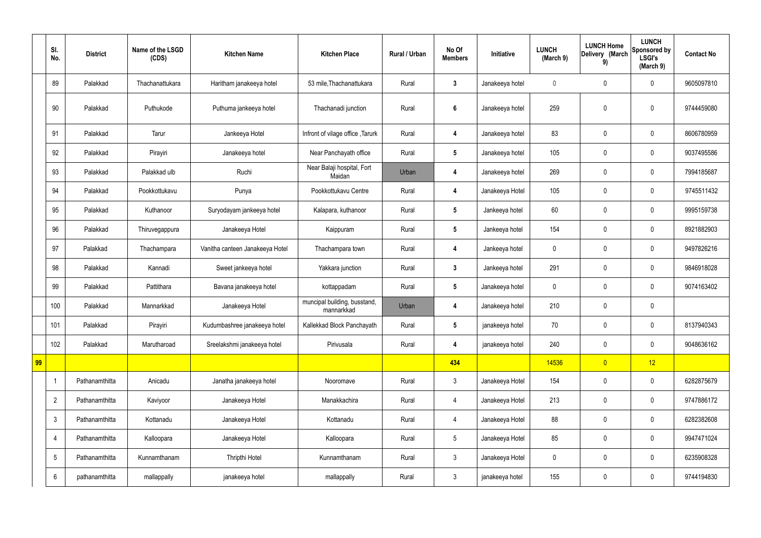| | Sl. No. | District | Name of the LSGD (CDS) | Kitchen Name | Kitchen Place | Rural / Urban | No Of Members | Initiative | LUNCH (March 9) | LUNCH Home Delivery (March 9) | LUNCH Sponsored by LSGI's (March 9) | Contact No |
|---|---|---|---|---|---|---|---|---|---|---|---|---|
| | 89 | Palakkad | Thachanattukara | Haritham janakeeya hotel | 53 mile,Thachanattukara | Rural | 3 | Janakeeya hotel | 0 | 0 | 0 | 9605097810 |
| | 90 | Palakkad | Puthukode | Puthuma jankeeya hotel | Thachanadi junction | Rural | 6 | Janakeeya hotel | 259 | 0 | 0 | 9744459080 |
| | 91 | Palakkad | Tarur | Jankeeya Hotel | Infront of vilage office ,Tarurk | Rural | 4 | Janakeeya hotel | 83 | 0 | 0 | 8606780959 |
| | 92 | Palakkad | Pirayiri | Janakeeya hotel | Near Panchayath office | Rural | 5 | Janakeeya hotel | 105 | 0 | 0 | 9037495586 |
| | 93 | Palakkad | Palakkad ulb | Ruchi | Near Balaji hospital, Fort Maidan | Urban | 4 | Janakeeya hotel | 269 | 0 | 0 | 7994185687 |
| | 94 | Palakkad | Pookkottukavu | Punya | Pookkottukavu Centre | Rural | 4 | Janakeeya Hotel | 105 | 0 | 0 | 9745511432 |
| | 95 | Palakkad | Kuthanoor | Suryodayam jankeeya hotel | Kalapara, kuthanoor | Rural | 5 | Jankeeya hotel | 60 | 0 | 0 | 9995159738 |
| | 96 | Palakkad | Thiruvegappura | Janakeeya Hotel | Kaippuram | Rural | 5 | Jankeeya hotel | 154 | 0 | 0 | 8921882903 |
| | 97 | Palakkad | Thachampara | Vanitha canteen Janakeeya Hotel | Thachampara town | Rural | 4 | Jankeeya hotel | 0 | 0 | 0 | 9497826216 |
| | 98 | Palakkad | Kannadi | Sweet jankeeya hotel | Yakkara junction | Rural | 3 | Jankeeya hotel | 291 | 0 | 0 | 9846918028 |
| | 99 | Palakkad | Pattithara | Bavana janakeeya hotel | kottappadam | Rural | 5 | Janakeeya hotel | 0 | 0 | 0 | 9074163402 |
| | 100 | Palakkad | Mannarkkad | Janakeeya Hotel | muncipal building, busstand, mannarkkad | Urban | 4 | Janakeeya hotel | 210 | 0 | 0 | |
| | 101 | Palakkad | Pirayiri | Kudumbashree janakeeya hotel | Kallekkad Block Panchayath | Rural | 5 | janakeeya hotel | 70 | 0 | 0 | 8137940343 |
| | 102 | Palakkad | Marutharoad | Sreelakshmi janakeeya hotel | Pirivusala | Rural | 4 | janakeeya hotel | 240 | 0 | 0 | 9048636162 |
| 99 | | | | | | | 434 | | 14536 | 0 | 12 | |
| | 1 | Pathanamthitta | Anicadu | Janatha janakeeya hotel | Nooromave | Rural | 3 | Janakeeya Hotel | 154 | 0 | 0 | 6282875679 |
| | 2 | Pathanamthitta | Kaviyoor | Janakeeya Hotel | Manakkachira | Rural | 4 | Janakeeya Hotel | 213 | 0 | 0 | 9747886172 |
| | 3 | Pathanamthitta | Kottanadu | Janakeeya Hotel | Kottanadu | Rural | 4 | Janakeeya Hotel | 88 | 0 | 0 | 6282382608 |
| | 4 | Pathanamthitta | Kalloopara | Janakeeya Hotel | Kalloopara | Rural | 5 | Janakeeya Hotel | 85 | 0 | 0 | 9947471024 |
| | 5 | Pathanamthitta | Kunnamthanam | Thripthi Hotel | Kunnamthanam | Rural | 3 | Janakeeya Hotel | 0 | 0 | 0 | 6235908328 |
| | 6 | pathanamthitta | mallappally | janakeeya hotel | mallappally | Rural | 3 | janakeeya hotel | 155 | 0 | 0 | 9744194830 |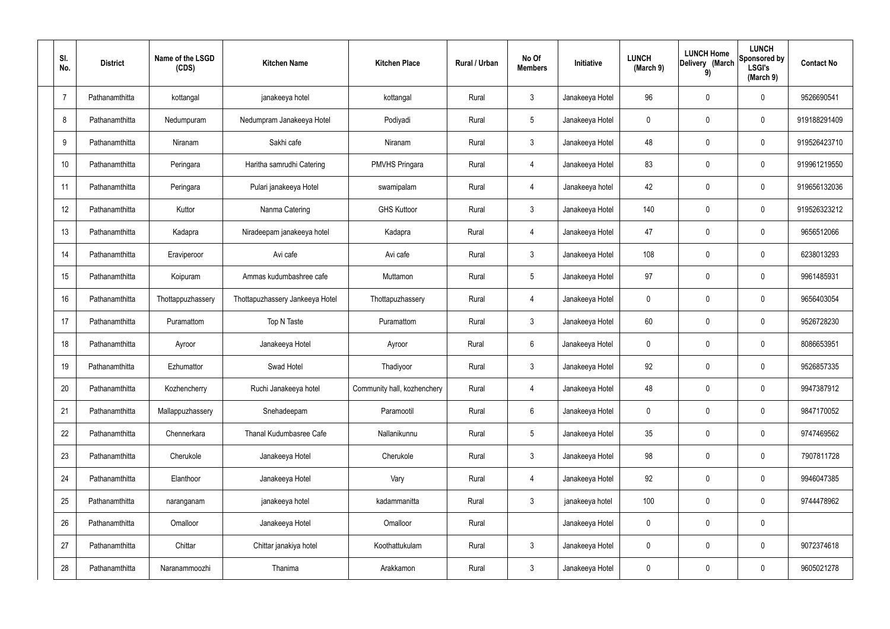| Sl. No. | District | Name of the LSGD (CDS) | Kitchen Name | Kitchen Place | Rural / Urban | No Of Members | Initiative | LUNCH (March 9) | LUNCH Home Delivery (March 9) | LUNCH Sponsored by LSGI's (March 9) | Contact No |
|---|---|---|---|---|---|---|---|---|---|---|---|
| 7 | Pathanamthitta | kottangal | janakeeya hotel | kottangal | Rural | 3 | Janakeeya Hotel | 96 | 0 | 0 | 9526690541 |
| 8 | Pathanamthitta | Nedumpuram | Nedumpram Janakeeya Hotel | Podiyadi | Rural | 5 | Janakeeya Hotel | 0 | 0 | 0 | 919188291409 |
| 9 | Pathanamthitta | Niranam | Sakhi cafe | Niranam | Rural | 3 | Janakeeya Hotel | 48 | 0 | 0 | 919526423710 |
| 10 | Pathanamthitta | Peringara | Haritha samrudhi Catering | PMVHS Pringara | Rural | 4 | Janakeeya Hotel | 83 | 0 | 0 | 919961219550 |
| 11 | Pathanamthitta | Peringara | Pulari janakeeya Hotel | swamipalam | Rural | 4 | Janakeeya hotel | 42 | 0 | 0 | 919656132036 |
| 12 | Pathanamthitta | Kuttor | Nanma Catering | GHS Kuttoor | Rural | 3 | Janakeeya Hotel | 140 | 0 | 0 | 919526323212 |
| 13 | Pathanamthitta | Kadapra | Niradeepam janakeeya hotel | Kadapra | Rural | 4 | Janakeeya Hotel | 47 | 0 | 0 | 9656512066 |
| 14 | Pathanamthitta | Eraviperoor | Avi cafe | Avi cafe | Rural | 3 | Janakeeya Hotel | 108 | 0 | 0 | 6238013293 |
| 15 | Pathanamthitta | Koipuram | Ammas kudumbashree cafe | Muttamon | Rural | 5 | Janakeeya Hotel | 97 | 0 | 0 | 9961485931 |
| 16 | Pathanamthitta | Thottappuzhassery | Thottapuzhassery Jankeeya Hotel | Thottapuzhassery | Rural | 4 | Janakeeya Hotel | 0 | 0 | 0 | 9656403054 |
| 17 | Pathanamthitta | Puramattom | Top N Taste | Puramattom | Rural | 3 | Janakeeya Hotel | 60 | 0 | 0 | 9526728230 |
| 18 | Pathanamthitta | Ayroor | Janakeeya Hotel | Ayroor | Rural | 6 | Janakeeya Hotel | 0 | 0 | 0 | 8086653951 |
| 19 | Pathanamthitta | Ezhumattor | Swad Hotel | Thadiyoor | Rural | 3 | Janakeeya Hotel | 92 | 0 | 0 | 9526857335 |
| 20 | Pathanamthitta | Kozhencherry | Ruchi Janakeeya hotel | Community hall, kozhenchery | Rural | 4 | Janakeeya Hotel | 48 | 0 | 0 | 9947387912 |
| 21 | Pathanamthitta | Mallappuzhassery | Snehadeepam | Paramootil | Rural | 6 | Janakeeya Hotel | 0 | 0 | 0 | 9847170052 |
| 22 | Pathanamthitta | Chennerkara | Thanal Kudumbasree Cafe | Nallanikunnu | Rural | 5 | Janakeeya Hotel | 35 | 0 | 0 | 9747469562 |
| 23 | Pathanamthitta | Cherukole | Janakeeya Hotel | Cherukole | Rural | 3 | Janakeeya Hotel | 98 | 0 | 0 | 7907811728 |
| 24 | Pathanamthitta | Elanthoor | Janakeeya Hotel | Vary | Rural | 4 | Janakeeya Hotel | 92 | 0 | 0 | 9946047385 |
| 25 | Pathanamthitta | naranganam | janakeeya hotel | kadammanitta | Rural | 3 | janakeeya hotel | 100 | 0 | 0 | 9744478962 |
| 26 | Pathanamthitta | Omalloor | Janakeeya Hotel | Omalloor | Rural | | Janakeeya Hotel | 0 | 0 | 0 | |
| 27 | Pathanamthitta | Chittar | Chittar janakiya hotel | Koothattukulam | Rural | 3 | Janakeeya Hotel | 0 | 0 | 0 | 9072374618 |
| 28 | Pathanamthitta | Naranammoozhi | Thanima | Arakkamon | Rural | 3 | Janakeeya Hotel | 0 | 0 | 0 | 9605021278 |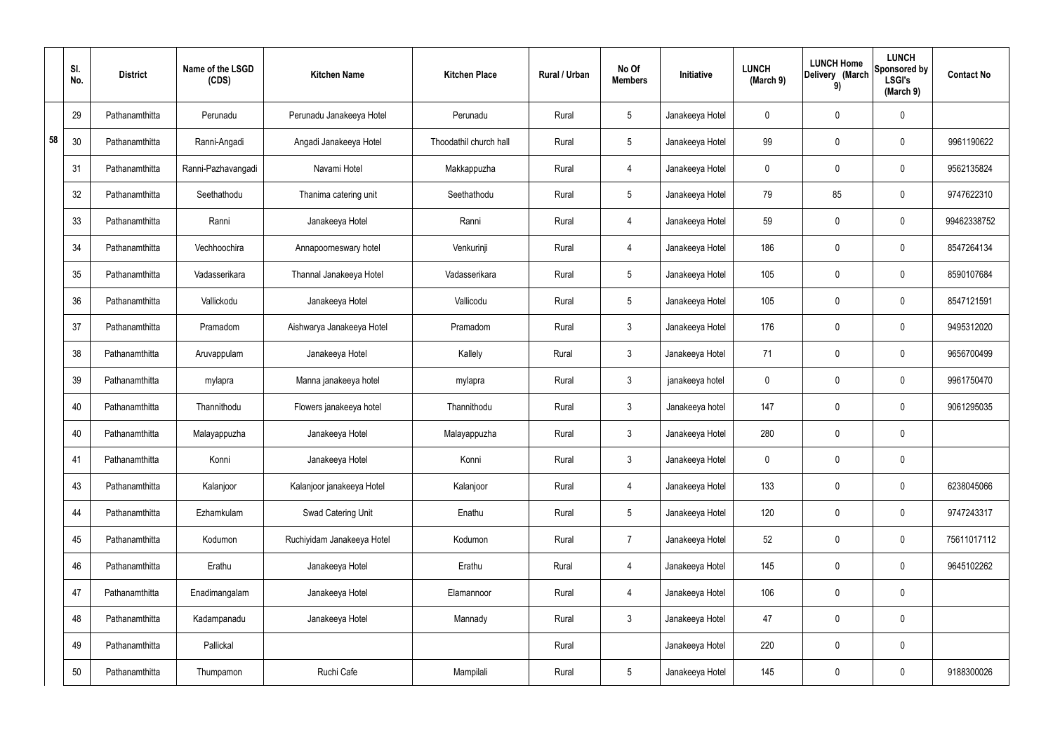| | Sl. No. | District | Name of the LSGD (CDS) | Kitchen Name | Kitchen Place | Rural / Urban | No Of Members | Initiative | LUNCH (March 9) | LUNCH Home Delivery (March 9) | LUNCH Sponsored by LSGI's (March 9) | Contact No |
|---|---|---|---|---|---|---|---|---|---|---|---|---|
| 58 | 29 | Pathanamthitta | Perunadu | Perunadu Janakeeya Hotel | Perunadu | Rural | 5 | Janakeeya Hotel | 0 | 0 | 0 | |
| | 30 | Pathanamthitta | Ranni-Angadi | Angadi Janakeeya Hotel | Thoodathil church hall | Rural | 5 | Janakeeya Hotel | 99 | 0 | 0 | 9961190622 |
| | 31 | Pathanamthitta | Ranni-Pazhavangadi | Navami Hotel | Makkappuzha | Rural | 4 | Janakeeya Hotel | 0 | 0 | 0 | 9562135824 |
| | 32 | Pathanamthitta | Seethathodu | Thanima catering unit | Seethathodu | Rural | 5 | Janakeeya Hotel | 79 | 85 | 0 | 9747622310 |
| | 33 | Pathanamthitta | Ranni | Janakeeya Hotel | Ranni | Rural | 4 | Janakeeya Hotel | 59 | 0 | 0 | 99462338752 |
| | 34 | Pathanamthitta | Vechhoochira | Annapoorneswary hotel | Venkurinji | Rural | 4 | Janakeeya Hotel | 186 | 0 | 0 | 8547264134 |
| | 35 | Pathanamthitta | Vadasserikara | Thannal Janakeeya Hotel | Vadasserikara | Rural | 5 | Janakeeya Hotel | 105 | 0 | 0 | 8590107684 |
| | 36 | Pathanamthitta | Vallickodu | Janakeeya Hotel | Vallicodu | Rural | 5 | Janakeeya Hotel | 105 | 0 | 0 | 8547121591 |
| | 37 | Pathanamthitta | Pramadom | Aishwarya Janakeeya Hotel | Pramadom | Rural | 3 | Janakeeya Hotel | 176 | 0 | 0 | 9495312020 |
| | 38 | Pathanamthitta | Aruvappulam | Janakeeya Hotel | Kallely | Rural | 3 | Janakeeya Hotel | 71 | 0 | 0 | 9656700499 |
| | 39 | Pathanamthitta | mylapra | Manna janakeeya hotel | mylapra | Rural | 3 | janakeeya hotel | 0 | 0 | 0 | 9961750470 |
| | 40 | Pathanamthitta | Thannithodu | Flowers janakeeya hotel | Thannithodu | Rural | 3 | Janakeeya hotel | 147 | 0 | 0 | 9061295035 |
| | 40 | Pathanamthitta | Malayappuzha | Janakeeya Hotel | Malayappuzha | Rural | 3 | Janakeeya Hotel | 280 | 0 | 0 | |
| | 41 | Pathanamthitta | Konni | Janakeeya Hotel | Konni | Rural | 3 | Janakeeya Hotel | 0 | 0 | 0 | |
| | 43 | Pathanamthitta | Kalanjoor | Kalanjoor janakeeya Hotel | Kalanjoor | Rural | 4 | Janakeeya Hotel | 133 | 0 | 0 | 6238045066 |
| | 44 | Pathanamthitta | Ezhamkulam | Swad Catering Unit | Enathu | Rural | 5 | Janakeeya Hotel | 120 | 0 | 0 | 9747243317 |
| | 45 | Pathanamthitta | Kodumon | Ruchiyidam Janakeeya Hotel | Kodumon | Rural | 7 | Janakeeya Hotel | 52 | 0 | 0 | 75611017112 |
| | 46 | Pathanamthitta | Erathu | Janakeeya Hotel | Erathu | Rural | 4 | Janakeeya Hotel | 145 | 0 | 0 | 9645102262 |
| | 47 | Pathanamthitta | Enadimangalam | Janakeeya Hotel | Elamannoor | Rural | 4 | Janakeeya Hotel | 106 | 0 | 0 | |
| | 48 | Pathanamthitta | Kadampanadu | Janakeeya Hotel | Mannady | Rural | 3 | Janakeeya Hotel | 47 | 0 | 0 | |
| | 49 | Pathanamthitta | Pallickal | | | Rural | | Janakeeya Hotel | 220 | 0 | 0 | |
| | 50 | Pathanamthitta | Thumpamon | Ruchi Cafe | Mampilali | Rural | 5 | Janakeeya Hotel | 145 | 0 | 0 | 9188300026 |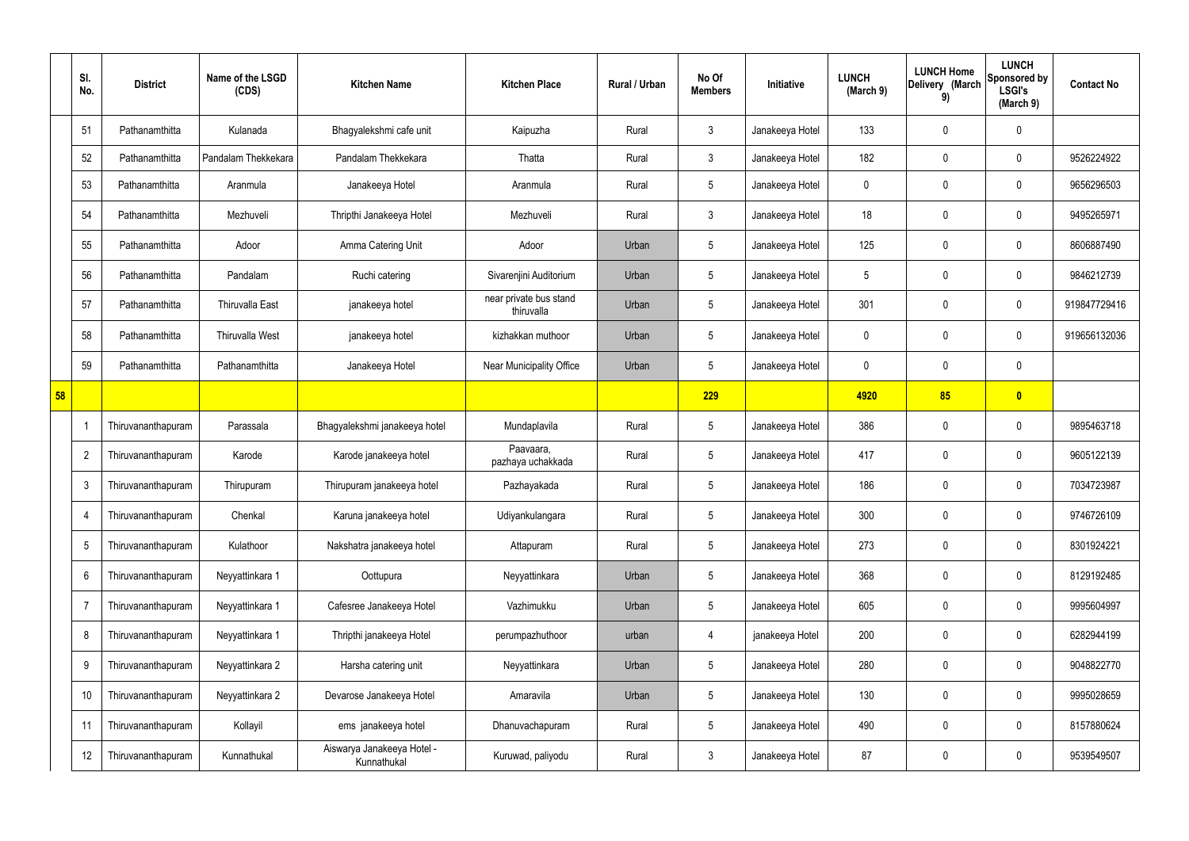| | Sl. No. | District | Name of the LSGD (CDS) | Kitchen Name | Kitchen Place | Rural / Urban | No Of Members | Initiative | LUNCH (March 9) | LUNCH Home Delivery (March 9) | LUNCH Sponsored by LSGI's (March 9) | Contact No |
|---|---|---|---|---|---|---|---|---|---|---|---|---|
| | 51 | Pathanamthitta | Kulanada | Bhagyalekshmi cafe unit | Kaipuzha | Rural | 3 | Janakeeya Hotel | 133 | 0 | 0 | |
| | 52 | Pathanamthitta | Pandalam Thekkekara | Pandalam Thekkekara | Thatta | Rural | 3 | Janakeeya Hotel | 182 | 0 | 0 | 9526224922 |
| | 53 | Pathanamthitta | Aranmula | Janakeeya Hotel | Aranmula | Rural | 5 | Janakeeya Hotel | 0 | 0 | 0 | 9656296503 |
| | 54 | Pathanamthitta | Mezhuveli | Thripthi Janakeeya Hotel | Mezhuveli | Rural | 3 | Janakeeya Hotel | 18 | 0 | 0 | 9495265971 |
| | 55 | Pathanamthitta | Adoor | Amma Catering Unit | Adoor | Urban | 5 | Janakeeya Hotel | 125 | 0 | 0 | 8606887490 |
| | 56 | Pathanamthitta | Pandalam | Ruchi catering | Sivarenjini Auditorium | Urban | 5 | Janakeeya Hotel | 5 | 0 | 0 | 9846212739 |
| | 57 | Pathanamthitta | Thiruvalla East | janakeeya hotel | near private bus stand thiruvalla | Urban | 5 | Janakeeya Hotel | 301 | 0 | 0 | 919847729416 |
| | 58 | Pathanamthitta | Thiruvalla West | janakeeya hotel | kizhakkan muthoor | Urban | 5 | Janakeeya Hotel | 0 | 0 | 0 | 919656132036 |
| | 59 | Pathanamthitta | Pathanamthitta | Janakeeya Hotel | Near Municipality Office | Urban | 5 | Janakeeya Hotel | 0 | 0 | 0 | |
| **58** | | | | | | | **229** | | **4920** | **85** | **0** | |
| | 1 | Thiruvananthapuram | Parassala | Bhagyalekshmi janakeeya hotel | Mundaplavila | Rural | 5 | Janakeeya Hotel | 386 | 0 | 0 | 9895463718 |
| | 2 | Thiruvananthapuram | Karode | Karode janakeeya hotel | Paavaara, pazhaya uchakkada | Rural | 5 | Janakeeya Hotel | 417 | 0 | 0 | 9605122139 |
| | 3 | Thiruvananthapuram | Thirupuram | Thirupuram janakeeya hotel | Pazhayakada | Rural | 5 | Janakeeya Hotel | 186 | 0 | 0 | 7034723987 |
| | 4 | Thiruvananthapuram | Chenkal | Karuna janakeeya hotel | Udiyankulangara | Rural | 5 | Janakeeya Hotel | 300 | 0 | 0 | 9746726109 |
| | 5 | Thiruvananthapuram | Kulathoor | Nakshatra janakeeya hotel | Attapuram | Rural | 5 | Janakeeya Hotel | 273 | 0 | 0 | 8301924221 |
| | 6 | Thiruvananthapuram | Neyyattinkara 1 | Oottupura | Neyyattinkara | Urban | 5 | Janakeeya Hotel | 368 | 0 | 0 | 8129192485 |
| | 7 | Thiruvananthapuram | Neyyattinkara 1 | Cafesree Janakeeya Hotel | Vazhimukku | Urban | 5 | Janakeeya Hotel | 605 | 0 | 0 | 9995604997 |
| | 8 | Thiruvananthapuram | Neyyattinkara 1 | Thripthi janakeeya Hotel | perumpazhuthoor | urban | 4 | janakeeya Hotel | 200 | 0 | 0 | 6282944199 |
| | 9 | Thiruvananthapuram | Neyyattinkara 2 | Harsha catering unit | Neyyattinkara | Urban | 5 | Janakeeya Hotel | 280 | 0 | 0 | 9048822770 |
| | 10 | Thiruvananthapuram | Neyyattinkara 2 | Devarose Janakeeya Hotel | Amaravila | Urban | 5 | Janakeeya Hotel | 130 | 0 | 0 | 9995028659 |
| | 11 | Thiruvananthapuram | Kollayil | ems janakeeya hotel | Dhanuvachapuram | Rural | 5 | Janakeeya Hotel | 490 | 0 | 0 | 8157880624 |
| | 12 | Thiruvananthapuram | Kunnathukal | Aiswarya Janakeeya Hotel - Kunnathukal | Kuruwad, paliyodu | Rural | 3 | Janakeeya Hotel | 87 | 0 | 0 | 9539549507 |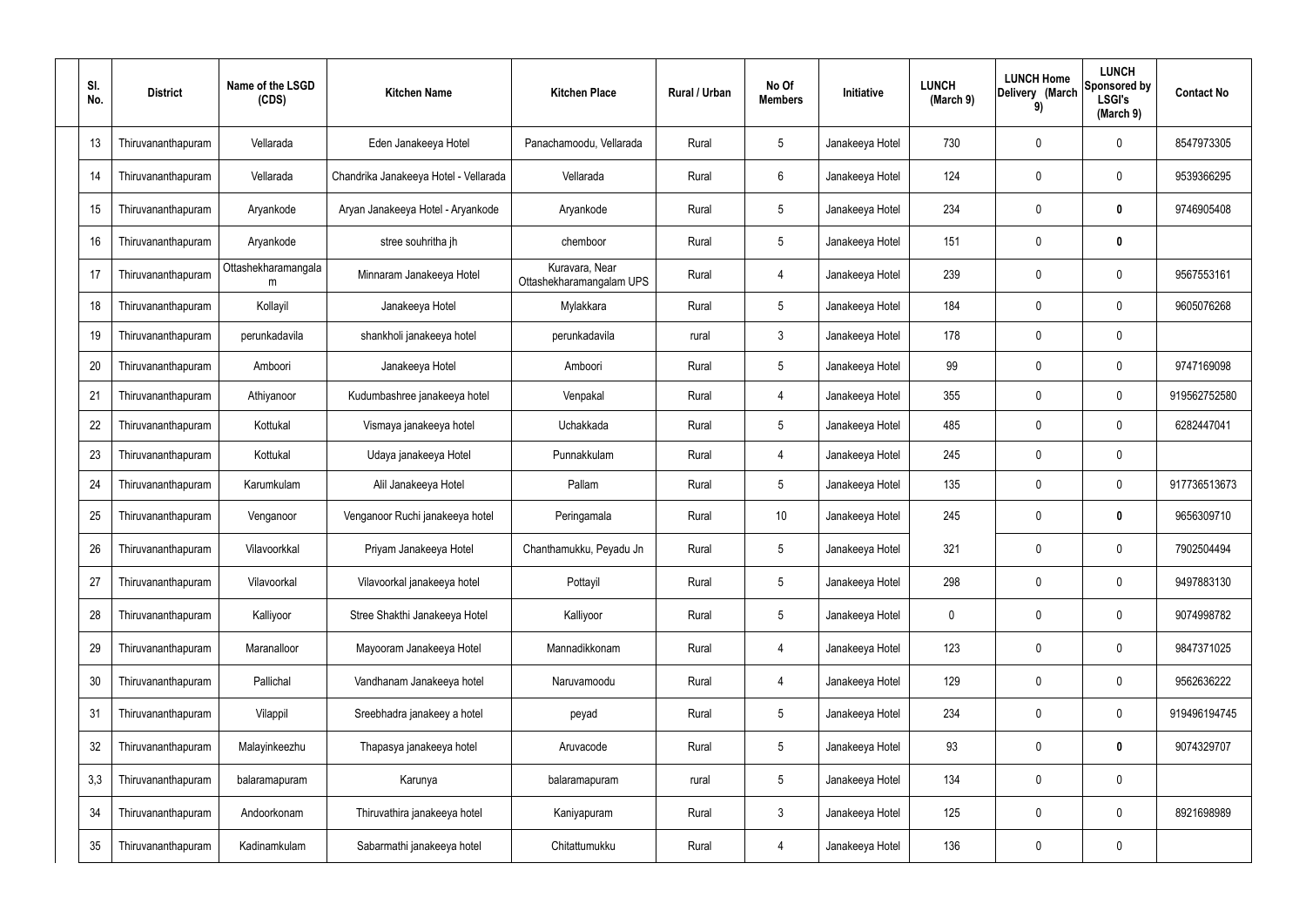| Sl. No. | District | Name of the LSGD (CDS) | Kitchen Name | Kitchen Place | Rural / Urban | No Of Members | Initiative | LUNCH (March 9) | LUNCH Home Delivery (March 9) | LUNCH Sponsored by LSGI's (March 9) | Contact No |
|---|---|---|---|---|---|---|---|---|---|---|---|
| 13 | Thiruvananthapuram | Vellarada | Eden Janakeeya Hotel | Panachamoodu, Vellarada | Rural | 5 | Janakeeya Hotel | 730 | 0 | 0 | 8547973305 |
| 14 | Thiruvananthapuram | Vellarada | Chandrika Janakeeya Hotel - Vellarada | Vellarada | Rural | 6 | Janakeeya Hotel | 124 | 0 | 0 | 9539366295 |
| 15 | Thiruvananthapuram | Aryankode | Aryan Janakeeya Hotel - Aryankode | Aryankode | Rural | 5 | Janakeeya Hotel | 234 | 0 | **0** | 9746905408 |
| 16 | Thiruvananthapuram | Aryankode | stree souhritha jh | chemboor | Rural | 5 | Janakeeya Hotel | 151 | 0 | **0** | |
| 17 | Thiruvananthapuram | Ottashekharamangalam | Minnaram Janakeeya Hotel | Kuravara, Near Ottashekharamangalam UPS | Rural | 4 | Janakeeya Hotel | 239 | 0 | 0 | 9567553161 |
| 18 | Thiruvananthapuram | Kollayil | Janakeeya Hotel | Mylakkara | Rural | 5 | Janakeeya Hotel | 184 | 0 | 0 | 9605076268 |
| 19 | Thiruvananthapuram | perunkadavila | shankholi janakeeya hotel | perunkadavila | rural | 3 | Janakeeya Hotel | 178 | 0 | 0 | |
| 20 | Thiruvananthapuram | Amboori | Janakeeya Hotel | Amboori | Rural | 5 | Janakeeya Hotel | 99 | 0 | 0 | 9747169098 |
| 21 | Thiruvananthapuram | Athiyanoor | Kudumbashree janakeeya hotel | Venpakal | Rural | 4 | Janakeeya Hotel | 355 | 0 | 0 | 919562752580 |
| 22 | Thiruvananthapuram | Kottukal | Vismaya janakeeya hotel | Uchakkada | Rural | 5 | Janakeeya Hotel | 485 | 0 | 0 | 6282447041 |
| 23 | Thiruvananthapuram | Kottukal | Udaya janakeeya Hotel | Punnakkulam | Rural | 4 | Janakeeya Hotel | 245 | 0 | 0 | |
| 24 | Thiruvananthapuram | Karumkulam | Alil Janakeeya Hotel | Pallam | Rural | 5 | Janakeeya Hotel | 135 | 0 | 0 | 917736513673 |
| 25 | Thiruvananthapuram | Venganoor | Venganoor Ruchi janakeeya hotel | Peringamala | Rural | 10 | Janakeeya Hotel | 245 | 0 | **0** | 9656309710 |
| 26 | Thiruvananthapuram | Vilavoorkkal | Priyam Janakeeya Hotel | Chanthamukku, Peyadu Jn | Rural | 5 | Janakeeya Hotel | 321 | 0 | 0 | 7902504494 |
| 27 | Thiruvananthapuram | Vilavoorkal | Vilavoorkal janakeeya hotel | Pottayil | Rural | 5 | Janakeeya Hotel | 298 | 0 | 0 | 9497883130 |
| 28 | Thiruvananthapuram | Kalliyoor | Stree Shakthi Janakeeya Hotel | Kalliyoor | Rural | 5 | Janakeeya Hotel | 0 | 0 | 0 | 9074998782 |
| 29 | Thiruvananthapuram | Maranalloor | Mayooram Janakeeya Hotel | Mannadikkonam | Rural | 4 | Janakeeya Hotel | 123 | 0 | 0 | 9847371025 |
| 30 | Thiruvananthapuram | Pallichal | Vandhanam Janakeeya hotel | Naruvamoodu | Rural | 4 | Janakeeya Hotel | 129 | 0 | 0 | 9562636222 |
| 31 | Thiruvananthapuram | Vilappil | Sreebhadra janakeey a hotel | peyad | Rural | 5 | Janakeeya Hotel | 234 | 0 | 0 | 919496194745 |
| 32 | Thiruvananthapuram | Malayinkeezhu | Thapasya janakeeya hotel | Aruvacode | Rural | 5 | Janakeeya Hotel | 93 | 0 | **0** | 9074329707 |
| 3,3 | Thiruvananthapuram | balaramapuram | Karunya | balaramapuram | rural | 5 | Janakeeya Hotel | 134 | 0 | 0 | |
| 34 | Thiruvananthapuram | Andoorkonam | Thiruvathira janakeeya hotel | Kaniyapuram | Rural | 3 | Janakeeya Hotel | 125 | 0 | 0 | 8921698989 |
| 35 | Thiruvananthapuram | Kadinamkulam | Sabarmathi janakeeya hotel | Chitattumukku | Rural | 4 | Janakeeya Hotel | 136 | 0 | 0 | |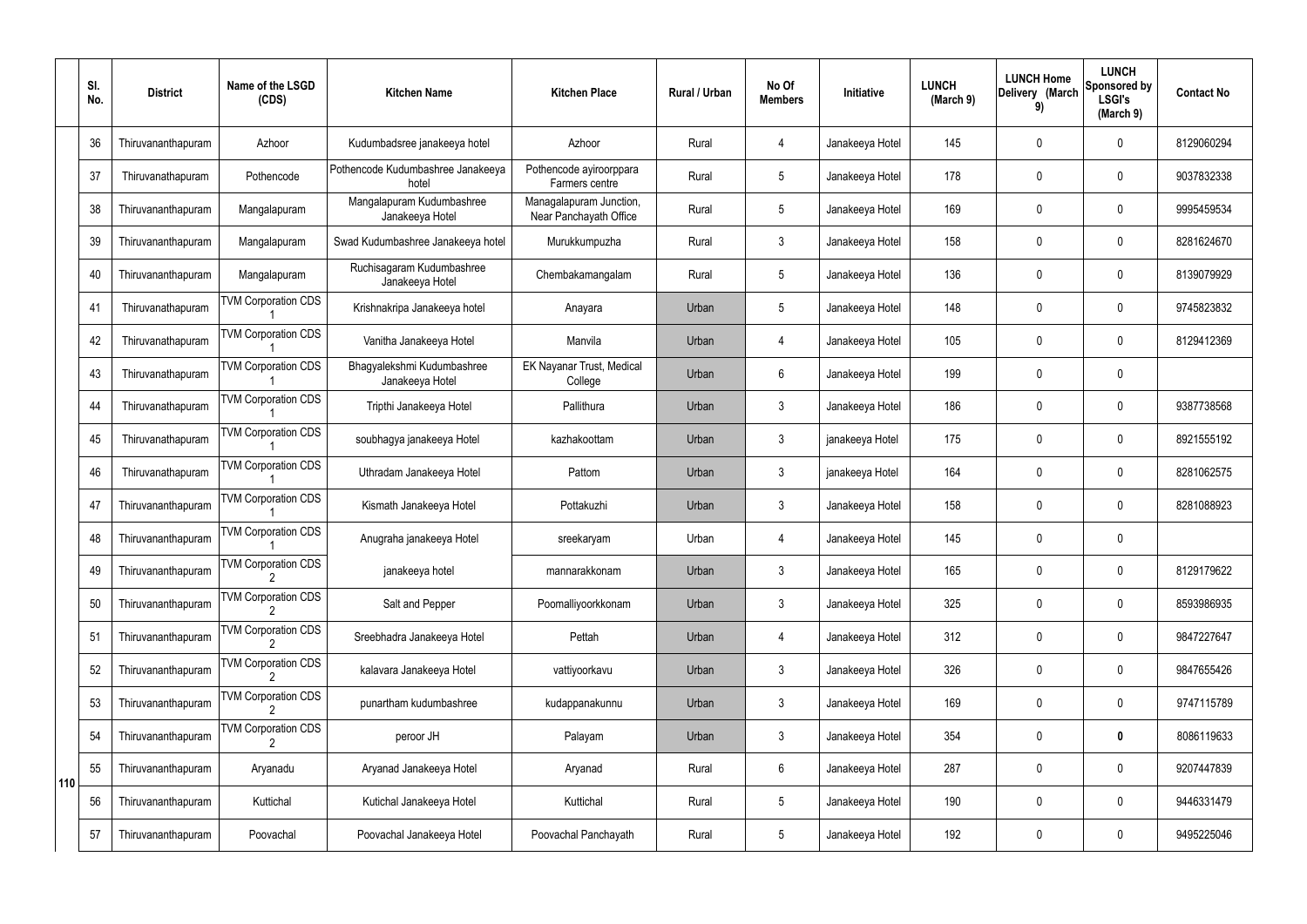| | Sl. No. | District | Name of the LSGD (CDS) | Kitchen Name | Kitchen Place | Rural / Urban | No Of Members | Initiative | LUNCH (March 9) | LUNCH Home Delivery (March 9) | LUNCH Sponsored by LSGI's (March 9) | Contact No |
|---|---|---|---|---|---|---|---|---|---|---|---|---|
| 110 | 36 | Thiruvananthapuram | Azhoor | Kudumbadsree janakeeya hotel | Azhoor | Rural | 4 | Janakeeya Hotel | 145 | 0 | 0 | 8129060294 |
| | 37 | Thiruvanathapuram | Pothencode | Pothencode Kudumbashree Janakeeya hotel | Pothencode ayiroorppara Farmers centre | Rural | 5 | Janakeeya Hotel | 178 | 0 | 0 | 9037832338 |
| | 38 | Thiruvananthapuram | Mangalapuram | Mangalapuram Kudumbashree Janakeeya Hotel | Managalapuram Junction, Near Panchayath Office | Rural | 5 | Janakeeya Hotel | 169 | 0 | 0 | 9995459534 |
| | 39 | Thiruvananthapuram | Mangalapuram | Swad Kudumbashree Janakeeya hotel | Murukkumpuzha | Rural | 3 | Janakeeya Hotel | 158 | 0 | 0 | 8281624670 |
| | 40 | Thiruvananthapuram | Mangalapuram | Ruchisagaram Kudumbashree Janakeeya Hotel | Chembakamangalam | Rural | 5 | Janakeeya Hotel | 136 | 0 | 0 | 8139079929 |
| | 41 | Thiruvanathapuram | TVM Corporation CDS 1 | Krishnakripa Janakeeya hotel | Anayara | Urban | 5 | Janakeeya Hotel | 148 | 0 | 0 | 9745823832 |
| | 42 | Thiruvanathapuram | TVM Corporation CDS 1 | Vanitha Janakeeya Hotel | Manvila | Urban | 4 | Janakeeya Hotel | 105 | 0 | 0 | 8129412369 |
| | 43 | Thiruvanathapuram | TVM Corporation CDS 1 | Bhagyalekshmi Kudumbashree Janakeeya Hotel | EK Nayanar Trust, Medical College | Urban | 6 | Janakeeya Hotel | 199 | 0 | 0 | |
| | 44 | Thiruvanathapuram | TVM Corporation CDS 1 | Tripthi Janakeeya Hotel | Pallithura | Urban | 3 | Janakeeya Hotel | 186 | 0 | 0 | 9387738568 |
| | 45 | Thiruvanathapuram | TVM Corporation CDS 1 | soubhagya janakeeya Hotel | kazhakoottam | Urban | 3 | janakeeya Hotel | 175 | 0 | 0 | 8921555192 |
| | 46 | Thiruvanathapuram | TVM Corporation CDS 1 | Uthradam Janakeeya Hotel | Pattom | Urban | 3 | janakeeya Hotel | 164 | 0 | 0 | 8281062575 |
| | 47 | Thiruvananthapuram | TVM Corporation CDS 1 | Kismath Janakeeya Hotel | Pottakuzhi | Urban | 3 | Janakeeya Hotel | 158 | 0 | 0 | 8281088923 |
| | 48 | Thiruvananthapuram | TVM Corporation CDS 1 | Anugraha janakeeya Hotel | sreekaryam | Urban | 4 | Janakeeya Hotel | 145 | 0 | 0 | |
| | 49 | Thiruvananthapuram | TVM Corporation CDS 2 | janakeeya hotel | mannarakkonam | Urban | 3 | Janakeeya Hotel | 165 | 0 | 0 | 8129179622 |
| | 50 | Thiruvananthapuram | TVM Corporation CDS 2 | Salt and Pepper | Poomalliyoorkkonam | Urban | 3 | Janakeeya Hotel | 325 | 0 | 0 | 8593986935 |
| | 51 | Thiruvananthapuram | TVM Corporation CDS 2 | Sreebhadra Janakeeya Hotel | Pettah | Urban | 4 | Janakeeya Hotel | 312 | 0 | 0 | 9847227647 |
| | 52 | Thiruvananthapuram | TVM Corporation CDS 2 | kalavara Janakeeya Hotel | vattiyoorkavu | Urban | 3 | Janakeeya Hotel | 326 | 0 | 0 | 9847655426 |
| | 53 | Thiruvananthapuram | TVM Corporation CDS 2 | punartham kudumbashree | kudappanakunnu | Urban | 3 | Janakeeya Hotel | 169 | 0 | 0 | 9747115789 |
| | 54 | Thiruvananthapuram | TVM Corporation CDS 2 | peroor JH | Palayam | Urban | 3 | Janakeeya Hotel | 354 | 0 | **0** | 8086119633 |
| | 55 | Thiruvananthapuram | Aryanadu | Aryanad Janakeeya Hotel | Aryanad | Rural | 6 | Janakeeya Hotel | 287 | 0 | 0 | 9207447839 |
| | 56 | Thiruvananthapuram | Kuttichal | Kutichal Janakeeya Hotel | Kuttichal | Rural | 5 | Janakeeya Hotel | 190 | 0 | 0 | 9446331479 |
| | 57 | Thiruvananthapuram | Poovachal | Poovachal Janakeeya Hotel | Poovachal Panchayath | Rural | 5 | Janakeeya Hotel | 192 | 0 | 0 | 9495225046 |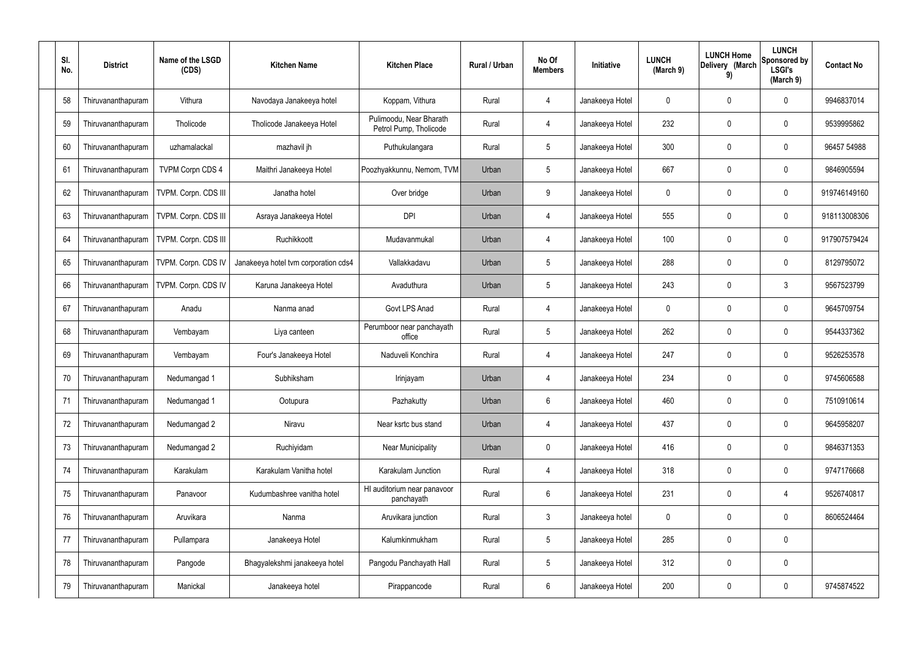| Sl. No. | District | Name of the LSGD (CDS) | Kitchen Name | Kitchen Place | Rural / Urban | No Of Members | Initiative | LUNCH (March 9) | LUNCH Home Delivery (March 9) | LUNCH Sponsored by LSGI's (March 9) | Contact No |
|---|---|---|---|---|---|---|---|---|---|---|---|
| 58 | Thiruvananthapuram | Vithura | Navodaya Janakeeya hotel | Koppam, Vithura | Rural | 4 | Janakeeya Hotel | 0 | 0 | 0 | 9946837014 |
| 59 | Thiruvananthapuram | Tholicode | Tholicode Janakeeya Hotel | Pulimoodu, Near Bharath Petrol Pump, Tholicode | Rural | 4 | Janakeeya Hotel | 232 | 0 | 0 | 9539995862 |
| 60 | Thiruvananthapuram | uzhamalackal | mazhavil jh | Puthukulangara | Rural | 5 | Janakeeya Hotel | 300 | 0 | 0 | 96457 54988 |
| 61 | Thiruvananthapuram | TVPM Corpn CDS 4 | Maithri Janakeeya Hotel | Poozhyakkunnu, Nemom, TVM | Urban | 5 | Janakeeya Hotel | 667 | 0 | 0 | 9846905594 |
| 62 | Thiruvananthapuram | TVPM. Corpn. CDS III | Janatha hotel | Over bridge | Urban | 9 | Janakeeya Hotel | 0 | 0 | 0 | 919746149160 |
| 63 | Thiruvananthapuram | TVPM. Corpn. CDS III | Asraya Janakeeya Hotel | DPI | Urban | 4 | Janakeeya Hotel | 555 | 0 | 0 | 918113008306 |
| 64 | Thiruvananthapuram | TVPM. Corpn. CDS III | Ruchikkoott | Mudavanmukal | Urban | 4 | Janakeeya Hotel | 100 | 0 | 0 | 917907579424 |
| 65 | Thiruvananthapuram | TVPM. Corpn. CDS IV | Janakeeya hotel tvm corporation cds4 | Vallakkadavu | Urban | 5 | Janakeeya Hotel | 288 | 0 | 0 | 8129795072 |
| 66 | Thiruvananthapuram | TVPM. Corpn. CDS IV | Karuna Janakeeya Hotel | Avaduthura | Urban | 5 | Janakeeya Hotel | 243 | 0 | 3 | 9567523799 |
| 67 | Thiruvananthapuram | Anadu | Nanma anad | Govt LPS Anad | Rural | 4 | Janakeeya Hotel | 0 | 0 | 0 | 9645709754 |
| 68 | Thiruvananthapuram | Vembayam | Liya canteen | Perumboor near panchayath office | Rural | 5 | Janakeeya Hotel | 262 | 0 | 0 | 9544337362 |
| 69 | Thiruvananthapuram | Vembayam | Four's Janakeeya Hotel | Naduveli Konchira | Rural | 4 | Janakeeya Hotel | 247 | 0 | 0 | 9526253578 |
| 70 | Thiruvananthapuram | Nedumangad 1 | Subhiksham | Irinjayam | Urban | 4 | Janakeeya Hotel | 234 | 0 | 0 | 9745606588 |
| 71 | Thiruvananthapuram | Nedumangad 1 | Ootupura | Pazhakutty | Urban | 6 | Janakeeya Hotel | 460 | 0 | 0 | 7510910614 |
| 72 | Thiruvananthapuram | Nedumangad 2 | Niravu | Near ksrtc bus stand | Urban | 4 | Janakeeya Hotel | 437 | 0 | 0 | 9645958207 |
| 73 | Thiruvananthapuram | Nedumangad 2 | Ruchiyidam | Near Municipality | Urban | 0 | Janakeeya Hotel | 416 | 0 | 0 | 9846371353 |
| 74 | Thiruvananthapuram | Karakulam | Karakulam Vanitha hotel | Karakulam Junction | Rural | 4 | Janakeeya Hotel | 318 | 0 | 0 | 9747176668 |
| 75 | Thiruvananthapuram | Panavoor | Kudumbashree vanitha hotel | HI auditorium near panavoor panchayath | Rural | 6 | Janakeeya Hotel | 231 | 0 | 4 | 9526740817 |
| 76 | Thiruvananthapuram | Aruvikara | Nanma | Aruvikara junction | Rural | 3 | Janakeeya hotel | 0 | 0 | 0 | 8606524464 |
| 77 | Thiruvananthapuram | Pullampara | Janakeeya Hotel | Kalumkinmukham | Rural | 5 | Janakeeya Hotel | 285 | 0 | 0 | |
| 78 | Thiruvananthapuram | Pangode | Bhagyalekshmi janakeeya hotel | Pangodu Panchayath Hall | Rural | 5 | Janakeeya Hotel | 312 | 0 | 0 | |
| 79 | Thiruvananthapuram | Manickal | Janakeeya hotel | Pirappancode | Rural | 6 | Janakeeya Hotel | 200 | 0 | 0 | 9745874522 |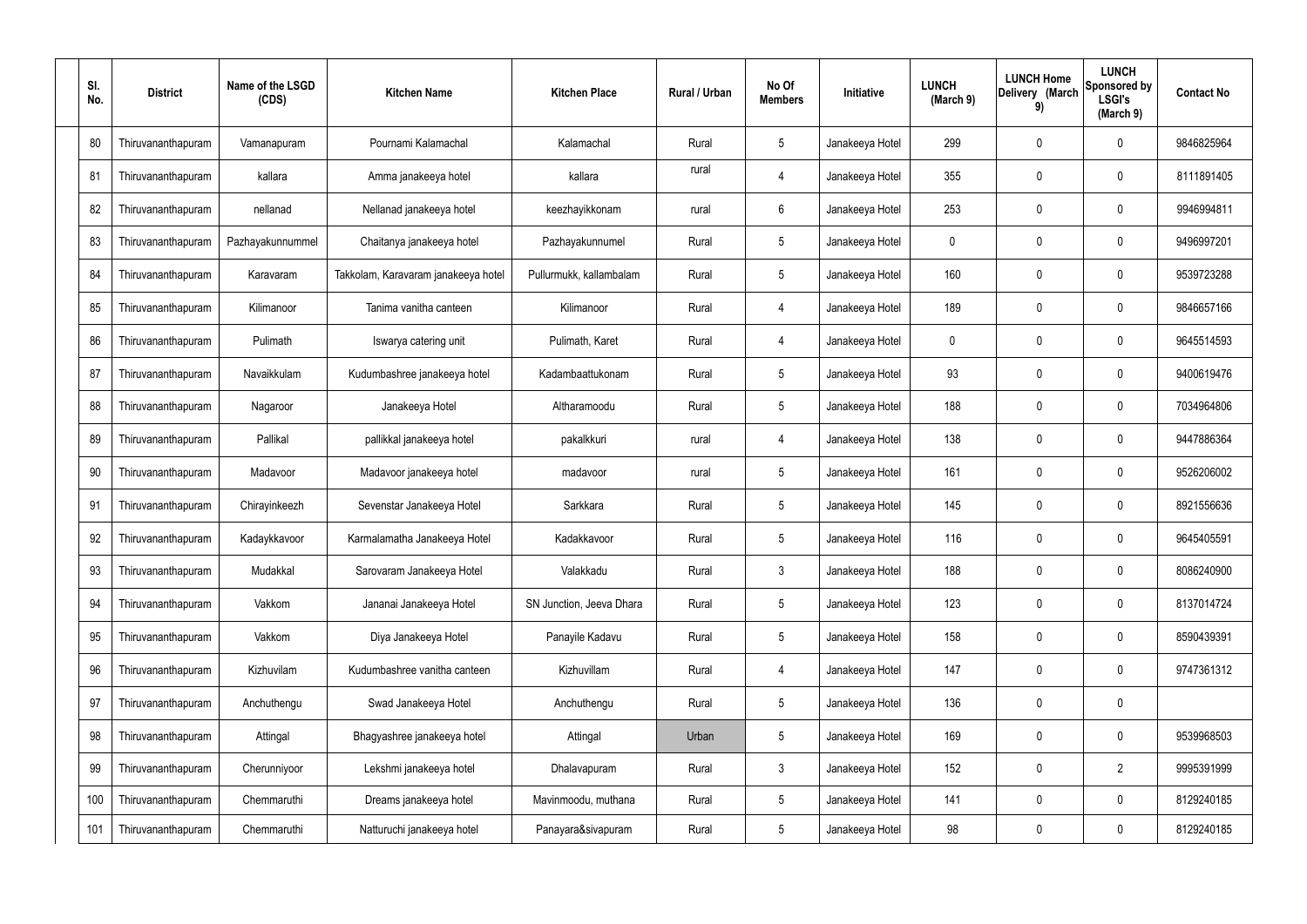| Sl. No. | District | Name of the LSGD (CDS) | Kitchen Name | Kitchen Place | Rural / Urban | No Of Members | Initiative | LUNCH (March 9) | LUNCH Home Delivery (March 9) | LUNCH Sponsored by LSGI's (March 9) | Contact No |
|---|---|---|---|---|---|---|---|---|---|---|---|
| 80 | Thiruvananthapuram | Vamanapuram | Pournami Kalamachal | Kalamachal | Rural | 5 | Janakeeya Hotel | 299 | 0 | 0 | 9846825964 |
| 81 | Thiruvananthapuram | kallara | Amma janakeeya hotel | kallara | rural | 4 | Janakeeya Hotel | 355 | 0 | 0 | 8111891405 |
| 82 | Thiruvananthapuram | nellanad | Nellanad janakeeya hotel | keezhayikkonam | rural | 6 | Janakeeya Hotel | 253 | 0 | 0 | 9946994811 |
| 83 | Thiruvananthapuram | Pazhayakunnummel | Chaitanya janakeeya hotel | Pazhayakunnumel | Rural | 5 | Janakeeya Hotel | 0 | 0 | 0 | 9496997201 |
| 84 | Thiruvananthapuram | Karavaram | Takkolam, Karavaram janakeeya hotel | Pullurmukk, kallambalam | Rural | 5 | Janakeeya Hotel | 160 | 0 | 0 | 9539723288 |
| 85 | Thiruvananthapuram | Kilimanoor | Tanima vanitha canteen | Kilimanoor | Rural | 4 | Janakeeya Hotel | 189 | 0 | 0 | 9846657166 |
| 86 | Thiruvananthapuram | Pulimath | Iswarya catering unit | Pulimath, Karet | Rural | 4 | Janakeeya Hotel | 0 | 0 | 0 | 9645514593 |
| 87 | Thiruvananthapuram | Navaikkulam | Kudumbashree janakeeya hotel | Kadambaattukonam | Rural | 5 | Janakeeya Hotel | 93 | 0 | 0 | 9400619476 |
| 88 | Thiruvananthapuram | Nagaroor | Janakeeya Hotel | Altharamoodu | Rural | 5 | Janakeeya Hotel | 188 | 0 | 0 | 7034964806 |
| 89 | Thiruvananthapuram | Pallikal | pallikkal janakeeya hotel | pakalkkuri | rural | 4 | Janakeeya Hotel | 138 | 0 | 0 | 9447886364 |
| 90 | Thiruvananthapuram | Madavoor | Madavoor janakeeya hotel | madavoor | rural | 5 | Janakeeya Hotel | 161 | 0 | 0 | 9526206002 |
| 91 | Thiruvananthapuram | Chirayinkeezh | Sevenstar Janakeeya Hotel | Sarkkara | Rural | 5 | Janakeeya Hotel | 145 | 0 | 0 | 8921556636 |
| 92 | Thiruvananthapuram | Kadaykkavoor | Karmalamatha Janakeeya Hotel | Kadakkavoor | Rural | 5 | Janakeeya Hotel | 116 | 0 | 0 | 9645405591 |
| 93 | Thiruvananthapuram | Mudakkal | Sarovaram Janakeeya Hotel | Valakkadu | Rural | 3 | Janakeeya Hotel | 188 | 0 | 0 | 8086240900 |
| 94 | Thiruvananthapuram | Vakkom | Jananai Janakeeya Hotel | SN Junction, Jeeva Dhara | Rural | 5 | Janakeeya Hotel | 123 | 0 | 0 | 8137014724 |
| 95 | Thiruvananthapuram | Vakkom | Diya Janakeeya Hotel | Panayile Kadavu | Rural | 5 | Janakeeya Hotel | 158 | 0 | 0 | 8590439391 |
| 96 | Thiruvananthapuram | Kizhuvilam | Kudumbashree vanitha canteen | Kizhuvillam | Rural | 4 | Janakeeya Hotel | 147 | 0 | 0 | 9747361312 |
| 97 | Thiruvananthapuram | Anchuthengu | Swad Janakeeya Hotel | Anchuthengu | Rural | 5 | Janakeeya Hotel | 136 | 0 | 0 | |
| 98 | Thiruvananthapuram | Attingal | Bhagyashree janakeeya hotel | Attingal | Urban | 5 | Janakeeya Hotel | 169 | 0 | 0 | 9539968503 |
| 99 | Thiruvananthapuram | Cherunniyoor | Lekshmi janakeeya hotel | Dhalavapuram | Rural | 3 | Janakeeya Hotel | 152 | 0 | 2 | 9995391999 |
| 100 | Thiruvananthapuram | Chemmaruthi | Dreams janakeeya hotel | Mavinmoodu, muthana | Rural | 5 | Janakeeya Hotel | 141 | 0 | 0 | 8129240185 |
| 101 | Thiruvananthapuram | Chemmaruthi | Natturuchi janakeeya hotel | Panayara&sivapuram | Rural | 5 | Janakeeya Hotel | 98 | 0 | 0 | 8129240185 |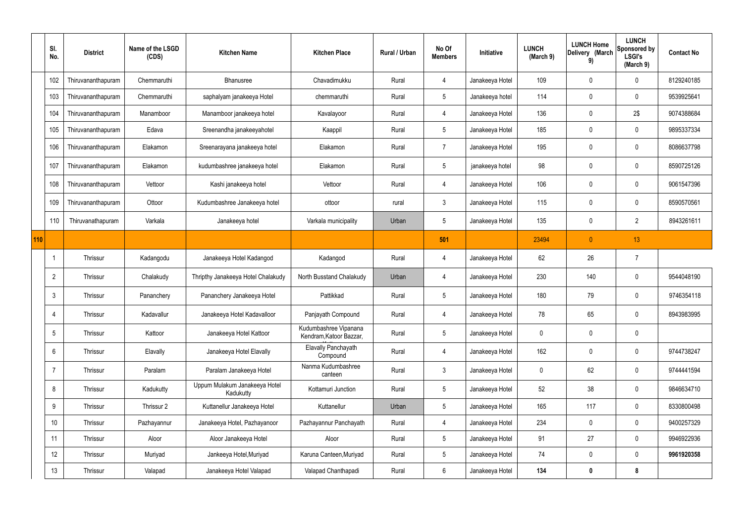| | Sl. No. | District | Name of the LSGD (CDS) | Kitchen Name | Kitchen Place | Rural / Urban | No Of Members | Initiative | LUNCH (March 9) | LUNCH Home Delivery (March 9) | LUNCH Sponsored by LSGI's (March 9) | Contact No |
|---|---|---|---|---|---|---|---|---|---|---|---|---|
| | 102 | Thiruvananthapuram | Chemmaruthi | Bhanusree | Chavadimukku | Rural | 4 | Janakeeya Hotel | 109 | 0 | 0 | 8129240185 |
| | 103 | Thiruvananthapuram | Chemmaruthi | saphalyam janakeeya Hotel | chemmaruthi | Rural | 5 | Janakeeya hotel | 114 | 0 | 0 | 9539925641 |
| | 104 | Thiruvananthapuram | Manamboor | Manamboor janakeeya hotel | Kavalayoor | Rural | 4 | Janakeeya Hotel | 136 | 0 | 2$ | 9074388684 |
| | 105 | Thiruvananthapuram | Edava | Sreenandha janakeeyahotel | Kaappil | Rural | 5 | Janakeeya Hotel | 185 | 0 | 0 | 9895337334 |
| | 106 | Thiruvananthapuram | Elakamon | Sreenarayana janakeeya hotel | Elakamon | Rural | 7 | Janakeeya Hotel | 195 | 0 | 0 | 8086637798 |
| | 107 | Thiruvananthapuram | Elakamon | kudumbashree janakeeya hotel | Elakamon | Rural | 5 | janakeeya hotel | 98 | 0 | 0 | 8590725126 |
| | 108 | Thiruvananthapuram | Vettoor | Kashi janakeeya hotel | Vettoor | Rural | 4 | Janakeeya Hotel | 106 | 0 | 0 | 9061547396 |
| | 109 | Thiruvananthapuram | Ottoor | Kudumbashree Janakeeya hotel | ottoor | rural | 3 | Janakeeya Hotel | 115 | 0 | 0 | 8590570561 |
| | 110 | Thiruvanathapuram | Varkala | Janakeeya hotel | Varkala municipality | Urban | 5 | Janakeeya Hotel | 135 | 0 | 2 | 8943261611 |
| 110 | | | | | | | 501 | | 23494 | 0 | 13 | |
| | 1 | Thrissur | Kadangodu | Janakeeya Hotel Kadangod | Kadangod | Rural | 4 | Janakeeya Hotel | 62 | 26 | 7 | |
| | 2 | Thrissur | Chalakudy | Thripthy Janakeeya Hotel Chalakudy | North Busstand Chalakudy | Urban | 4 | Janakeeya Hotel | 230 | 140 | 0 | 9544048190 |
| | 3 | Thrissur | Pananchery | Pananchery Janakeeya Hotel | Pattikkad | Rural | 5 | Janakeeya Hotel | 180 | 79 | 0 | 9746354118 |
| | 4 | Thrissur | Kadavallur | Janakeeya Hotel Kadavalloor | Panjayath Compound | Rural | 4 | Janakeeya Hotel | 78 | 65 | 0 | 8943983995 |
| | 5 | Thrissur | Kattoor | Janakeeya Hotel Kattoor | Kudumbashree Vipanana Kendram,Katoor Bazzar, | Rural | 5 | Janakeeya Hotel | 0 | 0 | 0 | |
| | 6 | Thrissur | Elavally | Janakeeya Hotel Elavally | Elavally Panchayath Compound | Rural | 4 | Janakeeya Hotel | 162 | 0 | 0 | 9744738247 |
| | 7 | Thrissur | Paralam | Paralam Janakeeya Hotel | Nanma Kudumbashree canteen | Rural | 3 | Janakeeya Hotel | 0 | 62 | 0 | 9744441594 |
| | 8 | Thrissur | Kadukutty | Uppum Mulakum Janakeeya Hotel Kadukutty | Kottamuri Junction | Rural | 5 | Janakeeya Hotel | 52 | 38 | 0 | 9846634710 |
| | 9 | Thrissur | Thrissur 2 | Kuttanellur Janakeeya Hotel | Kuttanellur | Urban | 5 | Janakeeya Hotel | 165 | 117 | 0 | 8330800498 |
| | 10 | Thrissur | Pazhayannur | Janakeeya Hotel, Pazhayanoor | Pazhayannur Panchayath | Rural | 4 | Janakeeya Hotel | 234 | 0 | 0 | 9400257329 |
| | 11 | Thrissur | Aloor | Aloor Janakeeya Hotel | Aloor | Rural | 5 | Janakeeya Hotel | 91 | 27 | 0 | 9946922936 |
| | 12 | Thrissur | Muriyad | Jankeeya Hotel,Muriyad | Karuna Canteen,Muriyad | Rural | 5 | Janakeeya Hotel | 74 | 0 | 0 | **9961920358** |
| | 13 | Thrissur | Valapad | Janakeeya Hotel Valapad | Valapad Chanthapadi | Rural | 6 | Janakeeya Hotel | **134** | **0** | **8** | |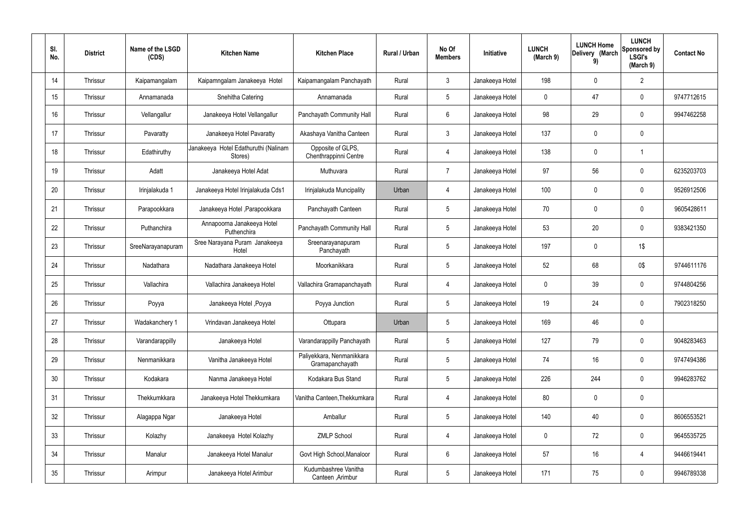| Sl. No. | District | Name of the LSGD (CDS) | Kitchen Name | Kitchen Place | Rural / Urban | No Of Members | Initiative | LUNCH (March 9) | LUNCH Home Delivery (March 9) | LUNCH Sponsored by LSGI's (March 9) | Contact No |
|---|---|---|---|---|---|---|---|---|---|---|---|
| 14 | Thrissur | Kaipamangalam | Kaipamngalam Janakeeya Hotel | Kaipamangalam Panchayath | Rural | 3 | Janakeeya Hotel | 198 | 0 | 2 | |
| 15 | Thrissur | Annamanada | Snehitha Catering | Annamanada | Rural | 5 | Janakeeya Hotel | 0 | 47 | 0 | 9747712615 |
| 16 | Thrissur | Vellangallur | Janakeeya Hotel Vellangallur | Panchayath Community Hall | Rural | 6 | Janakeeya Hotel | 98 | 29 | 0 | 9947462258 |
| 17 | Thrissur | Pavaratty | Janakeeya Hotel Pavaratty | Akashaya Vanitha Canteen | Rural | 3 | Janakeeya Hotel | 137 | 0 | 0 | |
| 18 | Thrissur | Edathiruthy | Janakeeya Hotel Edathuruthi (Nalinam Stores) | Opposite of GLPS, Chenthrappinni Centre | Rural | 4 | Janakeeya Hotel | 138 | 0 | 1 | |
| 19 | Thrissur | Adatt | Janakeeya Hotel Adat | Muthuvara | Rural | 7 | Janakeeya Hotel | 97 | 56 | 0 | 6235203703 |
| 20 | Thrissur | Irinjalakuda 1 | Janakeeya Hotel Irinjalakuda Cds1 | Irinjalakuda Muncipality | Urban | 4 | Janakeeya Hotel | 100 | 0 | 0 | 9526912506 |
| 21 | Thrissur | Parapookkara | Janakeeya Hotel ,Parapookkara | Panchayath Canteen | Rural | 5 | Janakeeya Hotel | 70 | 0 | 0 | 9605428611 |
| 22 | Thrissur | Puthanchira | Annapoorna Janakeeya Hotel Puthenchira | Panchayath Community Hall | Rural | 5 | Janakeeya Hotel | 53 | 20 | 0 | 9383421350 |
| 23 | Thrissur | SreeNarayanapuram | Sree Narayana Puram Janakeeya Hotel | Sreenarayanapuram Panchayath | Rural | 5 | Janakeeya Hotel | 197 | 0 | 1$ | |
| 24 | Thrissur | Nadathara | Nadathara Janakeeya Hotel | Moorkanikkara | Rural | 5 | Janakeeya Hotel | 52 | 68 | 0$ | 9744611176 |
| 25 | Thrissur | Vallachira | Vallachira Janakeeya Hotel | Vallachira Gramapanchayath | Rural | 4 | Janakeeya Hotel | 0 | 39 | 0 | 9744804256 |
| 26 | Thrissur | Poyya | Janakeeya Hotel ,Poyya | Poyya Junction | Rural | 5 | Janakeeya Hotel | 19 | 24 | 0 | 7902318250 |
| 27 | Thrissur | Wadakanchery 1 | Vrindavan Janakeeya Hotel | Ottupara | Urban | 5 | Janakeeya Hotel | 169 | 46 | 0 | |
| 28 | Thrissur | Varandarappilly | Janakeeya Hotel | Varandarappilly Panchayath | Rural | 5 | Janakeeya Hotel | 127 | 79 | 0 | 9048283463 |
| 29 | Thrissur | Nenmanikkara | Vanitha Janakeeya Hotel | Paliyekkara, Nenmanikkara Gramapanchayath | Rural | 5 | Janakeeya Hotel | 74 | 16 | 0 | 9747494386 |
| 30 | Thrissur | Kodakara | Nanma Janakeeya Hotel | Kodakara Bus Stand | Rural | 5 | Janakeeya Hotel | 226 | 244 | 0 | 9946283762 |
| 31 | Thrissur | Thekkumkkara | Janakeeya Hotel Thekkumkara | Vanitha Canteen,Thekkumkara | Rural | 4 | Janakeeya Hotel | 80 | 0 | 0 | |
| 32 | Thrissur | Alagappa Ngar | Janakeeya Hotel | Amballur | Rural | 5 | Janakeeya Hotel | 140 | 40 | 0 | 8606553521 |
| 33 | Thrissur | Kolazhy | Janakeeya Hotel Kolazhy | ZMLP School | Rural | 4 | Janakeeya Hotel | 0 | 72 | 0 | 9645535725 |
| 34 | Thrissur | Manalur | Janakeeya Hotel Manalur | Govt High School,Manaloor | Rural | 6 | Janakeeya Hotel | 57 | 16 | 4 | 9446619441 |
| 35 | Thrissur | Arimpur | Janakeeya Hotel Arimbur | Kudumbashree Vanitha Canteen ,Arimbur | Rural | 5 | Janakeeya Hotel | 171 | 75 | 0 | 9946789338 |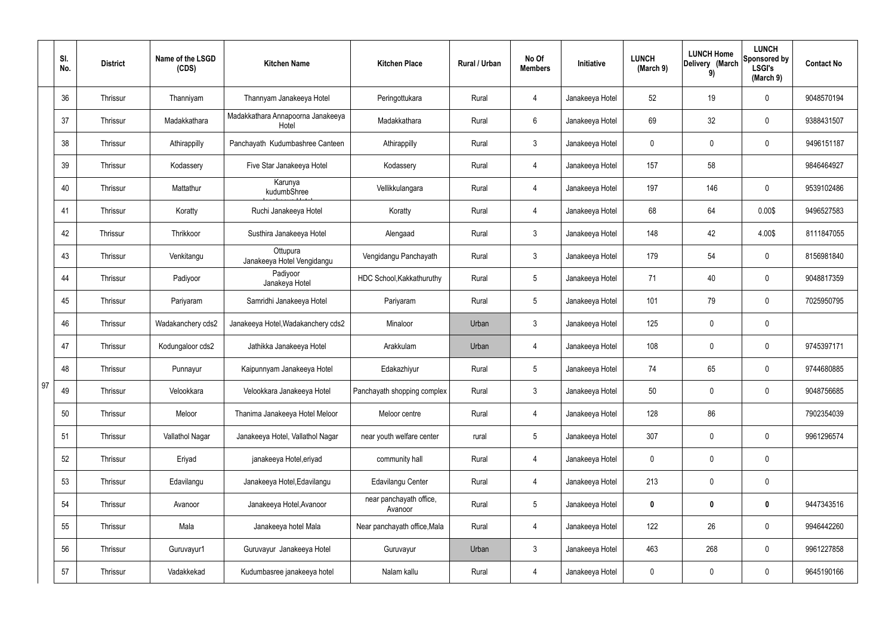| | Sl. No. | District | Name of the LSGD (CDS) | Kitchen Name | Kitchen Place | Rural / Urban | No Of Members | Initiative | LUNCH (March 9) | LUNCH Home Delivery (March 9) | LUNCH Sponsored by LSGI's (March 9) | Contact No |
|---|---|---|---|---|---|---|---|---|---|---|---|---|
| 97 | 36 | Thrissur | Thanniyam | Thannyam Janakeeya Hotel | Peringottukara | Rural | 4 | Janakeeya Hotel | 52 | 19 | 0 | 9048570194 |
| | 37 | Thrissur | Madakkathara | Madakkathara Annapoorna Janakeeya Hotel | Madakkathara | Rural | 6 | Janakeeya Hotel | 69 | 32 | 0 | 9388431507 |
| | 38 | Thrissur | Athirappilly | Panchayath Kudumbashree Canteen | Athirappilly | Rural | 3 | Janakeeya Hotel | 0 | 0 | 0 | 9496151187 |
| | 39 | Thrissur | Kodassery | Five Star Janakeeya Hotel | Kodassery | Rural | 4 | Janakeeya Hotel | 157 | 58 | | 9846464927 |
| | 40 | Thrissur | Mattathur | Karunya kudumbShree | Vellikkulangara | Rural | 4 | Janakeeya Hotel | 197 | 146 | 0 | 9539102486 |
| | 41 | Thrissur | Koratty | Ruchi Janakeeya Hotel | Koratty | Rural | 4 | Janakeeya Hotel | 68 | 64 | 0.00$ | 9496527583 |
| | 42 | Thrissur | Thrikkoor | Susthira Janakeeya Hotel | Alengaad | Rural | 3 | Janakeeya Hotel | 148 | 42 | 4.00$ | 8111847055 |
| | 43 | Thrissur | Venkitangu | Ottupura Janakeeya Hotel Vengidangu | Vengidangu Panchayath | Rural | 3 | Janakeeya Hotel | 179 | 54 | 0 | 8156981840 |
| | 44 | Thrissur | Padiyoor | Padiyoor Janakeya Hotel | HDC School,Kakkathuruthy | Rural | 5 | Janakeeya Hotel | 71 | 40 | 0 | 9048817359 |
| | 45 | Thrissur | Pariyaram | Samridhi Janakeeya Hotel | Pariyaram | Rural | 5 | Janakeeya Hotel | 101 | 79 | 0 | 7025950795 |
| | 46 | Thrissur | Wadakanchery cds2 | Janakeeya Hotel,Wadakanchery cds2 | Minaloor | Urban | 3 | Janakeeya Hotel | 125 | 0 | 0 | |
| | 47 | Thrissur | Kodungaloor cds2 | Jathikka Janakeeya Hotel | Arakkulam | Urban | 4 | Janakeeya Hotel | 108 | 0 | 0 | 9745397171 |
| | 48 | Thrissur | Punnayur | Kaipunnyam Janakeeya Hotel | Edakazhiyur | Rural | 5 | Janakeeya Hotel | 74 | 65 | 0 | 9744680885 |
| | 49 | Thrissur | Velookkara | Velookkara Janakeeya Hotel | Panchayath shopping complex | Rural | 3 | Janakeeya Hotel | 50 | 0 | 0 | 9048756685 |
| | 50 | Thrissur | Meloor | Thanima Janakeeya Hotel Meloor | Meloor centre | Rural | 4 | Janakeeya Hotel | 128 | 86 | | 7902354039 |
| | 51 | Thrissur | Vallathol Nagar | Janakeeya Hotel, Vallathol Nagar | near youth welfare center | rural | 5 | Janakeeya Hotel | 307 | 0 | 0 | 9961296574 |
| | 52 | Thrissur | Eriyad | janakeeya Hotel,eriyad | community hall | Rural | 4 | Janakeeya Hotel | 0 | 0 | 0 | |
| | 53 | Thrissur | Edavilangu | Janakeeya Hotel,Edavilangu | Edavilangu Center | Rural | 4 | Janakeeya Hotel | 213 | 0 | 0 | |
| | 54 | Thrissur | Avanoor | Janakeeya Hotel,Avanoor | near panchayath office, Avanoor | Rural | 5 | Janakeeya Hotel | **0** | **0** | **0** | 9447343516 |
| | 55 | Thrissur | Mala | Janakeeya hotel Mala | Near panchayath office,Mala | Rural | 4 | Janakeeya Hotel | 122 | 26 | 0 | 9946442260 |
| | 56 | Thrissur | Guruvayur1 | Guruvayur Janakeeya Hotel | Guruvayur | Urban | 3 | Janakeeya Hotel | 463 | 268 | 0 | 9961227858 |
| | 57 | Thrissur | Vadakkekad | Kudumbasree janakeeya hotel | Nalam kallu | Rural | 4 | Janakeeya Hotel | 0 | 0 | 0 | 9645190166 |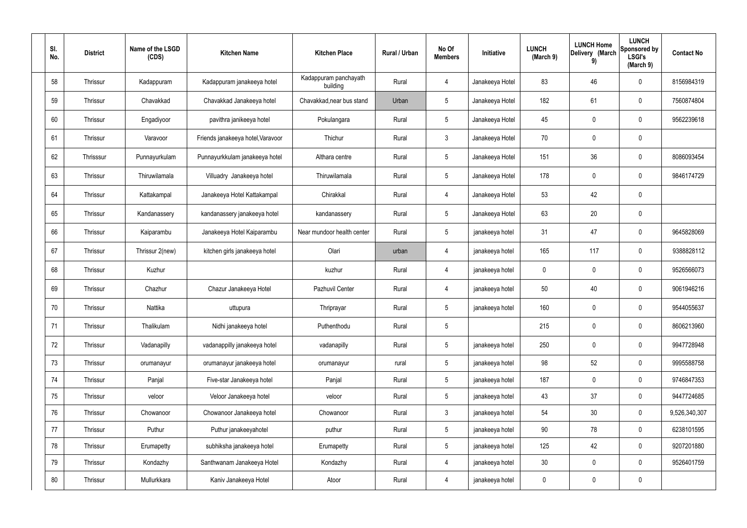| Sl. No. | District | Name of the LSGD (CDS) | Kitchen Name | Kitchen Place | Rural / Urban | No Of Members | Initiative | LUNCH (March 9) | LUNCH Home Delivery (March 9) | LUNCH Sponsored by LSGI's (March 9) | Contact No |
|---|---|---|---|---|---|---|---|---|---|---|---|
| 58 | Thrissur | Kadappuram | Kadappuram janakeeya hotel | Kadappuram panchayath building | Rural | 4 | Janakeeya Hotel | 83 | 46 | 0 | 8156984319 |
| 59 | Thrissur | Chavakkad | Chavakkad Janakeeya hotel | Chavakkad,near bus stand | Urban | 5 | Janakeeya Hotel | 182 | 61 | 0 | 7560874804 |
| 60 | Thrissur | Engadiyoor | pavithra janikeeya hotel | Pokulangara | Rural | 5 | Janakeeya Hotel | 45 | 0 | 0 | 9562239618 |
| 61 | Thrissur | Varavoor | Friends janakeeya hotel,Varavoor | Thichur | Rural | 3 | Janakeeya Hotel | 70 | 0 | 0 | |
| 62 | Thrisssur | Punnayurkulam | Punnayurkkulam janakeeya hotel | Althara centre | Rural | 5 | Janakeeya Hotel | 151 | 36 | 0 | 8086093454 |
| 63 | Thrissur | Thiruwilamala | Villuadry Janakeeya hotel | Thiruwilamala | Rural | 5 | Janakeeya Hotel | 178 | 0 | 0 | 9846174729 |
| 64 | Thrissur | Kattakampal | Janakeeya Hotel Kattakampal | Chirakkal | Rural | 4 | Janakeeya Hotel | 53 | 42 | 0 | |
| 65 | Thrissur | Kandanassery | kandanassery janakeeya hotel | kandanassery | Rural | 5 | Janakeeya Hotel | 63 | 20 | 0 | |
| 66 | Thrissur | Kaiparambu | Janakeeya Hotel Kaiparambu | Near mundoor health center | Rural | 5 | janakeeya hotel | 31 | 47 | 0 | 9645828069 |
| 67 | Thrissur | Thrissur 2(new) | kitchen girls janakeeya hotel | Olari | urban | 4 | janakeeya hotel | 165 | 117 | 0 | 9388828112 |
| 68 | Thrissur | Kuzhur | | kuzhur | Rural | 4 | janakeeya hotel | 0 | 0 | 0 | 9526566073 |
| 69 | Thrissur | Chazhur | Chazur Janakeeya Hotel | Pazhuvil Center | Rural | 4 | janakeeya hotel | 50 | 40 | 0 | 9061946216 |
| 70 | Thrissur | Nattika | uttupura | Thriprayar | Rural | 5 | janakeeya hotel | 160 | 0 | 0 | 9544055637 |
| 71 | Thrissur | Thalikulam | Nidhi janakeeya hotel | Puthenthodu | Rural | 5 | | 215 | 0 | 0 | 8606213960 |
| 72 | Thrissur | Vadanapilly | vadanappilly janakeeya hotel | vadanapilly | Rural | 5 | janakeeya hotel | 250 | 0 | 0 | 9947728948 |
| 73 | Thrissur | orumanayur | orumanayur janakeeya hotel | orumanayur | rural | 5 | janakeeya hotel | 98 | 52 | 0 | 9995588758 |
| 74 | Thrissur | Panjal | Five-star Janakeeya hotel | Panjal | Rural | 5 | janakeeya hotel | 187 | 0 | 0 | 9746847353 |
| 75 | Thrissur | veloor | Veloor Janakeeya hotel | veloor | Rural | 5 | janakeeya hotel | 43 | 37 | 0 | 9447724685 |
| 76 | Thrissur | Chowanoor | Chowanoor Janakeeya hotel | Chowanoor | Rural | 3 | janakeeya hotel | 54 | 30 | 0 | 9,526,340,307 |
| 77 | Thrissur | Puthur | Puthur janakeeyahotel | puthur | Rural | 5 | janakeeya hotel | 90 | 78 | 0 | 6238101595 |
| 78 | Thrissur | Erumapetty | subhiksha janakeeya hotel | Erumapetty | Rural | 5 | janakeeya hotel | 125 | 42 | 0 | 9207201880 |
| 79 | Thrissur | Kondazhy | Santhwanam Janakeeya Hotel | Kondazhy | Rural | 4 | janakeeya hotel | 30 | 0 | 0 | 9526401759 |
| 80 | Thrissur | Mullurkkara | Kaniv Janakeeya Hotel | Atoor | Rural | 4 | janakeeya hotel | 0 | 0 | 0 | |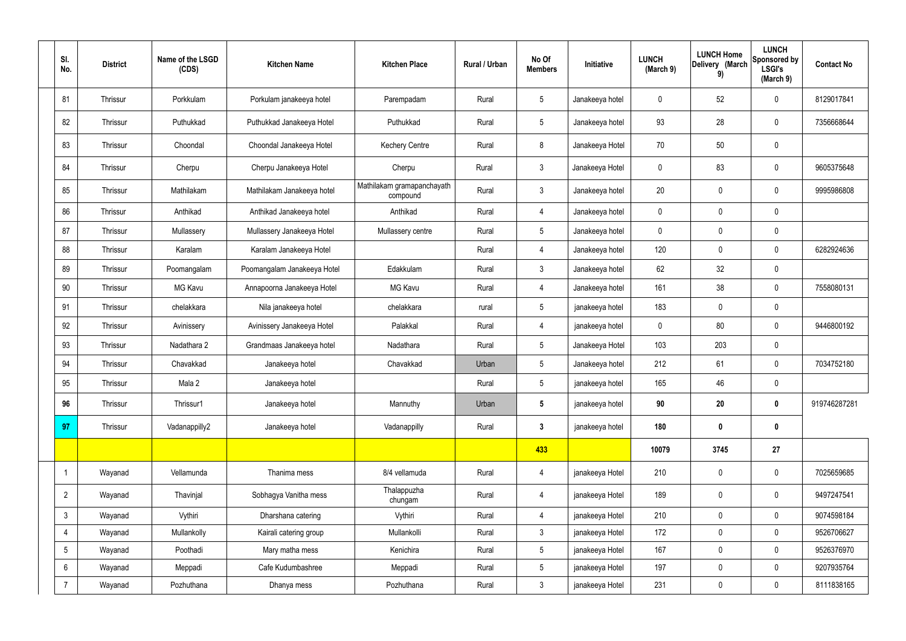| Sl. No. | District | Name of the LSGD (CDS) | Kitchen Name | Kitchen Place | Rural / Urban | No Of Members | Initiative | LUNCH (March 9) | LUNCH Home Delivery (March 9) | LUNCH Sponsored by LSGI's (March 9) | Contact No |
|---|---|---|---|---|---|---|---|---|---|---|---|
| 81 | Thrissur | Porkkulam | Porkulam janakeeya hotel | Parempadam | Rural | 5 | Janakeeya hotel | 0 | 52 | 0 | 8129017841 |
| 82 | Thrissur | Puthukkad | Puthukkad Janakeeya Hotel | Puthukkad | Rural | 5 | Janakeeya hotel | 93 | 28 | 0 | 7356668644 |
| 83 | Thrissur | Choondal | Choondal Janakeeya Hotel | Kechery Centre | Rural | 8 | Janakeeya Hotel | 70 | 50 | 0 | |
| 84 | Thrissur | Cherpu | Cherpu Janakeeya Hotel | Cherpu | Rural | 3 | Janakeeya Hotel | 0 | 83 | 0 | 9605375648 |
| 85 | Thrissur | Mathilakam | Mathilakam Janakeeya hotel | Mathilakam gramapanchayath compound | Rural | 3 | Janakeeya hotel | 20 | 0 | 0 | 9995986808 |
| 86 | Thrissur | Anthikad | Anthikad Janakeeya hotel | Anthikad | Rural | 4 | Janakeeya hotel | 0 | 0 | 0 | |
| 87 | Thrissur | Mullassery | Mullassery Janakeeya Hotel | Mullassery centre | Rural | 5 | Janakeeya hotel | 0 | 0 | 0 | |
| 88 | Thrissur | Karalam | Karalam Janakeeya Hotel | | Rural | 4 | Janakeeya hotel | 120 | 0 | 0 | 6282924636 |
| 89 | Thrissur | Poomangalam | Poomangalam Janakeeya Hotel | Edakkulam | Rural | 3 | Janakeeya hotel | 62 | 32 | 0 | |
| 90 | Thrissur | MG Kavu | Annapoorna Janakeeya Hotel | MG Kavu | Rural | 4 | Janakeeya hotel | 161 | 38 | 0 | 7558080131 |
| 91 | Thrissur | chelakkara | Nila janakeeya hotel | chelakkara | rural | 5 | janakeeya hotel | 183 | 0 | 0 | |
| 92 | Thrissur | Avinissery | Avinissery Janakeeya Hotel | Palakkal | Rural | 4 | janakeeya hotel | 0 | 80 | 0 | 9446800192 |
| 93 | Thrissur | Nadathara 2 | Grandmaas Janakeeya hotel | Nadathara | Rural | 5 | Janakeeya Hotel | 103 | 203 | 0 | |
| 94 | Thrissur | Chavakkad | Janakeeya hotel | Chavakkad | Urban | 5 | Janakeeya hotel | 212 | 61 | 0 | 7034752180 |
| 95 | Thrissur | Mala 2 | Janakeeya hotel | | Rural | 5 | janakeeya hotel | 165 | 46 | 0 | |
| **96** | Thrissur | Thrissur1 | Janakeeya hotel | Mannuthy | Urban | **5** | janakeeya hotel | **90** | **20** | **0** | 919746287281 |
| **97** | Thrissur | Vadanappilly2 | Janakeeya hotel | Vadanappilly | Rural | **3** | janakeeya hotel | **180** | **0** | **0** | |
| | | | | | | **433** | | **10079** | **3745** | **27** | |
| 1 | Wayanad | Vellamunda | Thanima mess | 8/4 vellamuda | Rural | 4 | janakeeya Hotel | 210 | 0 | 0 | 7025659685 |
| 2 | Wayanad | Thavinjal | Sobhagya Vanitha mess | Thalappuzha chungam | Rural | 4 | janakeeya Hotel | 189 | 0 | 0 | 9497247541 |
| 3 | Wayanad | Vythiri | Dharshana catering | Vythiri | Rural | 4 | janakeeya Hotel | 210 | 0 | 0 | 9074598184 |
| 4 | Wayanad | Mullankolly | Kairali catering group | Mullankolli | Rural | 3 | janakeeya Hotel | 172 | 0 | 0 | 9526706627 |
| 5 | Wayanad | Poothadi | Mary matha mess | Kenichira | Rural | 5 | janakeeya Hotel | 167 | 0 | 0 | 9526376970 |
| 6 | Wayanad | Meppadi | Cafe Kudumbashree | Meppadi | Rural | 5 | janakeeya Hotel | 197 | 0 | 0 | 9207935764 |
| 7 | Wayanad | Pozhuthana | Dhanya mess | Pozhuthana | Rural | 3 | janakeeya Hotel | 231 | 0 | 0 | 8111838165 |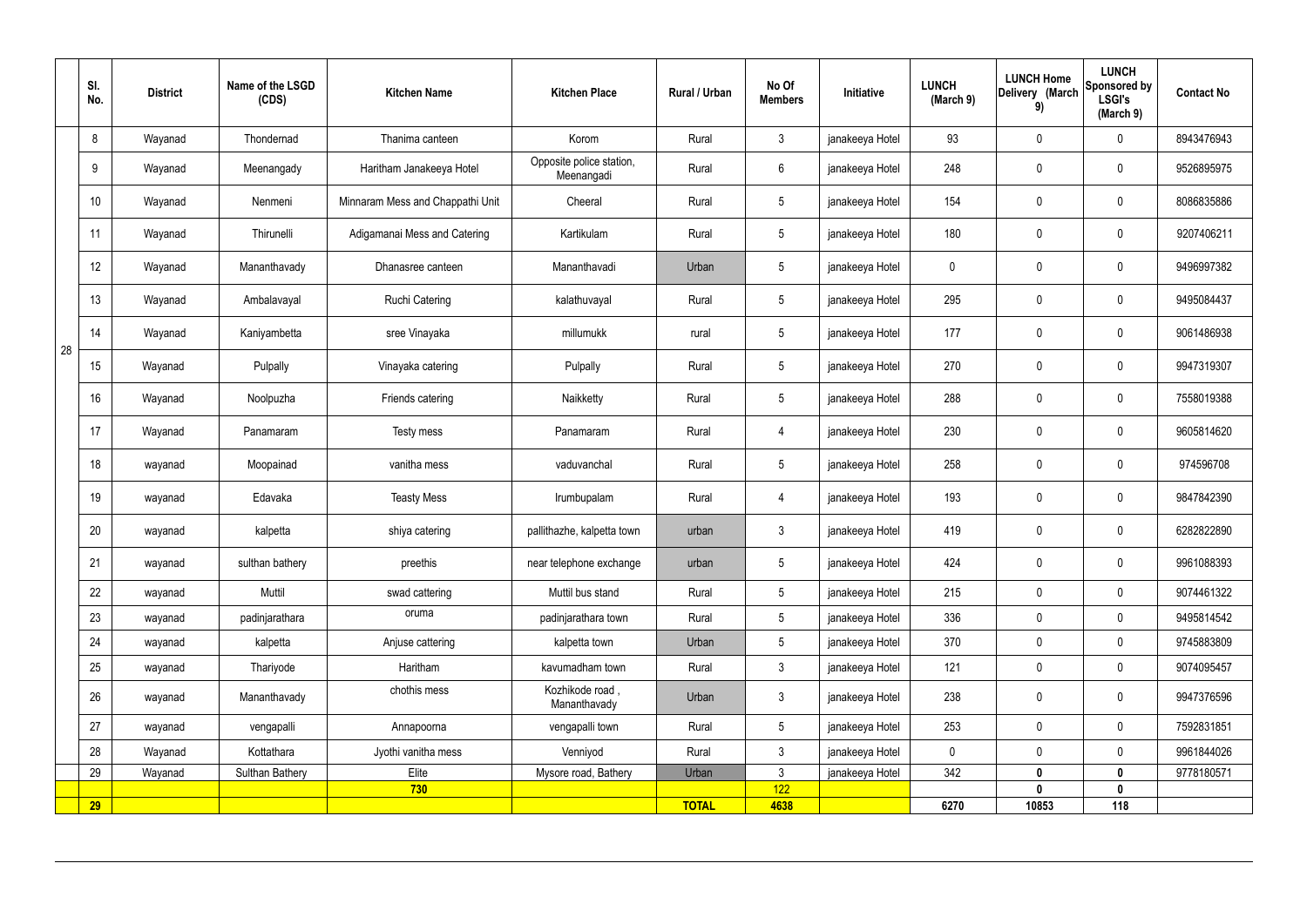|  | Sl. No. | District | Name of the LSGD (CDS) | Kitchen Name | Kitchen Place | Rural / Urban | No Of Members | Initiative | LUNCH (March 9) | LUNCH Home Delivery (March 9) | LUNCH Sponsored by LSGI's (March 9) | Contact No |
|---|---|---|---|---|---|---|---|---|---|---|---|---|
| 28 | 8 | Wayanad | Thondernad | Thanima canteen | Korom | Rural | 3 | janakeeya Hotel | 93 | 0 | 0 | 8943476943 |
|  | 9 | Wayanad | Meenangady | Haritham Janakeeya Hotel | Opposite police station, Meenangadi | Rural | 6 | janakeeya Hotel | 248 | 0 | 0 | 9526895975 |
|  | 10 | Wayanad | Nenmeni | Minnaram Mess and Chappathi Unit | Cheeral | Rural | 5 | janakeeya Hotel | 154 | 0 | 0 | 8086835886 |
|  | 11 | Wayanad | Thirunelli | Adigamanai Mess and Catering | Kartikulam | Rural | 5 | janakeeya Hotel | 180 | 0 | 0 | 9207406211 |
|  | 12 | Wayanad | Mananthavady | Dhanasree canteen | Mananthavadi | Urban | 5 | janakeeya Hotel | 0 | 0 | 0 | 9496997382 |
|  | 13 | Wayanad | Ambalavayal | Ruchi Catering | kalathuvayal | Rural | 5 | janakeeya Hotel | 295 | 0 | 0 | 9495084437 |
|  | 14 | Wayanad | Kaniyambetta | sree Vinayaka | millumukk | rural | 5 | janakeeya Hotel | 177 | 0 | 0 | 9061486938 |
|  | 15 | Wayanad | Pulpally | Vinayaka catering | Pulpally | Rural | 5 | janakeeya Hotel | 270 | 0 | 0 | 9947319307 |
|  | 16 | Wayanad | Noolpuzha | Friends catering | Naikketty | Rural | 5 | janakeeya Hotel | 288 | 0 | 0 | 7558019388 |
|  | 17 | Wayanad | Panamaram | Testy mess | Panamaram | Rural | 4 | janakeeya Hotel | 230 | 0 | 0 | 9605814620 |
|  | 18 | wayanad | Moopainad | vanitha mess | vaduvanchal | Rural | 5 | janakeeya Hotel | 258 | 0 | 0 | 974596708 |
|  | 19 | wayanad | Edavaka | Teasty Mess | Irumbupalam | Rural | 4 | janakeeya Hotel | 193 | 0 | 0 | 9847842390 |
|  | 20 | wayanad | kalpetta | shiya catering | pallithazhe, kalpetta town | urban | 3 | janakeeya Hotel | 419 | 0 | 0 | 6282822890 |
|  | 21 | wayanad | sulthan bathery | preethis | near telephone exchange | urban | 5 | janakeeya Hotel | 424 | 0 | 0 | 9961088393 |
|  | 22 | wayanad | Muttil | swad cattering | Muttil bus stand | Rural | 5 | janakeeya Hotel | 215 | 0 | 0 | 9074461322 |
|  | 23 | wayanad | padinjarathara | oruma | padinjarathara town | Rural | 5 | janakeeya Hotel | 336 | 0 | 0 | 9495814542 |
|  | 24 | wayanad | kalpetta | Anjuse cattering | kalpetta town | Urban | 5 | janakeeya Hotel | 370 | 0 | 0 | 9745883809 |
|  | 25 | wayanad | Thariyode | Haritham | kavumadham town | Rural | 3 | janakeeya Hotel | 121 | 0 | 0 | 9074095457 |
|  | 26 | wayanad | Mananthavady | chothis mess | Kozhikode road , Mananthavady | Urban | 3 | janakeeya Hotel | 238 | 0 | 0 | 9947376596 |
|  | 27 | wayanad | vengapalli | Annapoorna | vengapalli town | Rural | 5 | janakeeya Hotel | 253 | 0 | 0 | 7592831851 |
|  | 28 | Wayanad | Kottathara | Jyothi vanitha mess | Venniyod | Rural | 3 | janakeeya Hotel | 0 | 0 | 0 | 9961844026 |
|  | 29 | Wayanad | Sulthan Bathery | Elite | Mysore road, Bathery | Urban | 3 | janakeeya Hotel | 342 | **0** | **0** | 9778180571 |
|  |  |  |  | **730** |  |  | 122 |  |  | **0** | **0** |  |
| **29** |  |  |  |  |  | **TOTAL** | **4638** |  | **6270** | **10853** | **118** |  |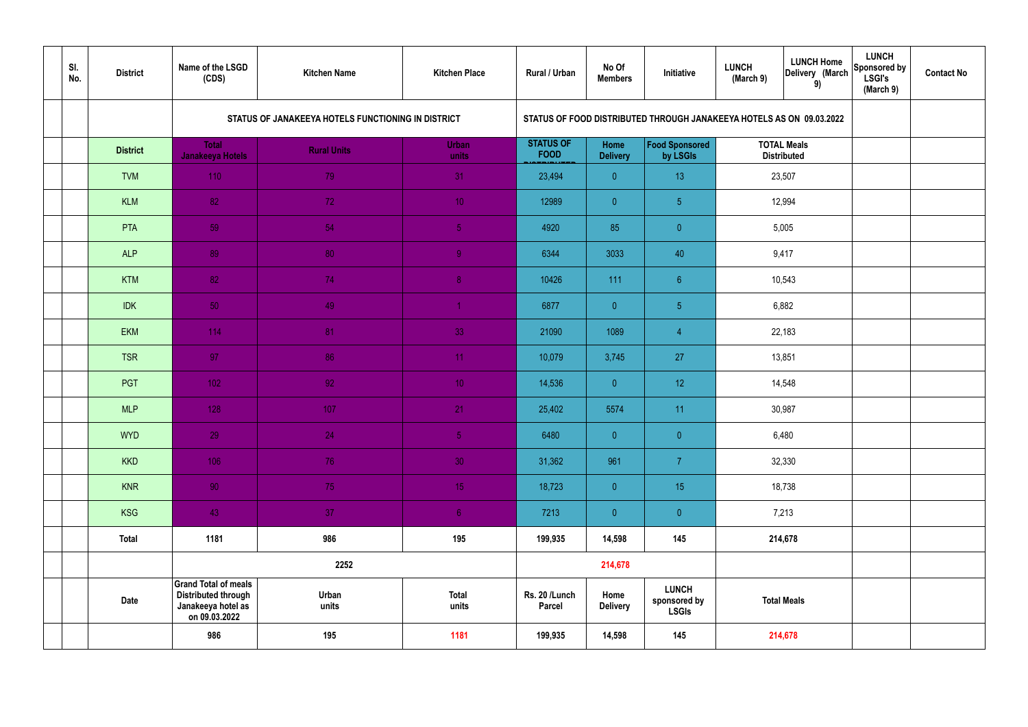| Sl. No. | District | Name of the LSGD (CDS) | Kitchen Name | Kitchen Place | Rural / Urban | No Of Members | Initiative | LUNCH (March 9) | LUNCH Home Delivery (March 9) | LUNCH Sponsored by LSGI's (March 9) | Contact No |
|---|---|---|---|---|---|---|---|---|---|---|---|
| | | STATUS OF JANAKEEYA HOTELS FUNCTIONING IN DISTRICT | | | STATUS OF FOOD DISTRIBUTED THROUGH JANAKEEYA HOTELS AS ON 09.03.2022 | | | | | | |
| | District | Total Janakeeya Hotels | Rural Units | Urban units | STATUS OF FOOD DISTRIBUTED | Home Delivery | Food Sponsored by LSGIs | TOTAL Meals Distributed | | | |
| | TVM | 110 | 79 | 31 | 23,494 | 0 | 13 | 23,507 | | | |
| | KLM | 82 | 72 | 10 | 12989 | 0 | 5 | 12,994 | | | |
| | PTA | 59 | 54 | 5 | 4920 | 85 | 0 | 5,005 | | | |
| | ALP | 89 | 80 | 9 | 6344 | 3033 | 40 | 9,417 | | | |
| | KTM | 82 | 74 | 8 | 10426 | 111 | 6 | 10,543 | | | |
| | IDK | 50 | 49 | 1 | 6877 | 0 | 5 | 6,882 | | | |
| | EKM | 114 | 81 | 33 | 21090 | 1089 | 4 | 22,183 | | | |
| | TSR | 97 | 86 | 11 | 10,079 | 3,745 | 27 | 13,851 | | | |
| | PGT | 102 | 92 | 10 | 14,536 | 0 | 12 | 14,548 | | | |
| | MLP | 128 | 107 | 21 | 25,402 | 5574 | 11 | 30,987 | | | |
| | WYD | 29 | 24 | 5 | 6480 | 0 | 0 | 6,480 | | | |
| | KKD | 106 | 76 | 30 | 31,362 | 961 | 7 | 32,330 | | | |
| | KNR | 90 | 75 | 15 | 18,723 | 0 | 15 | 18,738 | | | |
| | KSG | 43 | 37 | 6 | 7213 | 0 | 0 | 7,213 | | | |
| | Total | 1181 | 986 | 195 | 199,935 | 14,598 | 145 | 214,678 | | | |
| | | | 2252 | | | 214,678 | | | | | |
| | Date | Grand Total of meals Distributed through Janakeeya hotel as on 09.03.2022 | Urban units | Total units | Rs. 20 /Lunch Parcel | Home Delivery | LUNCH sponsored by LSGIs | Total Meals | | | |
| | | 986 | 195 | 1181 | 199,935 | 14,598 | 145 | 214,678 | | | |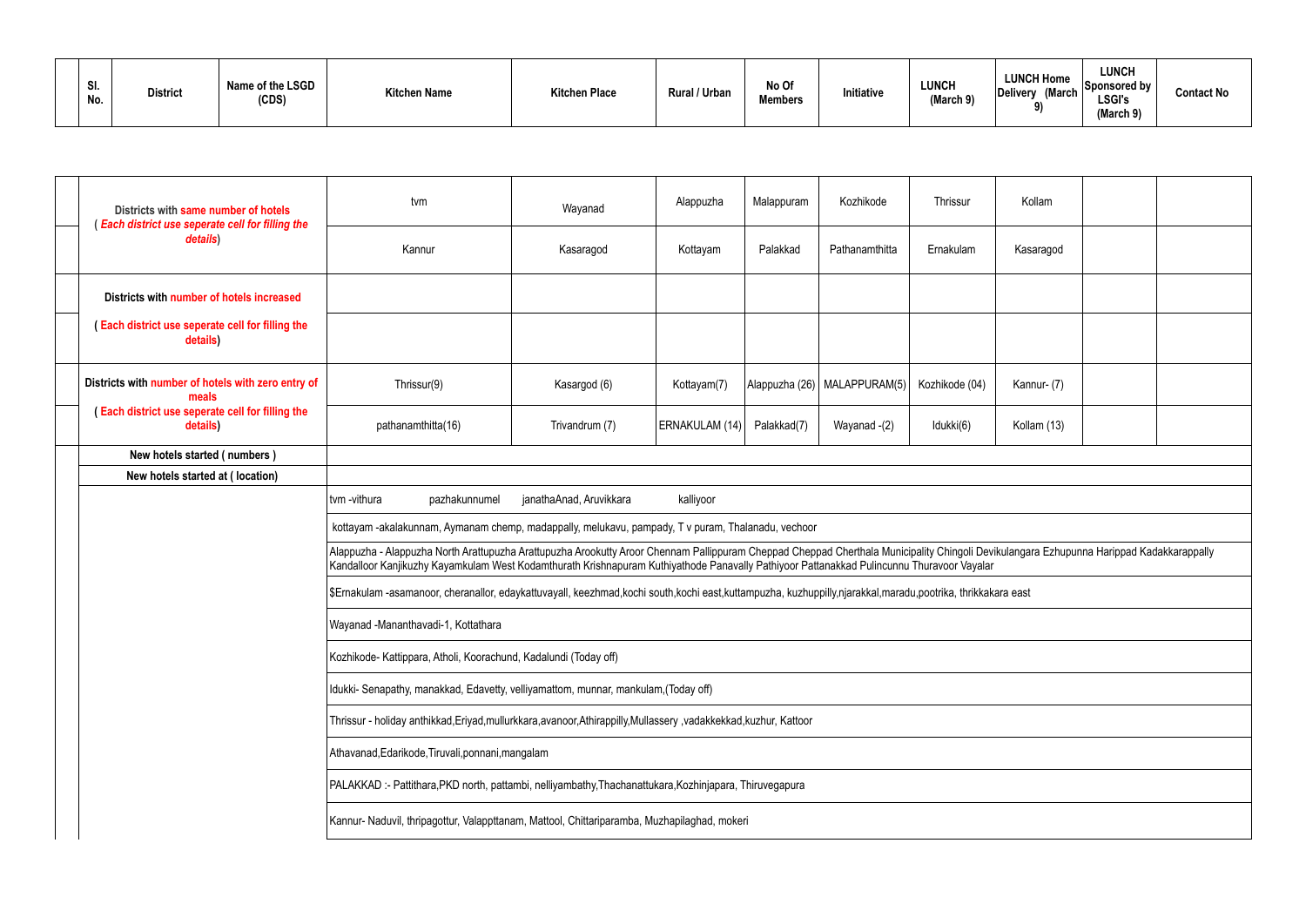| Sl. No. | District | Name of the LSGD (CDS) | Kitchen Name | Kitchen Place | Rural / Urban | No Of Members | Initiative | LUNCH (March 9) | LUNCH Home Delivery (March 9) | LUNCH Sponsored by LSGI's (March 9) | Contact No |
|---|---|---|---|---|---|---|---|---|---|---|---|

| | | | | | | | | | | |
|---|---|---|---|---|---|---|---|---|---|---|
| | Districts with same number of hotels ( Each district use seperate cell for filling the details) | tvm | Wayanad | Alappuzha | Malappuram | Kozhikode | Thrissur | Kollam | | |
| | | Kannur | Kasaragod | Kottayam | Palakkad | Pathanamthitta | Ernakulam | Kasaragod | | |
| | Districts with number of hotels increased | | | | | | | | | |
| | ( Each district use seperate cell for filling the details) | | | | | | | | | |
| | Districts with number of hotels with zero entry of meals ( Each district use seperate cell for filling the details) | Thrissur(9) | Kasargod (6) | Kottayam(7) | Alappuzha (26) | MALAPPURAM(5) | Kozhikode (04) | Kannur- (7) | | |
| | | pathanamthitta(16) | Trivandrum (7) | ERNAKULAM (14) | Palakkad(7) | Wayanad -(2) | Idukki(6) | Kollam (13) | | |
| | New hotels started ( numbers ) | | | | | | | | | |
| | New hotels started at ( location) | | | | | | | | | |

tvm -vithura pazhakunnumel janathaAnad, Aruvikkara kalliyoor

kottayam -akalakunnam, Aymanam chemp, madappally, melukavu, pampady, T v puram, Thalanadu, vechoor

Alappuzha - Alappuzha North Arattupuzha Arattupuzha Arookutty Aroor Chennam Pallippuram Cheppad Cheppad Cherthala Municipality Chingoli Devikulangara Ezhupunna Harippad Kadakkarappally Kandalloor Kanjikuzhy Kayamkulam West Kodamthurath Krishnapuram Kuthiyathode Panavally Pathiyoor Pattanakkad Pulincunnu Thuravoor Vayalar

$Ernakulam -asamanoor, cheranallor, edaykattuvayall, keezhmad,kochi south,kochi east,kuttampuzha, kuzhuppilly,njarakkal,maradu,pootrika, thrikkakara east

Wayanad -Mananthavadi-1, Kottathara

Kozhikode- Kattippara, Atholi, Koorachund, Kadalundi (Today off)

Idukki- Senapathy, manakkad, Edavetty, velliyamattom, munnar, mankulam,(Today off)

Thrissur - holiday anthikkad,Eriyad,mullurkkara,avanoor,Athirappilly,Mullassery ,vadakkekkad,kuzhur, Kattoor

Athavanad,Edarikode,Tiruvali,ponnani,mangalam

PALAKKAD :- Pattithara,PKD north, pattambi, nelliyambathy,Thachanattukara,Kozhinjapara, Thiruvegapura

Kannur- Naduvil, thripagottur, Valappttanam, Mattool, Chittariparamba, Muzhapilaghad, mokeri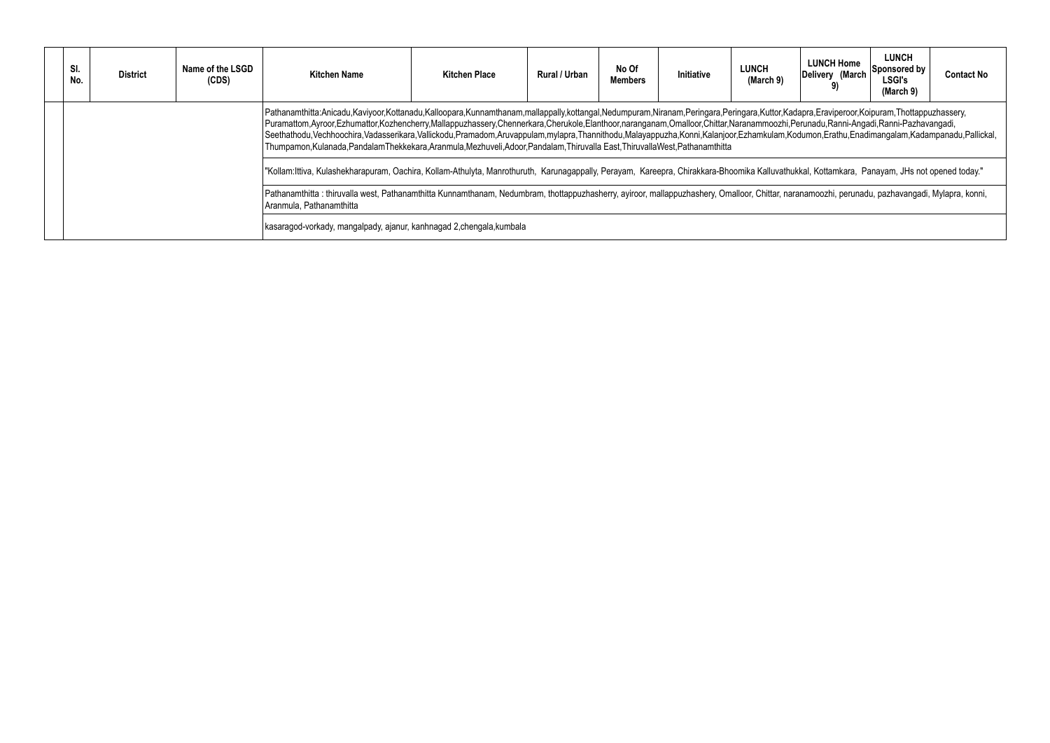| | Sl. No. | District | Name of the LSGD (CDS) | Kitchen Name | Kitchen Place | Rural / Urban | No Of Members | Initiative | LUNCH (March 9) | LUNCH Home Delivery (March 9) | LUNCH Sponsored by LSGI's (March 9) | Contact No |
|---|---|---|---|---|---|---|---|---|---|---|---|---|
| | | | | Pathanamthitta:Anicadu,Kaviyoor,Kottanadu,Kalloopara,Kunnamthanam,mallappally,kottangal,Nedumpuram,Niranam,Peringara,Peringara,Kuttor,Kadapra,Eraviperoor,Koipuram,Thottappuzhassery, Puramattom,Ayroor,Ezhumattor,Kozhencherry,Mallappuzhassery,Chennerkara,Cherukole,Elanthoor,naranganam,Omalloor,Chittar,Naranammoozhi,Perunadu,Ranni-Angadi,Ranni-Pazhavangadi, Seethathodu,Vechhoochira,Vadasserikara,Vallickodu,Pramadom,Aruvappulam,mylapra,Thannithodu,Malayappuzha,Konni,Kalanjoor,Ezhamkulam,Kodumon,Erathu,Enadimangalam,Kadampanadu,Pallickal, Thumpamon,Kulanada,PandalamThekkekara,Aranmula,Mezhuveli,Adoor,Pandalam,Thiruvalla East,ThiruvallaWest,Pathanamthitta | | | | | | | | |
| | | | | "Kollam:Ittiva, Kulashekharapuram, Oachira, Kollam-Athulyta, Manrothuruth, Karunagappally, Perayam, Kareepra, Chirakkara-Bhoomika Kalluvathukkal, Kottamkara, Panayam, JHs not opened today." | | | | | | | | |
| | | | | Pathanamthitta : thiruvalla west, Pathanamthitta Kunnamthanam, Nedumbram, thottappuzhasherry, ayiroor, mallappuzhashery, Omalloor, Chittar, naranamoozhi, perunadu, pazhavangadi, Mylapra, konni, Aranmula, Pathanamthitta | | | | | | | | |
| | | | | kasaragod-vorkady, mangalpady, ajanur, kanhnagad 2,chengala,kumbala | | | | | | | | |